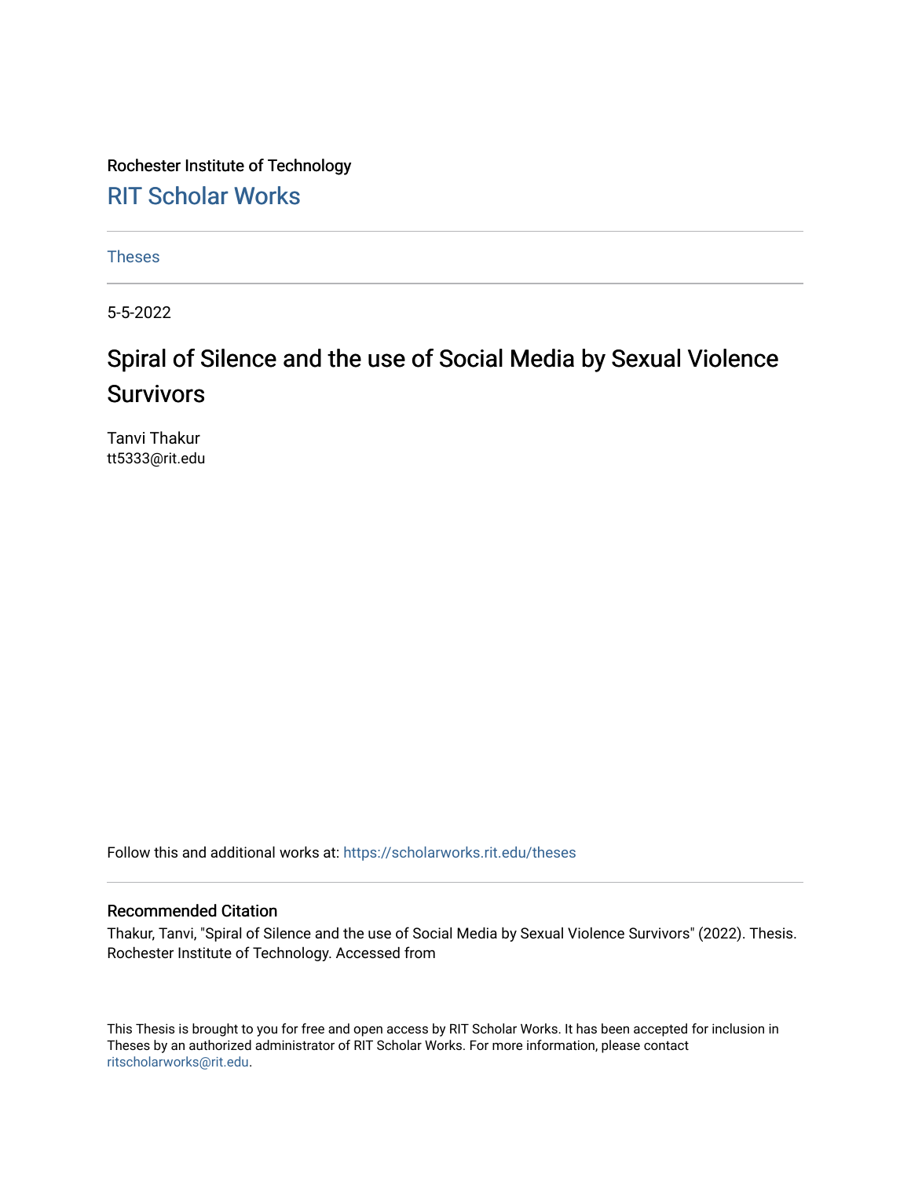Rochester Institute of Technology

## RIT Scholar Works

Theses

5-5-2022

# Spiral of Silence and the use of Social Media by Sexual Violence Survivors

Tanvi Thakur
tt5333@rit.edu

Follow this and additional works at: https://scholarworks.rit.edu/theses

### Recommended Citation

Thakur, Tanvi, "Spiral of Silence and the use of Social Media by Sexual Violence Survivors" (2022). Thesis. Rochester Institute of Technology. Accessed from

This Thesis is brought to you for free and open access by RIT Scholar Works. It has been accepted for inclusion in Theses by an authorized administrator of RIT Scholar Works. For more information, please contact ritscholarworks@rit.edu.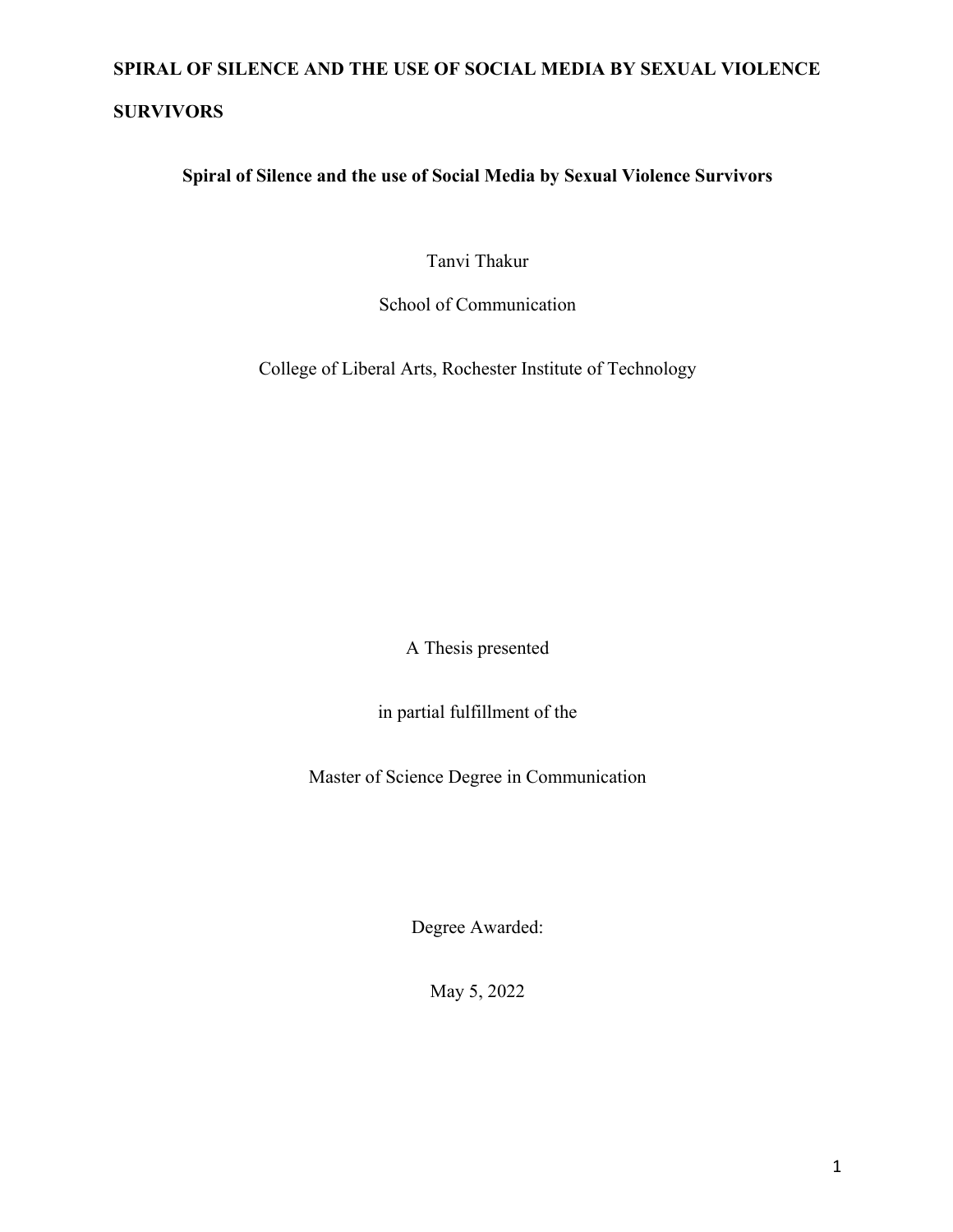SPIRAL OF SILENCE AND THE USE OF SOCIAL MEDIA BY SEXUAL VIOLENCE SURVIVORS

# Spiral of Silence and the use of Social Media by Sexual Violence Survivors

Tanvi Thakur

School of Communication

College of Liberal Arts, Rochester Institute of Technology

A Thesis presented

in partial fulfillment of the

Master of Science Degree in Communication

Degree Awarded:

May 5, 2022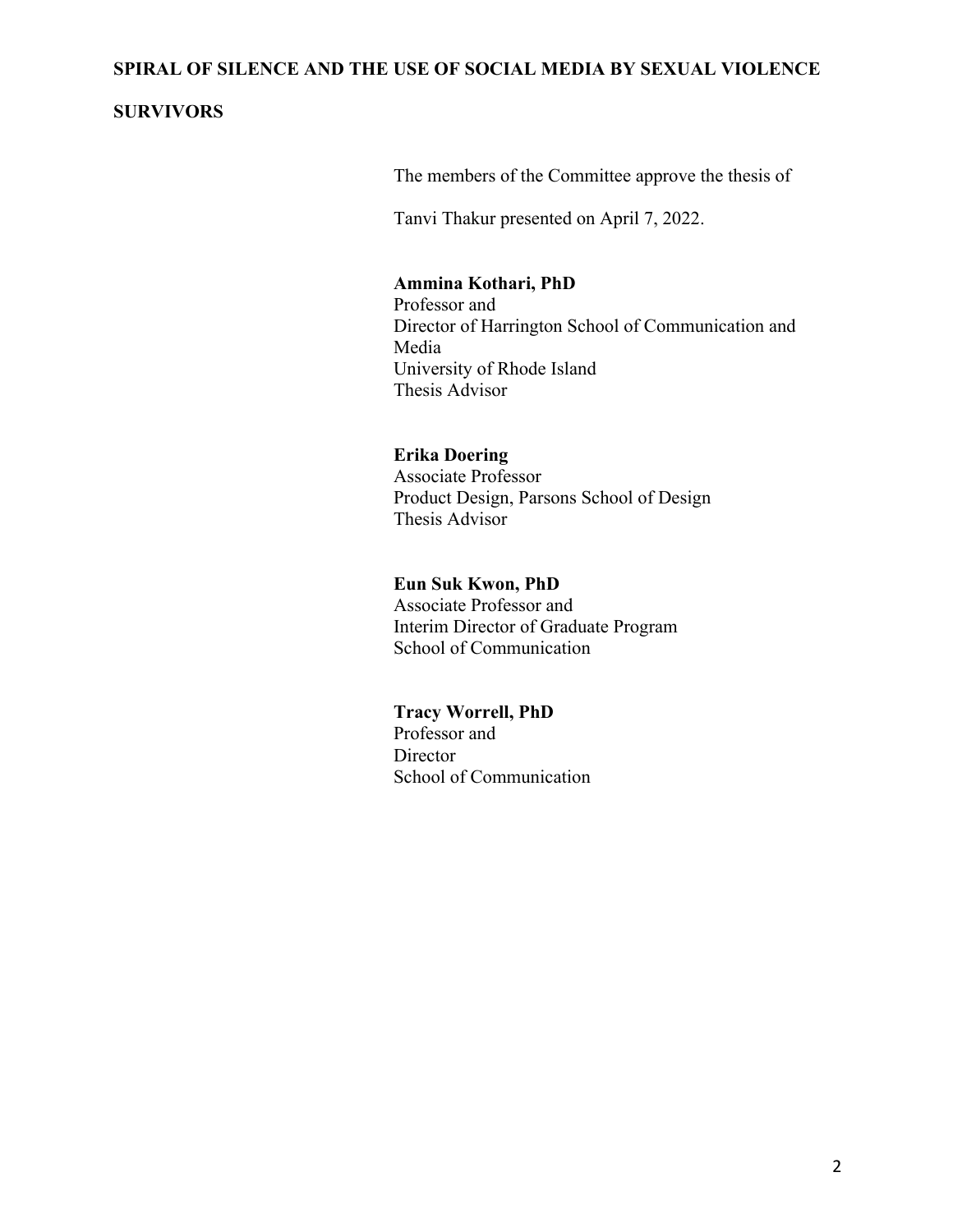**SPIRAL OF SILENCE AND THE USE OF SOCIAL MEDIA BY SEXUAL VIOLENCE SURVIVORS**

The members of the Committee approve the thesis of

Tanvi Thakur presented on April 7, 2022.

**Ammina Kothari, PhD**
Professor and
Director of Harrington School of Communication and Media
University of Rhode Island
Thesis Advisor

**Erika Doering**
Associate Professor
Product Design, Parsons School of Design
Thesis Advisor

**Eun Suk Kwon, PhD**
Associate Professor and
Interim Director of Graduate Program
School of Communication

**Tracy Worrell, PhD**
Professor and
Director
School of Communication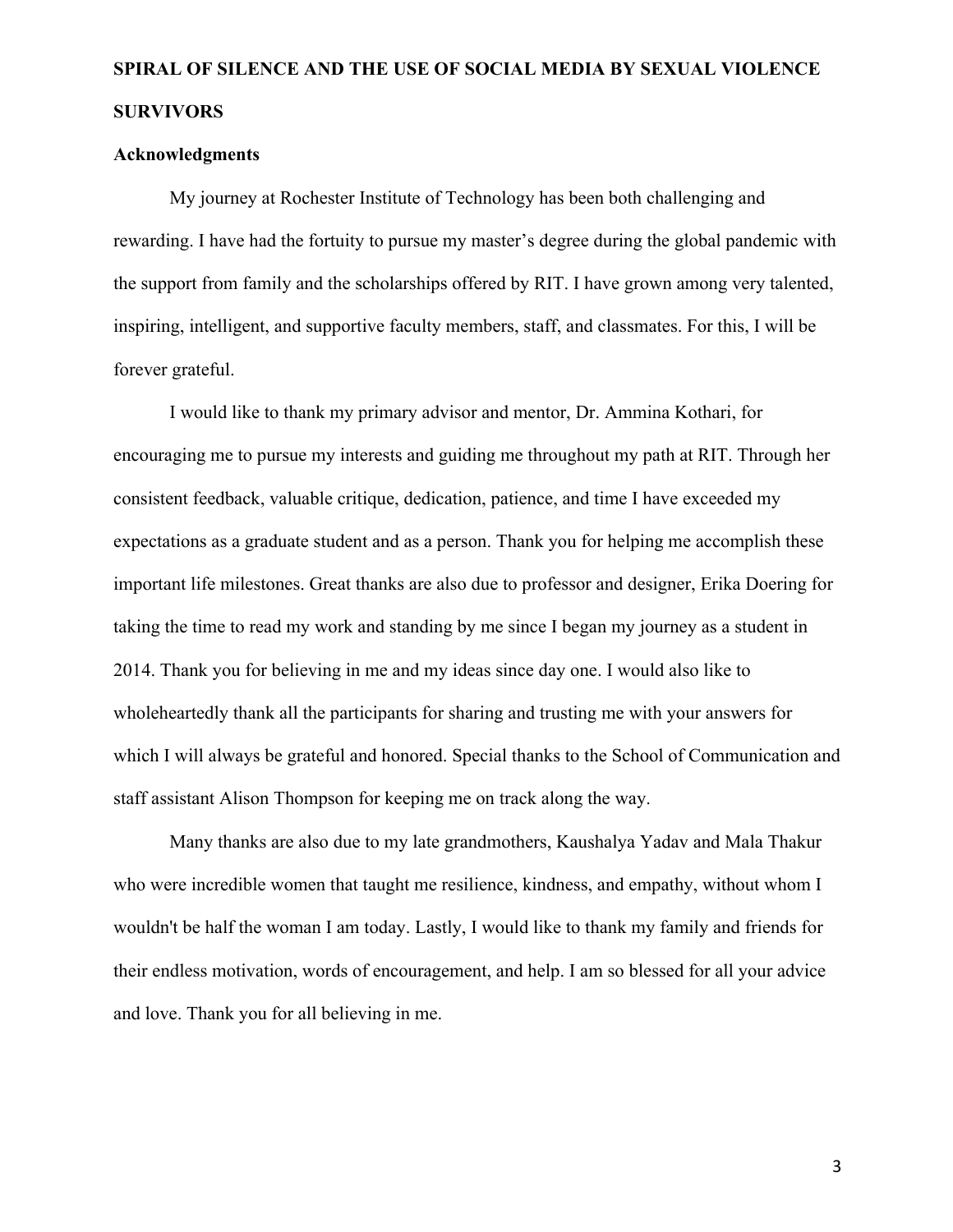## Acknowledgments

My journey at Rochester Institute of Technology has been both challenging and rewarding. I have had the fortuity to pursue my master's degree during the global pandemic with the support from family and the scholarships offered by RIT. I have grown among very talented, inspiring, intelligent, and supportive faculty members, staff, and classmates. For this, I will be forever grateful.

I would like to thank my primary advisor and mentor, Dr. Ammina Kothari, for encouraging me to pursue my interests and guiding me throughout my path at RIT. Through her consistent feedback, valuable critique, dedication, patience, and time I have exceeded my expectations as a graduate student and as a person. Thank you for helping me accomplish these important life milestones. Great thanks are also due to professor and designer, Erika Doering for taking the time to read my work and standing by me since I began my journey as a student in 2014. Thank you for believing in me and my ideas since day one. I would also like to wholeheartedly thank all the participants for sharing and trusting me with your answers for which I will always be grateful and honored. Special thanks to the School of Communication and staff assistant Alison Thompson for keeping me on track along the way.

Many thanks are also due to my late grandmothers, Kaushalya Yadav and Mala Thakur who were incredible women that taught me resilience, kindness, and empathy, without whom I wouldn't be half the woman I am today. Lastly, I would like to thank my family and friends for their endless motivation, words of encouragement, and help. I am so blessed for all your advice and love. Thank you for all believing in me.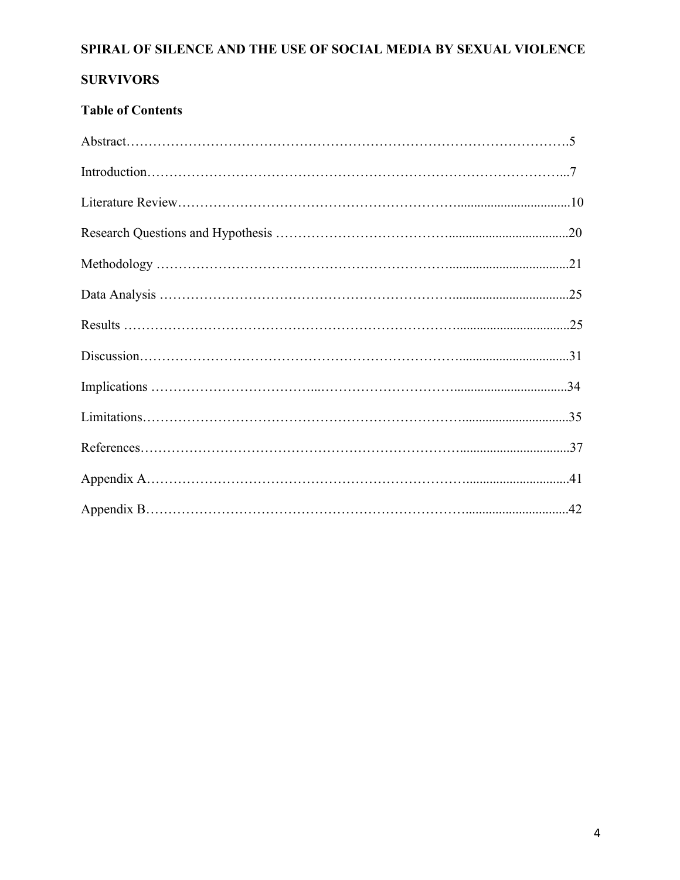**SPIRAL OF SILENCE AND THE USE OF SOCIAL MEDIA BY SEXUAL VIOLENCE SURVIVORS**

**Table of Contents**

Abstract……………………………………………………………………………………….5

Introduction…………………………………………………………………………………...7

Literature Review………………………………………………………..................................10

Research Questions and Hypothesis ………………………………….....................................20

Methodology ………………………………………………………......................................21

Data Analysis ………………………………………………………......................................25

Results ……………………………………………………………….....................................25

Discussion……………………………………………………………...................................31

Implications ……………………………....……………………….......................................34

Limitations…………………………………………………………….................................35

References……………………………………………………………..................................37

Appendix A…………………………………………………………….................................41

Appendix B…………………………………………………………….................................42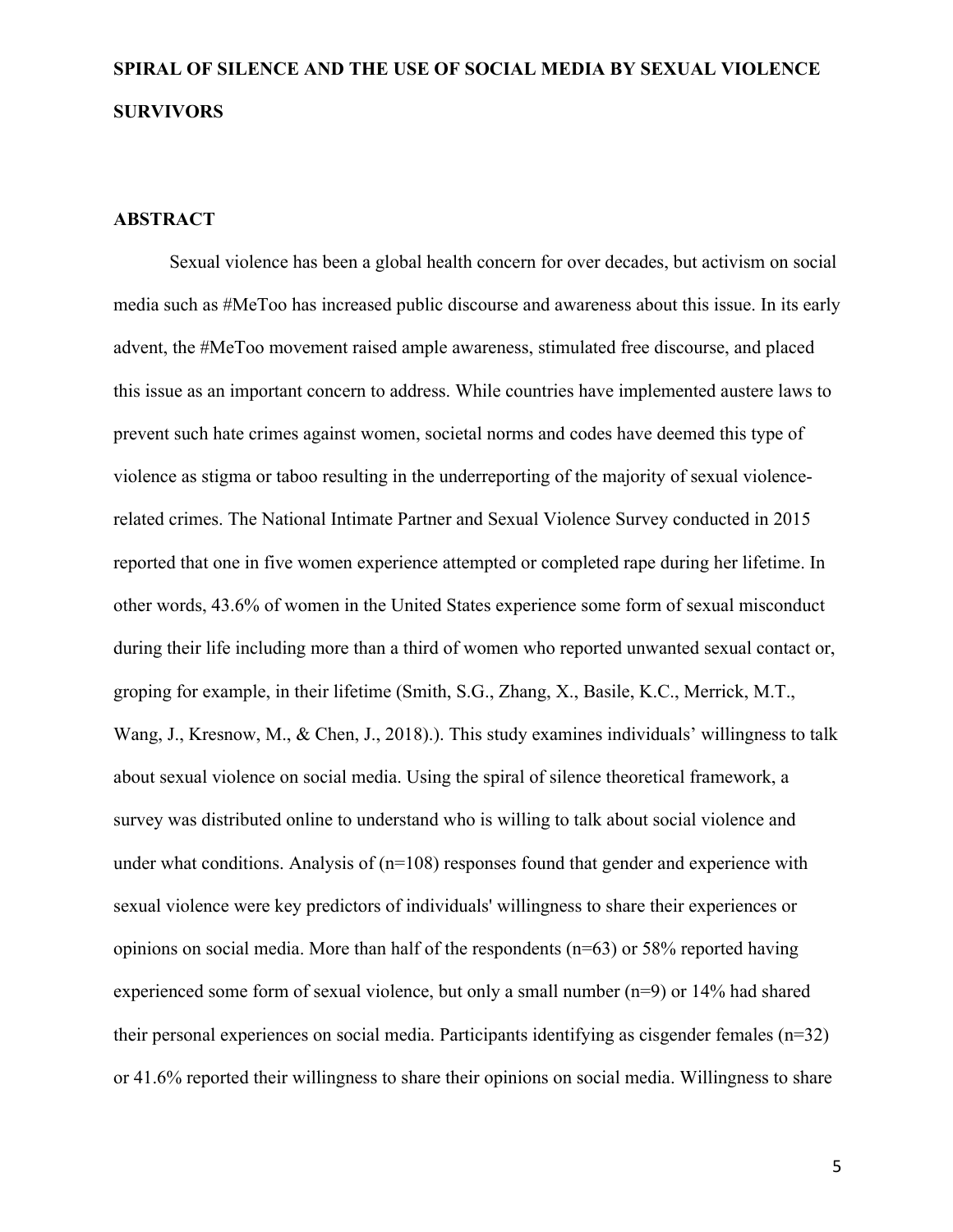# SPIRAL OF SILENCE AND THE USE OF SOCIAL MEDIA BY SEXUAL VIOLENCE SURVIVORS

## ABSTRACT

Sexual violence has been a global health concern for over decades, but activism on social media such as #MeToo has increased public discourse and awareness about this issue. In its early advent, the #MeToo movement raised ample awareness, stimulated free discourse, and placed this issue as an important concern to address. While countries have implemented austere laws to prevent such hate crimes against women, societal norms and codes have deemed this type of violence as stigma or taboo resulting in the underreporting of the majority of sexual violence-related crimes. The National Intimate Partner and Sexual Violence Survey conducted in 2015 reported that one in five women experience attempted or completed rape during her lifetime. In other words, 43.6% of women in the United States experience some form of sexual misconduct during their life including more than a third of women who reported unwanted sexual contact or, groping for example, in their lifetime (Smith, S.G., Zhang, X., Basile, K.C., Merrick, M.T., Wang, J., Kresnow, M., & Chen, J., 2018).). This study examines individuals' willingness to talk about sexual violence on social media. Using the spiral of silence theoretical framework, a survey was distributed online to understand who is willing to talk about social violence and under what conditions. Analysis of (n=108) responses found that gender and experience with sexual violence were key predictors of individuals' willingness to share their experiences or opinions on social media. More than half of the respondents (n=63) or 58% reported having experienced some form of sexual violence, but only a small number (n=9) or 14% had shared their personal experiences on social media. Participants identifying as cisgender females (n=32) or 41.6% reported their willingness to share their opinions on social media. Willingness to share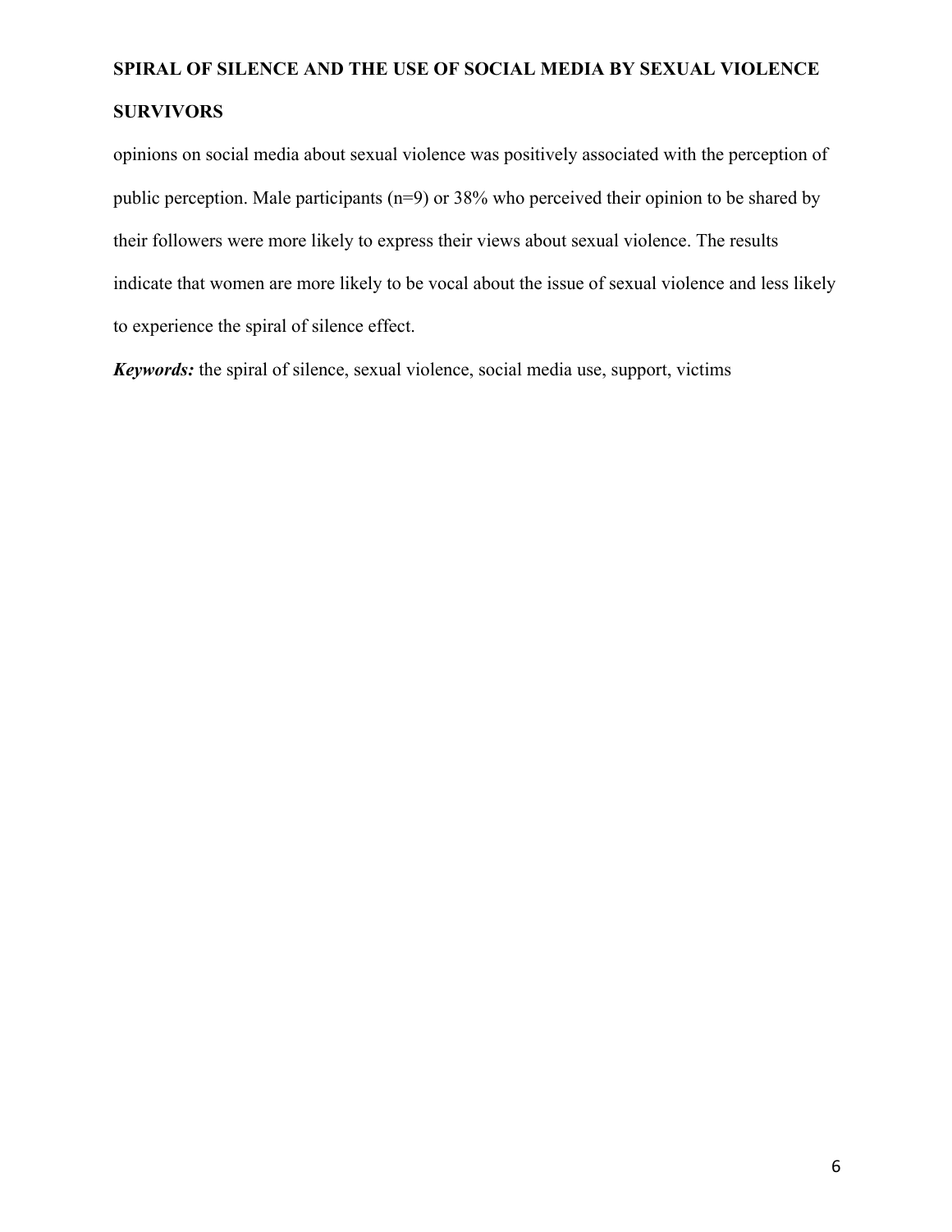opinions on social media about sexual violence was positively associated with the perception of public perception. Male participants (n=9) or 38% who perceived their opinion to be shared by their followers were more likely to express their views about sexual violence. The results indicate that women are more likely to be vocal about the issue of sexual violence and less likely to experience the spiral of silence effect.

***Keywords:*** the spiral of silence, sexual violence, social media use, support, victims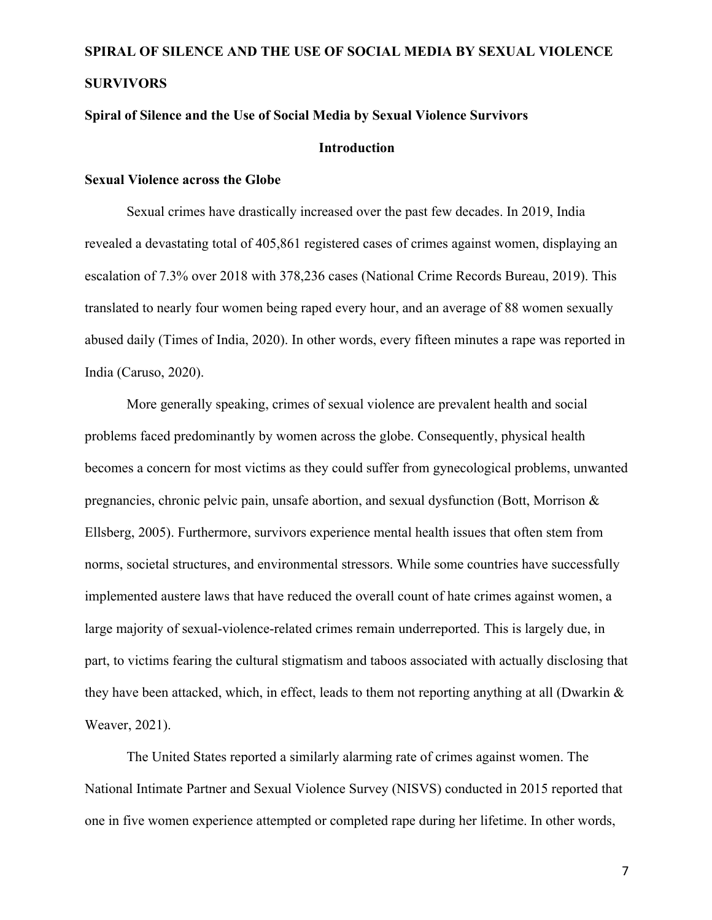## Spiral of Silence and the Use of Social Media by Sexual Violence Survivors

### Introduction

#### Sexual Violence across the Globe

Sexual crimes have drastically increased over the past few decades. In 2019, India revealed a devastating total of 405,861 registered cases of crimes against women, displaying an escalation of 7.3% over 2018 with 378,236 cases (National Crime Records Bureau, 2019). This translated to nearly four women being raped every hour, and an average of 88 women sexually abused daily (Times of India, 2020). In other words, every fifteen minutes a rape was reported in India (Caruso, 2020).

More generally speaking, crimes of sexual violence are prevalent health and social problems faced predominantly by women across the globe. Consequently, physical health becomes a concern for most victims as they could suffer from gynecological problems, unwanted pregnancies, chronic pelvic pain, unsafe abortion, and sexual dysfunction (Bott, Morrison & Ellsberg, 2005). Furthermore, survivors experience mental health issues that often stem from norms, societal structures, and environmental stressors. While some countries have successfully implemented austere laws that have reduced the overall count of hate crimes against women, a large majority of sexual-violence-related crimes remain underreported. This is largely due, in part, to victims fearing the cultural stigmatism and taboos associated with actually disclosing that they have been attacked, which, in effect, leads to them not reporting anything at all (Dwarkin & Weaver, 2021).

The United States reported a similarly alarming rate of crimes against women. The National Intimate Partner and Sexual Violence Survey (NISVS) conducted in 2015 reported that one in five women experience attempted or completed rape during her lifetime. In other words,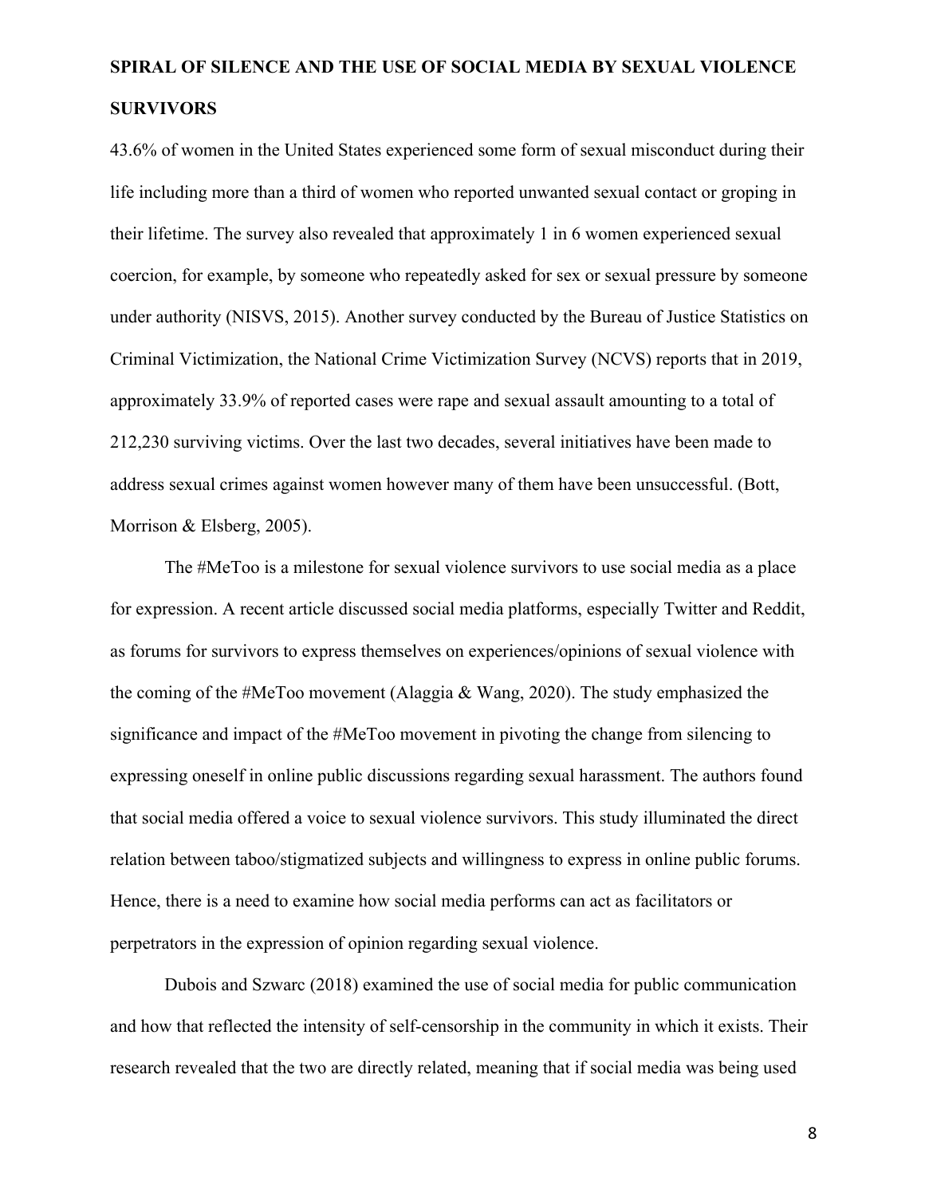43.6% of women in the United States experienced some form of sexual misconduct during their life including more than a third of women who reported unwanted sexual contact or groping in their lifetime. The survey also revealed that approximately 1 in 6 women experienced sexual coercion, for example, by someone who repeatedly asked for sex or sexual pressure by someone under authority (NISVS, 2015). Another survey conducted by the Bureau of Justice Statistics on Criminal Victimization, the National Crime Victimization Survey (NCVS) reports that in 2019, approximately 33.9% of reported cases were rape and sexual assault amounting to a total of 212,230 surviving victims. Over the last two decades, several initiatives have been made to address sexual crimes against women however many of them have been unsuccessful. (Bott, Morrison & Elsberg, 2005).

The #MeToo is a milestone for sexual violence survivors to use social media as a place for expression. A recent article discussed social media platforms, especially Twitter and Reddit, as forums for survivors to express themselves on experiences/opinions of sexual violence with the coming of the #MeToo movement (Alaggia & Wang, 2020). The study emphasized the significance and impact of the #MeToo movement in pivoting the change from silencing to expressing oneself in online public discussions regarding sexual harassment. The authors found that social media offered a voice to sexual violence survivors. This study illuminated the direct relation between taboo/stigmatized subjects and willingness to express in online public forums. Hence, there is a need to examine how social media performs can act as facilitators or perpetrators in the expression of opinion regarding sexual violence.

Dubois and Szwarc (2018) examined the use of social media for public communication and how that reflected the intensity of self-censorship in the community in which it exists. Their research revealed that the two are directly related, meaning that if social media was being used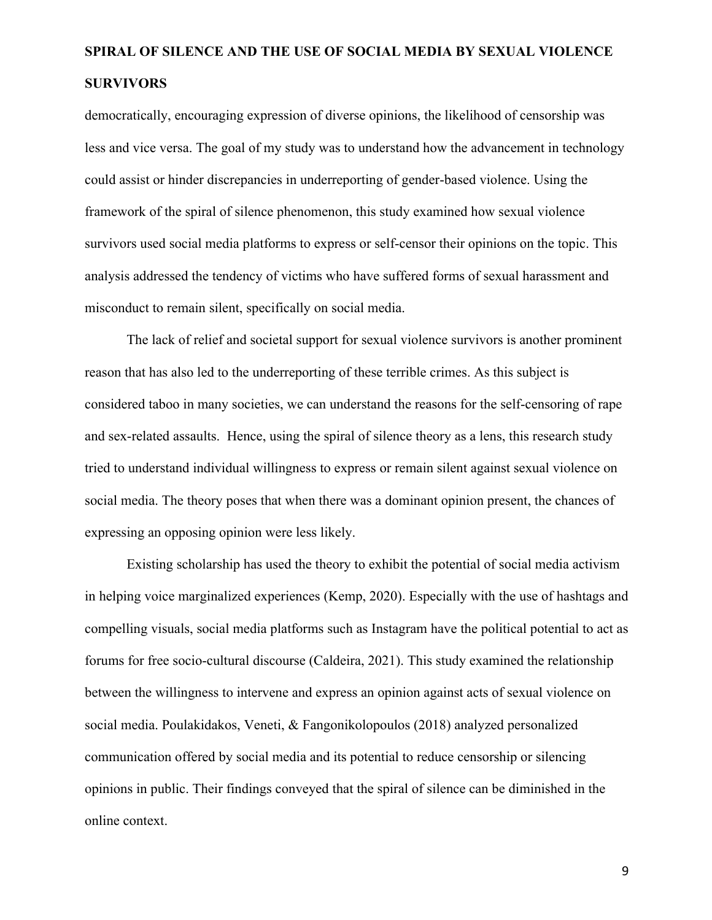democratically, encouraging expression of diverse opinions, the likelihood of censorship was less and vice versa. The goal of my study was to understand how the advancement in technology could assist or hinder discrepancies in underreporting of gender-based violence. Using the framework of the spiral of silence phenomenon, this study examined how sexual violence survivors used social media platforms to express or self-censor their opinions on the topic. This analysis addressed the tendency of victims who have suffered forms of sexual harassment and misconduct to remain silent, specifically on social media.

The lack of relief and societal support for sexual violence survivors is another prominent reason that has also led to the underreporting of these terrible crimes. As this subject is considered taboo in many societies, we can understand the reasons for the self-censoring of rape and sex-related assaults. Hence, using the spiral of silence theory as a lens, this research study tried to understand individual willingness to express or remain silent against sexual violence on social media. The theory poses that when there was a dominant opinion present, the chances of expressing an opposing opinion were less likely.

Existing scholarship has used the theory to exhibit the potential of social media activism in helping voice marginalized experiences (Kemp, 2020). Especially with the use of hashtags and compelling visuals, social media platforms such as Instagram have the political potential to act as forums for free socio-cultural discourse (Caldeira, 2021). This study examined the relationship between the willingness to intervene and express an opinion against acts of sexual violence on social media. Poulakidakos, Veneti, & Fangonikolopoulos (2018) analyzed personalized communication offered by social media and its potential to reduce censorship or silencing opinions in public. Their findings conveyed that the spiral of silence can be diminished in the online context.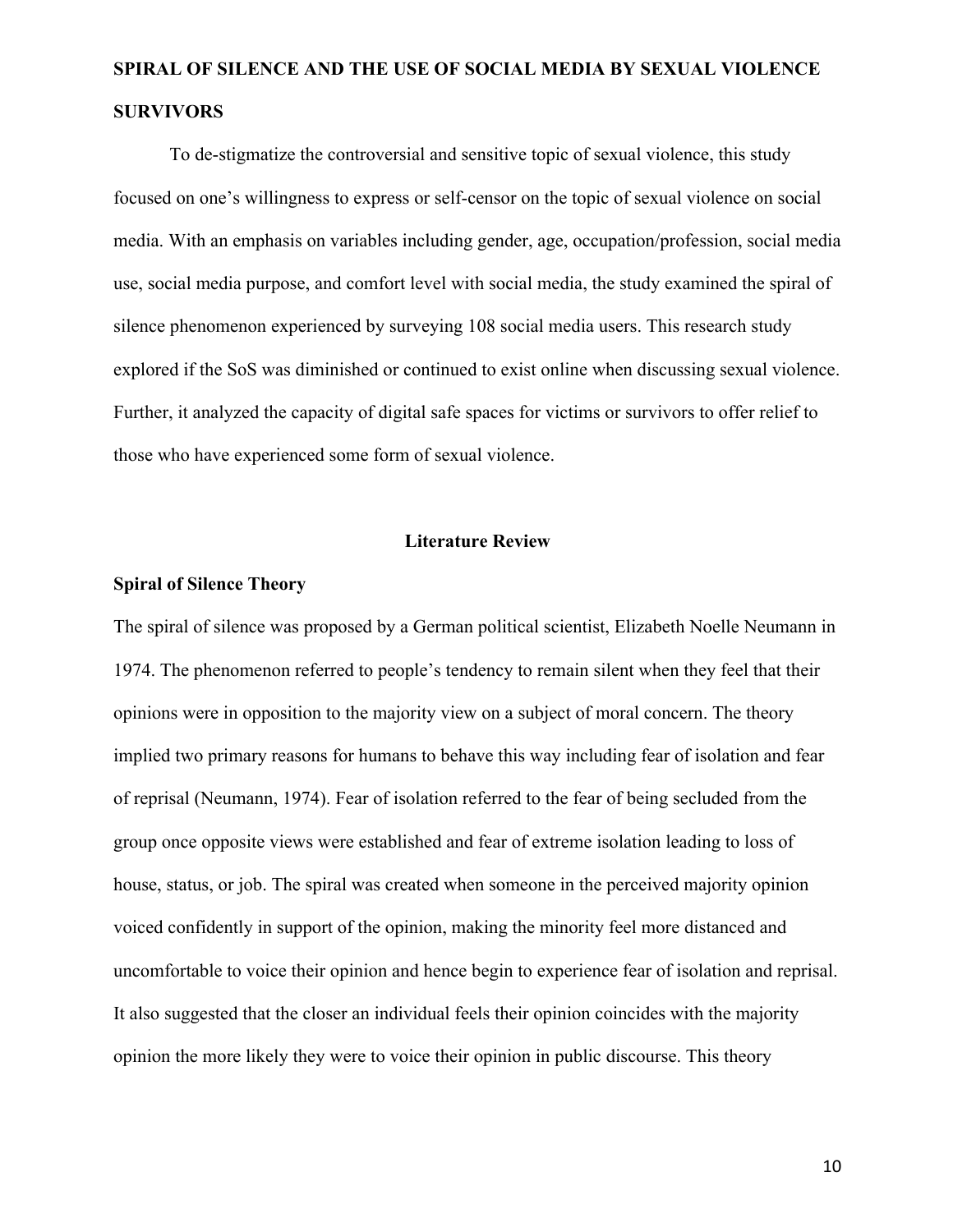**SPIRAL OF SILENCE AND THE USE OF SOCIAL MEDIA BY SEXUAL VIOLENCE SURVIVORS**

To de-stigmatize the controversial and sensitive topic of sexual violence, this study focused on one's willingness to express or self-censor on the topic of sexual violence on social media. With an emphasis on variables including gender, age, occupation/profession, social media use, social media purpose, and comfort level with social media, the study examined the spiral of silence phenomenon experienced by surveying 108 social media users. This research study explored if the SoS was diminished or continued to exist online when discussing sexual violence. Further, it analyzed the capacity of digital safe spaces for victims or survivors to offer relief to those who have experienced some form of sexual violence.

## Literature Review

### Spiral of Silence Theory

The spiral of silence was proposed by a German political scientist, Elizabeth Noelle Neumann in 1974. The phenomenon referred to people's tendency to remain silent when they feel that their opinions were in opposition to the majority view on a subject of moral concern. The theory implied two primary reasons for humans to behave this way including fear of isolation and fear of reprisal (Neumann, 1974). Fear of isolation referred to the fear of being secluded from the group once opposite views were established and fear of extreme isolation leading to loss of house, status, or job. The spiral was created when someone in the perceived majority opinion voiced confidently in support of the opinion, making the minority feel more distanced and uncomfortable to voice their opinion and hence begin to experience fear of isolation and reprisal. It also suggested that the closer an individual feels their opinion coincides with the majority opinion the more likely they were to voice their opinion in public discourse. This theory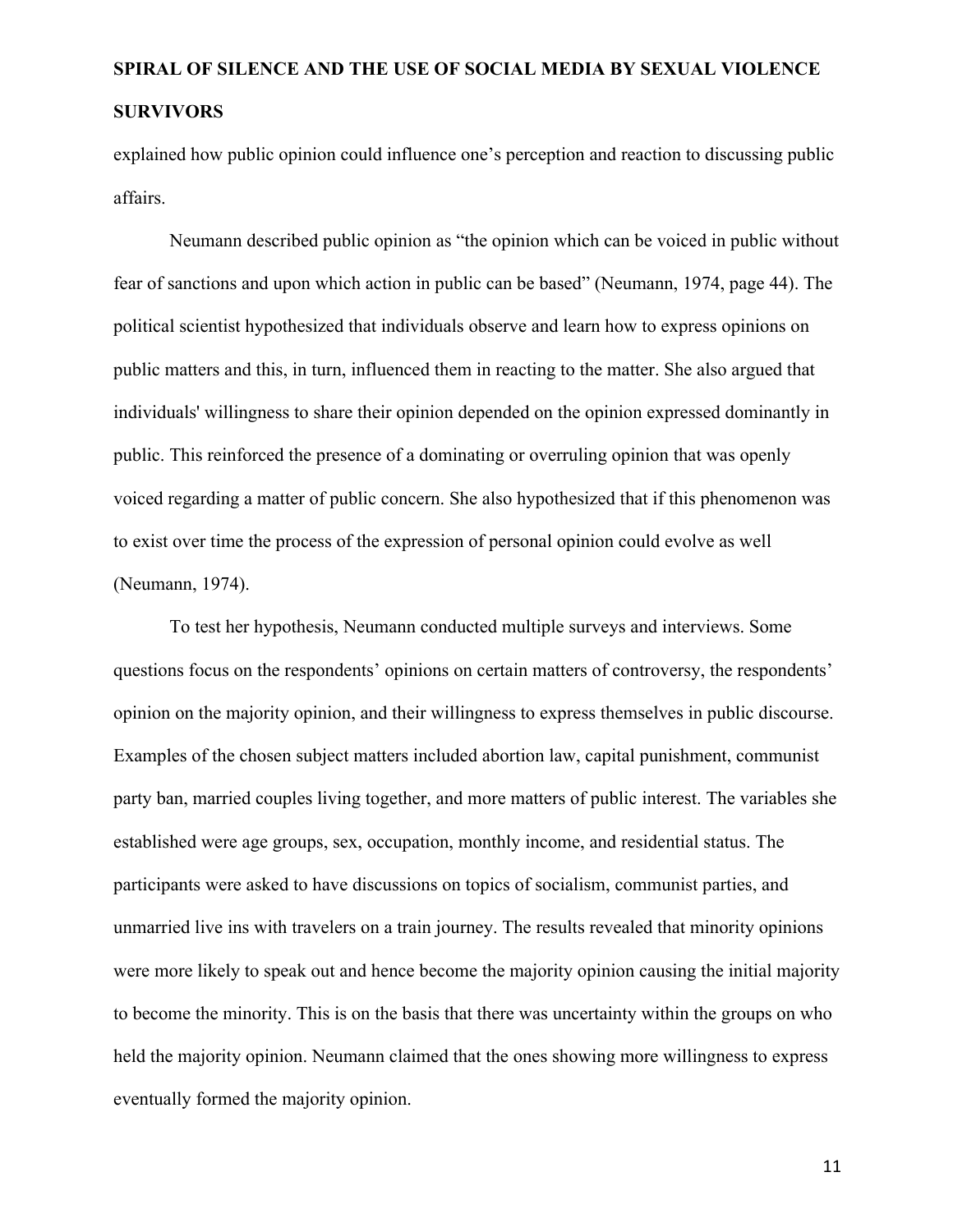explained how public opinion could influence one's perception and reaction to discussing public affairs.

Neumann described public opinion as "the opinion which can be voiced in public without fear of sanctions and upon which action in public can be based" (Neumann, 1974, page 44). The political scientist hypothesized that individuals observe and learn how to express opinions on public matters and this, in turn, influenced them in reacting to the matter. She also argued that individuals' willingness to share their opinion depended on the opinion expressed dominantly in public. This reinforced the presence of a dominating or overruling opinion that was openly voiced regarding a matter of public concern. She also hypothesized that if this phenomenon was to exist over time the process of the expression of personal opinion could evolve as well (Neumann, 1974).

To test her hypothesis, Neumann conducted multiple surveys and interviews. Some questions focus on the respondents' opinions on certain matters of controversy, the respondents' opinion on the majority opinion, and their willingness to express themselves in public discourse. Examples of the chosen subject matters included abortion law, capital punishment, communist party ban, married couples living together, and more matters of public interest. The variables she established were age groups, sex, occupation, monthly income, and residential status. The participants were asked to have discussions on topics of socialism, communist parties, and unmarried live ins with travelers on a train journey. The results revealed that minority opinions were more likely to speak out and hence become the majority opinion causing the initial majority to become the minority. This is on the basis that there was uncertainty within the groups on who held the majority opinion. Neumann claimed that the ones showing more willingness to express eventually formed the majority opinion.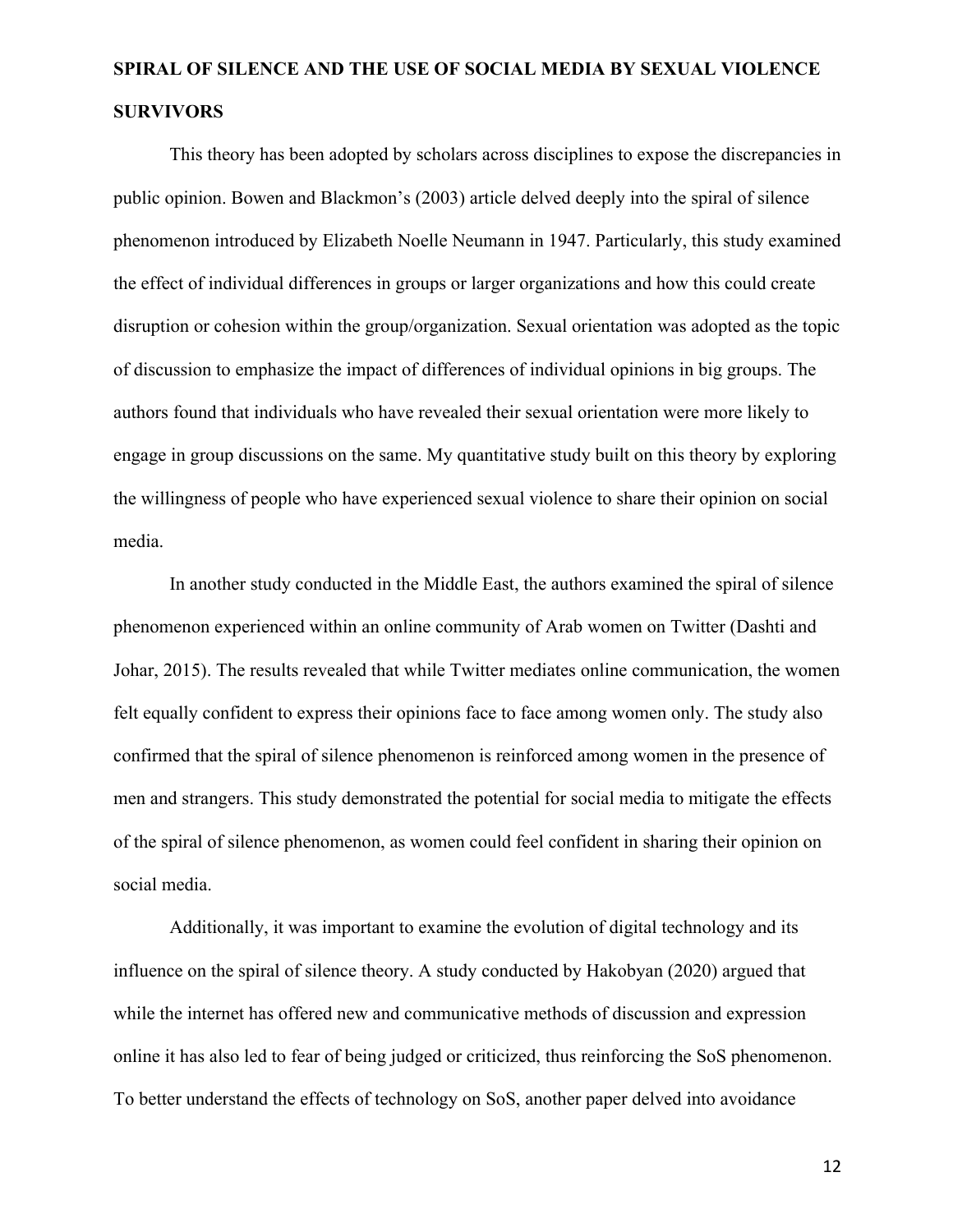**SPIRAL OF SILENCE AND THE USE OF SOCIAL MEDIA BY SEXUAL VIOLENCE SURVIVORS**

This theory has been adopted by scholars across disciplines to expose the discrepancies in public opinion. Bowen and Blackmon's (2003) article delved deeply into the spiral of silence phenomenon introduced by Elizabeth Noelle Neumann in 1947. Particularly, this study examined the effect of individual differences in groups or larger organizations and how this could create disruption or cohesion within the group/organization. Sexual orientation was adopted as the topic of discussion to emphasize the impact of differences of individual opinions in big groups. The authors found that individuals who have revealed their sexual orientation were more likely to engage in group discussions on the same. My quantitative study built on this theory by exploring the willingness of people who have experienced sexual violence to share their opinion on social media.

In another study conducted in the Middle East, the authors examined the spiral of silence phenomenon experienced within an online community of Arab women on Twitter (Dashti and Johar, 2015). The results revealed that while Twitter mediates online communication, the women felt equally confident to express their opinions face to face among women only. The study also confirmed that the spiral of silence phenomenon is reinforced among women in the presence of men and strangers. This study demonstrated the potential for social media to mitigate the effects of the spiral of silence phenomenon, as women could feel confident in sharing their opinion on social media.

Additionally, it was important to examine the evolution of digital technology and its influence on the spiral of silence theory. A study conducted by Hakobyan (2020) argued that while the internet has offered new and communicative methods of discussion and expression online it has also led to fear of being judged or criticized, thus reinforcing the SoS phenomenon. To better understand the effects of technology on SoS, another paper delved into avoidance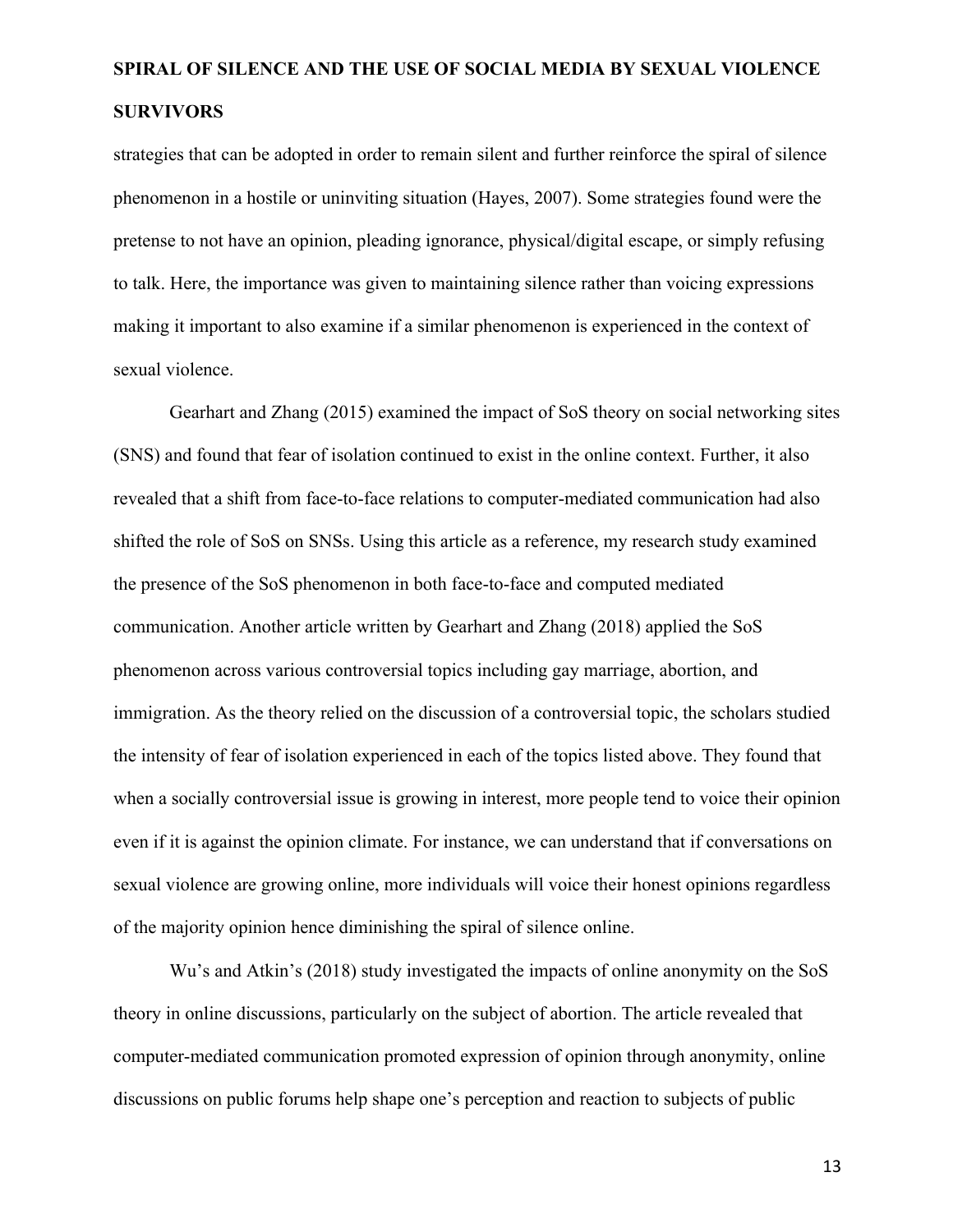strategies that can be adopted in order to remain silent and further reinforce the spiral of silence phenomenon in a hostile or uninviting situation (Hayes, 2007). Some strategies found were the pretense to not have an opinion, pleading ignorance, physical/digital escape, or simply refusing to talk. Here, the importance was given to maintaining silence rather than voicing expressions making it important to also examine if a similar phenomenon is experienced in the context of sexual violence.

Gearhart and Zhang (2015) examined the impact of SoS theory on social networking sites (SNS) and found that fear of isolation continued to exist in the online context. Further, it also revealed that a shift from face-to-face relations to computer-mediated communication had also shifted the role of SoS on SNSs. Using this article as a reference, my research study examined the presence of the SoS phenomenon in both face-to-face and computed mediated communication. Another article written by Gearhart and Zhang (2018) applied the SoS phenomenon across various controversial topics including gay marriage, abortion, and immigration. As the theory relied on the discussion of a controversial topic, the scholars studied the intensity of fear of isolation experienced in each of the topics listed above. They found that when a socially controversial issue is growing in interest, more people tend to voice their opinion even if it is against the opinion climate. For instance, we can understand that if conversations on sexual violence are growing online, more individuals will voice their honest opinions regardless of the majority opinion hence diminishing the spiral of silence online.

Wu's and Atkin's (2018) study investigated the impacts of online anonymity on the SoS theory in online discussions, particularly on the subject of abortion. The article revealed that computer-mediated communication promoted expression of opinion through anonymity, online discussions on public forums help shape one's perception and reaction to subjects of public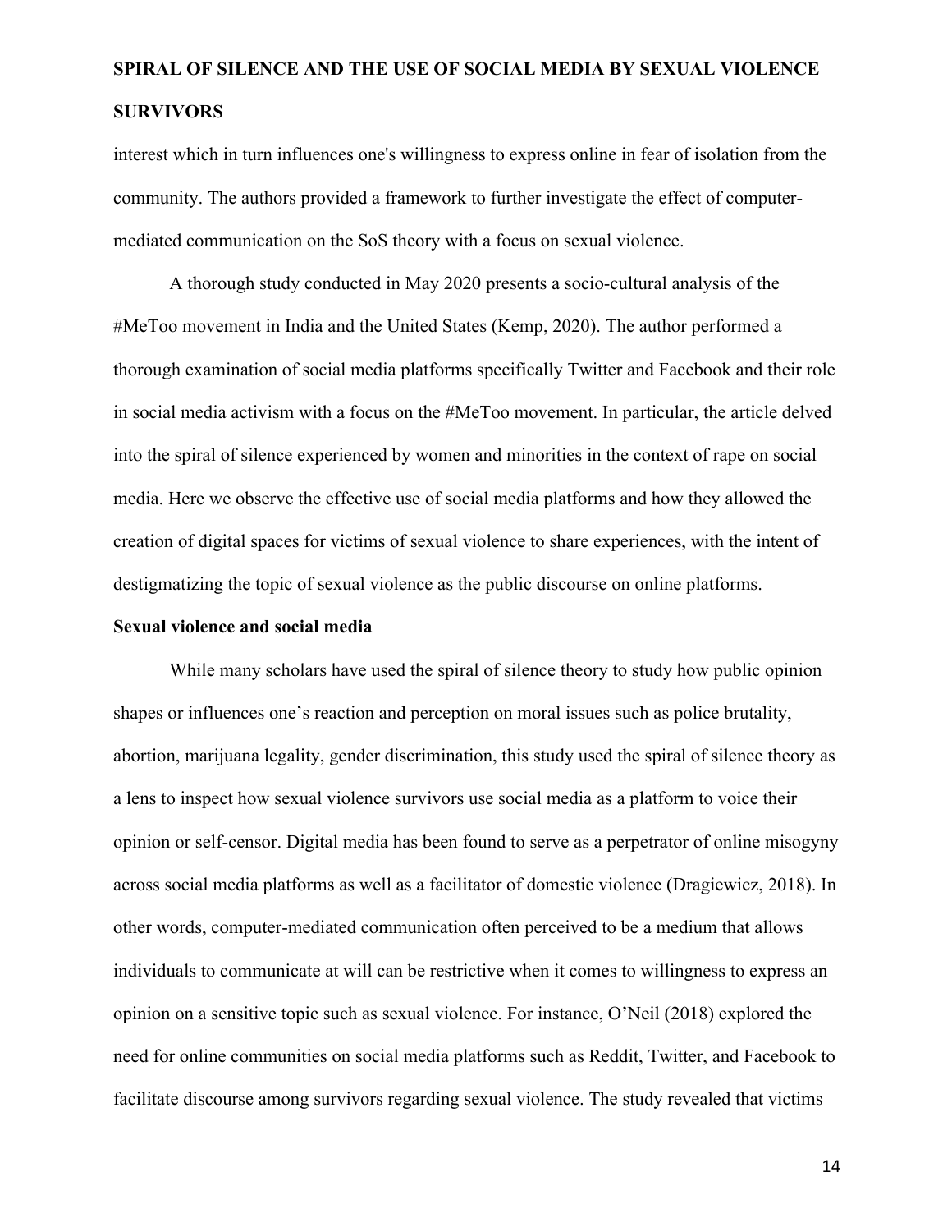interest which in turn influences one's willingness to express online in fear of isolation from the community. The authors provided a framework to further investigate the effect of computer-mediated communication on the SoS theory with a focus on sexual violence.

A thorough study conducted in May 2020 presents a socio-cultural analysis of the #MeToo movement in India and the United States (Kemp, 2020). The author performed a thorough examination of social media platforms specifically Twitter and Facebook and their role in social media activism with a focus on the #MeToo movement. In particular, the article delved into the spiral of silence experienced by women and minorities in the context of rape on social media. Here we observe the effective use of social media platforms and how they allowed the creation of digital spaces for victims of sexual violence to share experiences, with the intent of destigmatizing the topic of sexual violence as the public discourse on online platforms.

**Sexual violence and social media**

While many scholars have used the spiral of silence theory to study how public opinion shapes or influences one's reaction and perception on moral issues such as police brutality, abortion, marijuana legality, gender discrimination, this study used the spiral of silence theory as a lens to inspect how sexual violence survivors use social media as a platform to voice their opinion or self-censor. Digital media has been found to serve as a perpetrator of online misogyny across social media platforms as well as a facilitator of domestic violence (Dragiewicz, 2018). In other words, computer-mediated communication often perceived to be a medium that allows individuals to communicate at will can be restrictive when it comes to willingness to express an opinion on a sensitive topic such as sexual violence. For instance, O'Neil (2018) explored the need for online communities on social media platforms such as Reddit, Twitter, and Facebook to facilitate discourse among survivors regarding sexual violence. The study revealed that victims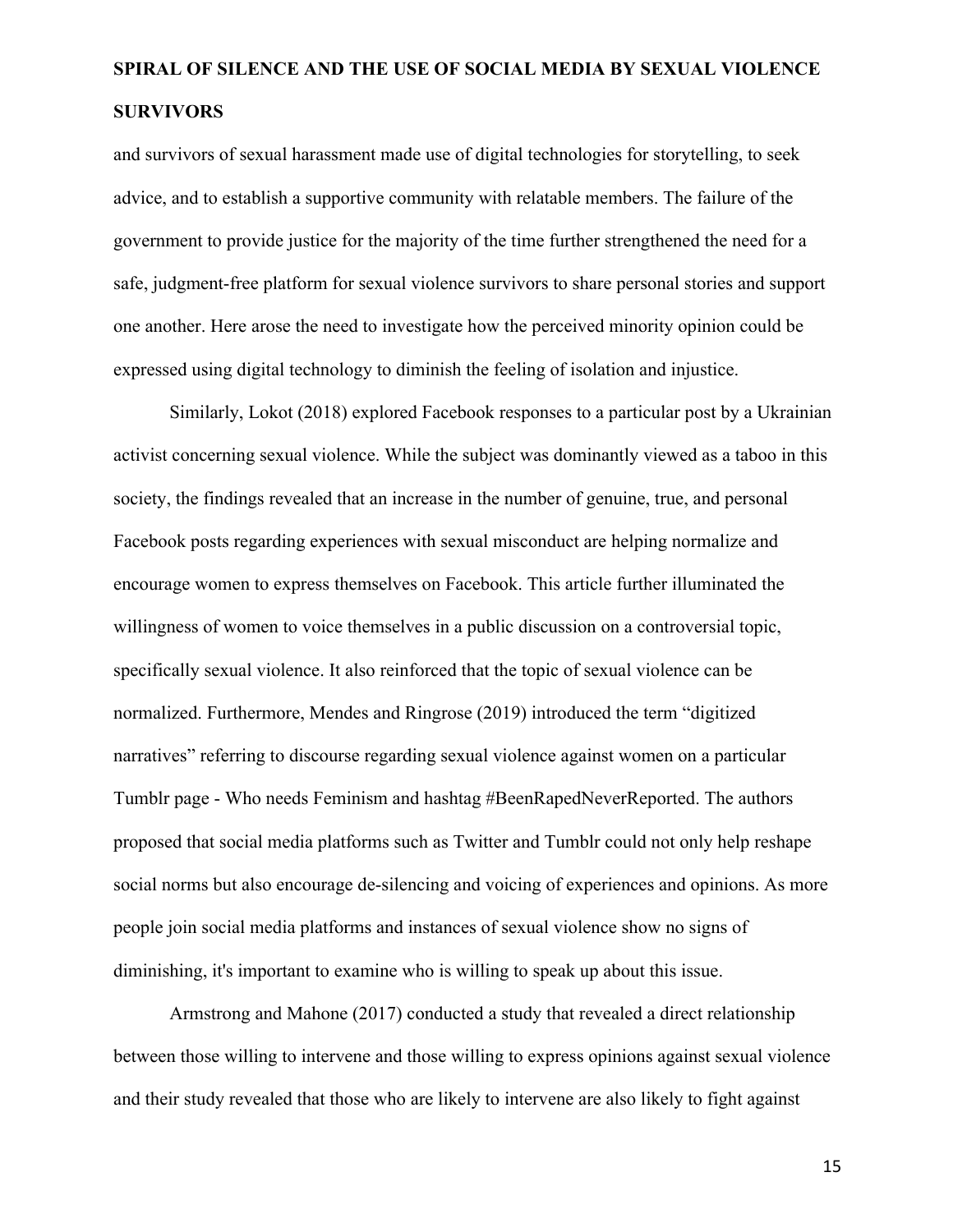and survivors of sexual harassment made use of digital technologies for storytelling, to seek advice, and to establish a supportive community with relatable members. The failure of the government to provide justice for the majority of the time further strengthened the need for a safe, judgment-free platform for sexual violence survivors to share personal stories and support one another. Here arose the need to investigate how the perceived minority opinion could be expressed using digital technology to diminish the feeling of isolation and injustice.

Similarly, Lokot (2018) explored Facebook responses to a particular post by a Ukrainian activist concerning sexual violence. While the subject was dominantly viewed as a taboo in this society, the findings revealed that an increase in the number of genuine, true, and personal Facebook posts regarding experiences with sexual misconduct are helping normalize and encourage women to express themselves on Facebook. This article further illuminated the willingness of women to voice themselves in a public discussion on a controversial topic, specifically sexual violence. It also reinforced that the topic of sexual violence can be normalized. Furthermore, Mendes and Ringrose (2019) introduced the term "digitized narratives" referring to discourse regarding sexual violence against women on a particular Tumblr page - Who needs Feminism and hashtag #BeenRapedNeverReported. The authors proposed that social media platforms such as Twitter and Tumblr could not only help reshape social norms but also encourage de-silencing and voicing of experiences and opinions. As more people join social media platforms and instances of sexual violence show no signs of diminishing, it's important to examine who is willing to speak up about this issue.

Armstrong and Mahone (2017) conducted a study that revealed a direct relationship between those willing to intervene and those willing to express opinions against sexual violence and their study revealed that those who are likely to intervene are also likely to fight against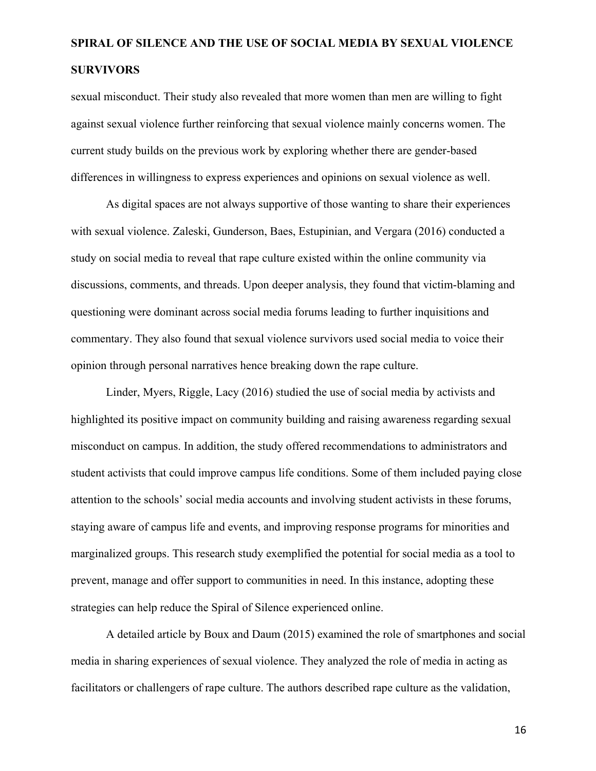sexual misconduct. Their study also revealed that more women than men are willing to fight against sexual violence further reinforcing that sexual violence mainly concerns women. The current study builds on the previous work by exploring whether there are gender-based differences in willingness to express experiences and opinions on sexual violence as well.

As digital spaces are not always supportive of those wanting to share their experiences with sexual violence. Zaleski, Gunderson, Baes, Estupinian, and Vergara (2016) conducted a study on social media to reveal that rape culture existed within the online community via discussions, comments, and threads. Upon deeper analysis, they found that victim-blaming and questioning were dominant across social media forums leading to further inquisitions and commentary. They also found that sexual violence survivors used social media to voice their opinion through personal narratives hence breaking down the rape culture.

Linder, Myers, Riggle, Lacy (2016) studied the use of social media by activists and highlighted its positive impact on community building and raising awareness regarding sexual misconduct on campus. In addition, the study offered recommendations to administrators and student activists that could improve campus life conditions. Some of them included paying close attention to the schools' social media accounts and involving student activists in these forums, staying aware of campus life and events, and improving response programs for minorities and marginalized groups. This research study exemplified the potential for social media as a tool to prevent, manage and offer support to communities in need. In this instance, adopting these strategies can help reduce the Spiral of Silence experienced online.

A detailed article by Boux and Daum (2015) examined the role of smartphones and social media in sharing experiences of sexual violence. They analyzed the role of media in acting as facilitators or challengers of rape culture. The authors described rape culture as the validation,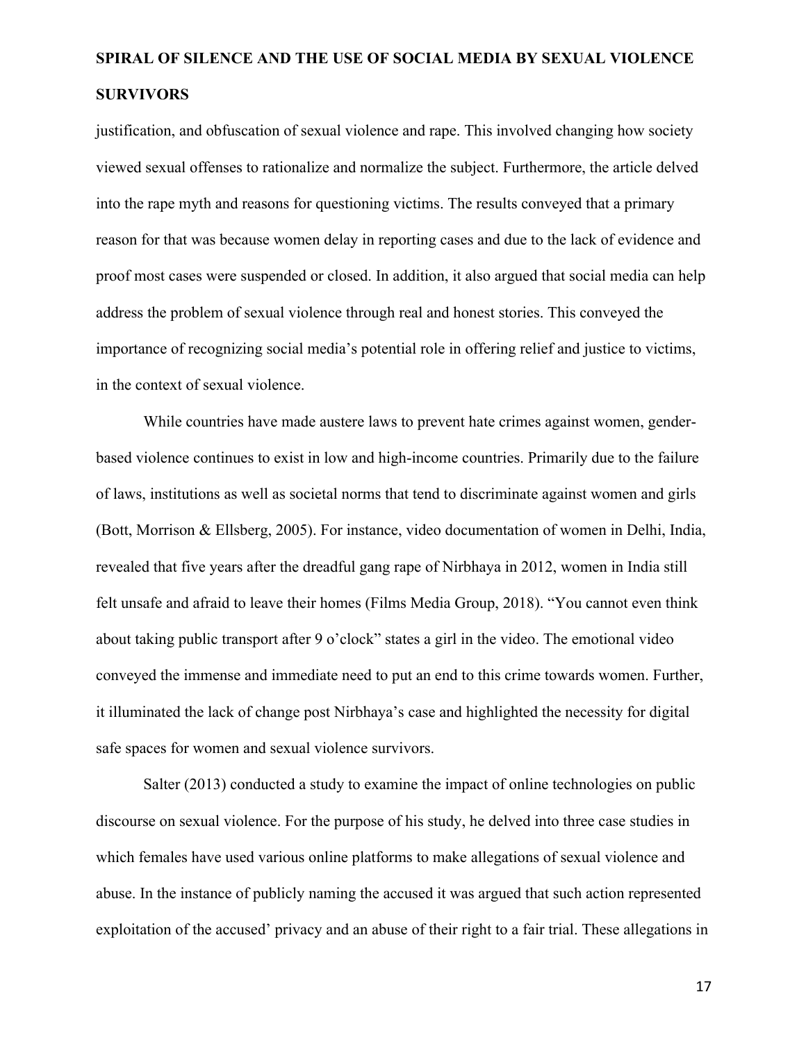justification, and obfuscation of sexual violence and rape. This involved changing how society viewed sexual offenses to rationalize and normalize the subject. Furthermore, the article delved into the rape myth and reasons for questioning victims. The results conveyed that a primary reason for that was because women delay in reporting cases and due to the lack of evidence and proof most cases were suspended or closed. In addition, it also argued that social media can help address the problem of sexual violence through real and honest stories. This conveyed the importance of recognizing social media's potential role in offering relief and justice to victims, in the context of sexual violence.

While countries have made austere laws to prevent hate crimes against women, gender-based violence continues to exist in low and high-income countries. Primarily due to the failure of laws, institutions as well as societal norms that tend to discriminate against women and girls (Bott, Morrison & Ellsberg, 2005). For instance, video documentation of women in Delhi, India, revealed that five years after the dreadful gang rape of Nirbhaya in 2012, women in India still felt unsafe and afraid to leave their homes (Films Media Group, 2018). "You cannot even think about taking public transport after 9 o'clock" states a girl in the video. The emotional video conveyed the immense and immediate need to put an end to this crime towards women. Further, it illuminated the lack of change post Nirbhaya's case and highlighted the necessity for digital safe spaces for women and sexual violence survivors.

Salter (2013) conducted a study to examine the impact of online technologies on public discourse on sexual violence. For the purpose of his study, he delved into three case studies in which females have used various online platforms to make allegations of sexual violence and abuse. In the instance of publicly naming the accused it was argued that such action represented exploitation of the accused' privacy and an abuse of their right to a fair trial. These allegations in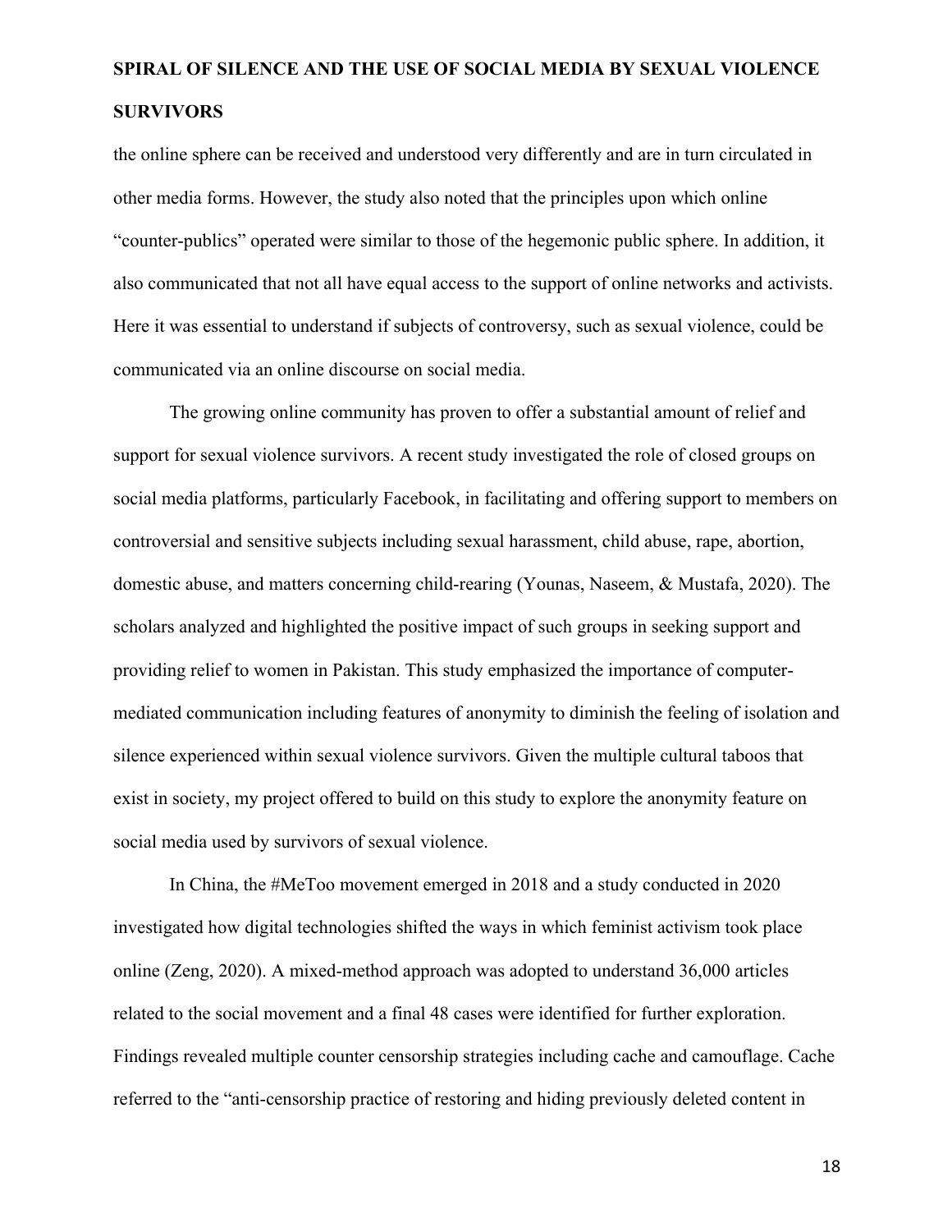the online sphere can be received and understood very differently and are in turn circulated in other media forms. However, the study also noted that the principles upon which online "counter-publics" operated were similar to those of the hegemonic public sphere. In addition, it also communicated that not all have equal access to the support of online networks and activists. Here it was essential to understand if subjects of controversy, such as sexual violence, could be communicated via an online discourse on social media.

The growing online community has proven to offer a substantial amount of relief and support for sexual violence survivors. A recent study investigated the role of closed groups on social media platforms, particularly Facebook, in facilitating and offering support to members on controversial and sensitive subjects including sexual harassment, child abuse, rape, abortion, domestic abuse, and matters concerning child-rearing (Younas, Naseem, & Mustafa, 2020). The scholars analyzed and highlighted the positive impact of such groups in seeking support and providing relief to women in Pakistan. This study emphasized the importance of computer-mediated communication including features of anonymity to diminish the feeling of isolation and silence experienced within sexual violence survivors. Given the multiple cultural taboos that exist in society, my project offered to build on this study to explore the anonymity feature on social media used by survivors of sexual violence.

In China, the #MeToo movement emerged in 2018 and a study conducted in 2020 investigated how digital technologies shifted the ways in which feminist activism took place online (Zeng, 2020). A mixed-method approach was adopted to understand 36,000 articles related to the social movement and a final 48 cases were identified for further exploration. Findings revealed multiple counter censorship strategies including cache and camouflage. Cache referred to the "anti-censorship practice of restoring and hiding previously deleted content in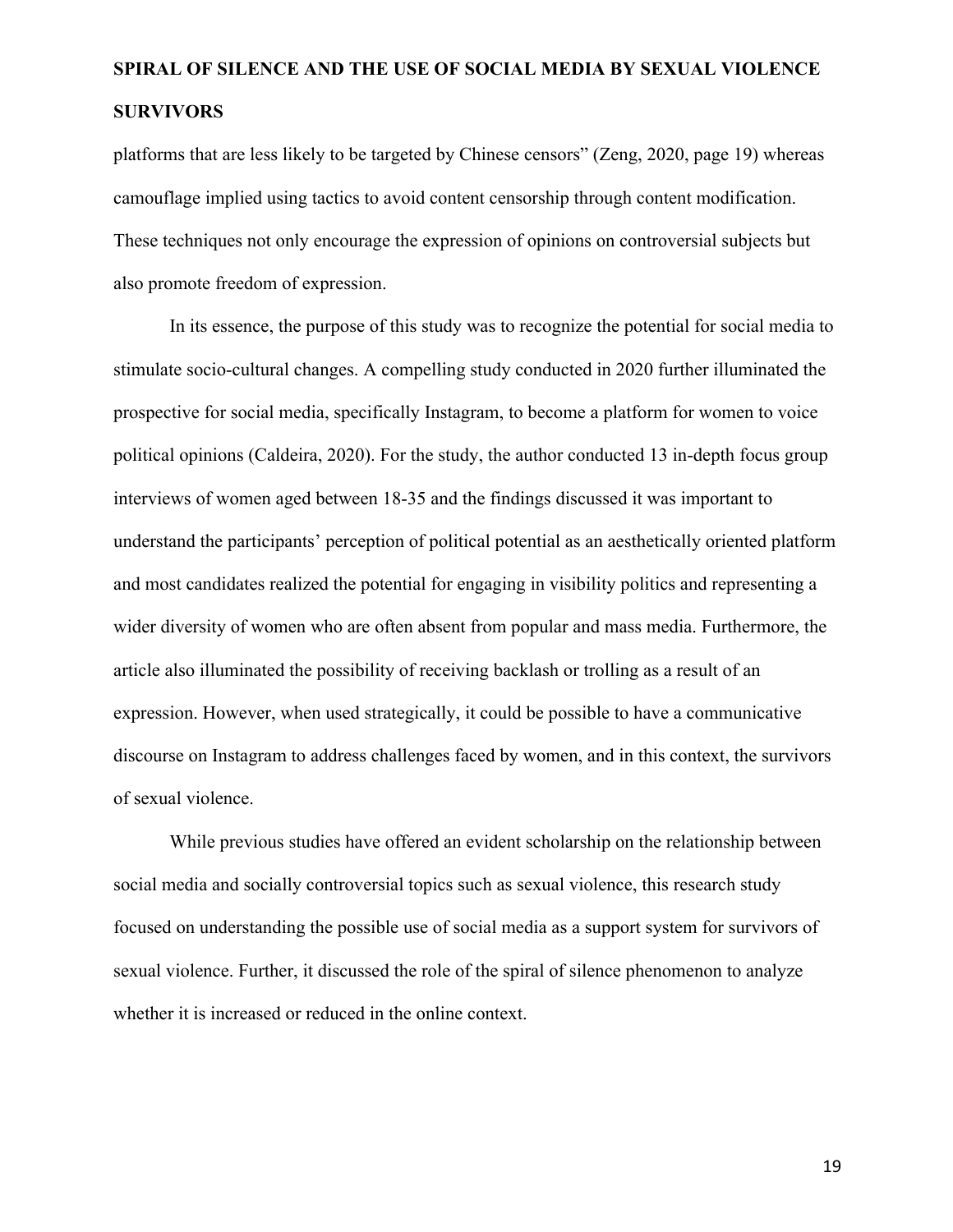platforms that are less likely to be targeted by Chinese censors" (Zeng, 2020, page 19) whereas camouflage implied using tactics to avoid content censorship through content modification. These techniques not only encourage the expression of opinions on controversial subjects but also promote freedom of expression.

In its essence, the purpose of this study was to recognize the potential for social media to stimulate socio-cultural changes. A compelling study conducted in 2020 further illuminated the prospective for social media, specifically Instagram, to become a platform for women to voice political opinions (Caldeira, 2020). For the study, the author conducted 13 in-depth focus group interviews of women aged between 18-35 and the findings discussed it was important to understand the participants' perception of political potential as an aesthetically oriented platform and most candidates realized the potential for engaging in visibility politics and representing a wider diversity of women who are often absent from popular and mass media. Furthermore, the article also illuminated the possibility of receiving backlash or trolling as a result of an expression. However, when used strategically, it could be possible to have a communicative discourse on Instagram to address challenges faced by women, and in this context, the survivors of sexual violence.

While previous studies have offered an evident scholarship on the relationship between social media and socially controversial topics such as sexual violence, this research study focused on understanding the possible use of social media as a support system for survivors of sexual violence. Further, it discussed the role of the spiral of silence phenomenon to analyze whether it is increased or reduced in the online context.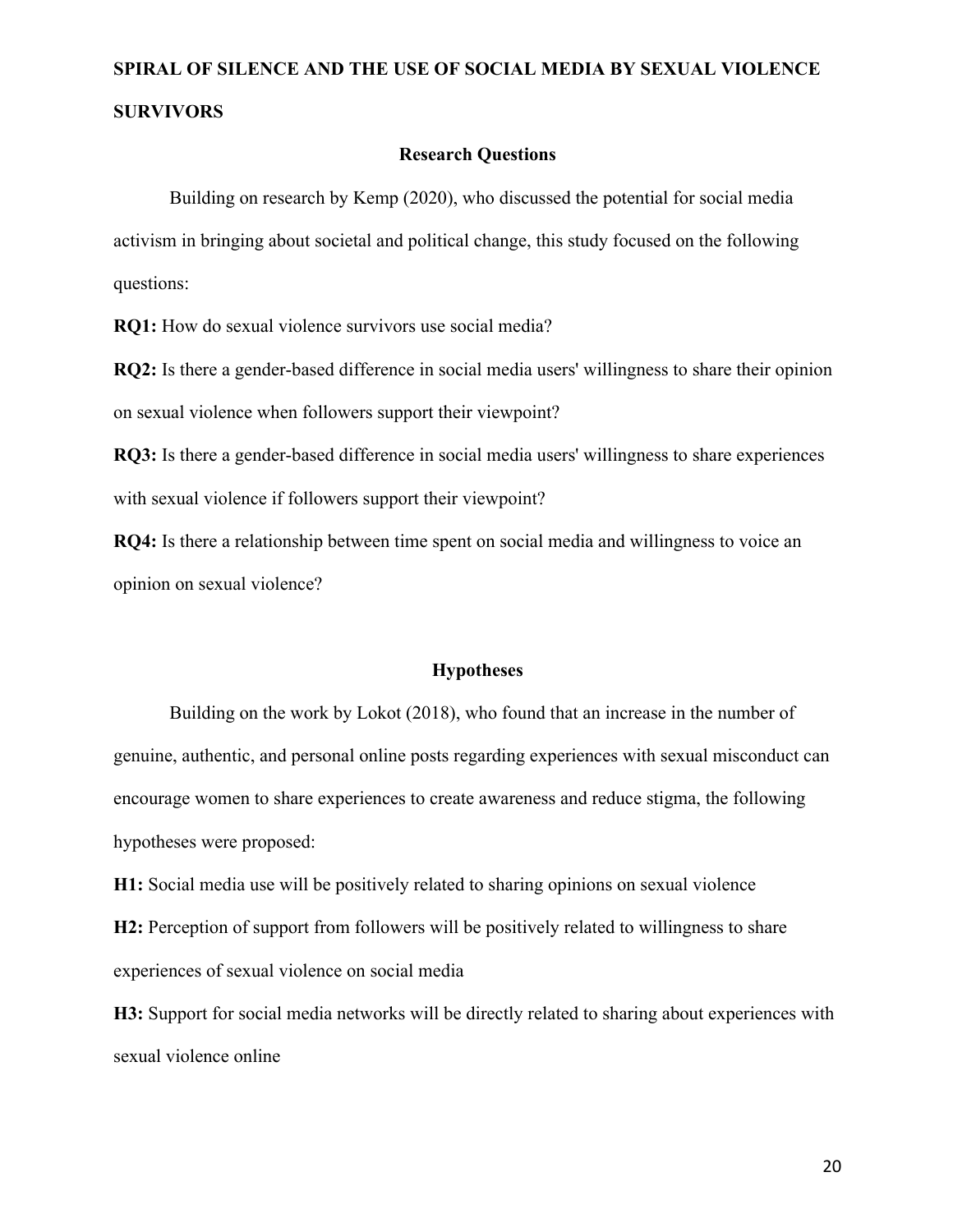**SPIRAL OF SILENCE AND THE USE OF SOCIAL MEDIA BY SEXUAL VIOLENCE SURVIVORS**

## Research Questions

Building on research by Kemp (2020), who discussed the potential for social media activism in bringing about societal and political change, this study focused on the following questions:

**RQ1:** How do sexual violence survivors use social media?

**RQ2:** Is there a gender-based difference in social media users' willingness to share their opinion on sexual violence when followers support their viewpoint?

**RQ3:** Is there a gender-based difference in social media users' willingness to share experiences with sexual violence if followers support their viewpoint?

**RQ4:** Is there a relationship between time spent on social media and willingness to voice an opinion on sexual violence?

## Hypotheses

Building on the work by Lokot (2018), who found that an increase in the number of genuine, authentic, and personal online posts regarding experiences with sexual misconduct can encourage women to share experiences to create awareness and reduce stigma, the following hypotheses were proposed:

**H1:** Social media use will be positively related to sharing opinions on sexual violence

**H2:** Perception of support from followers will be positively related to willingness to share experiences of sexual violence on social media

**H3:** Support for social media networks will be directly related to sharing about experiences with sexual violence online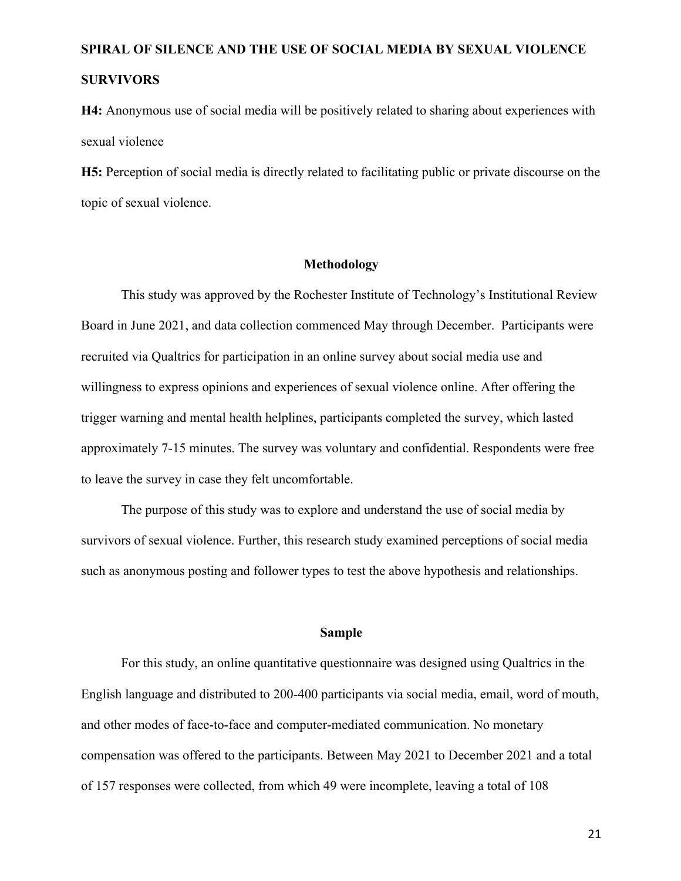**H4:** Anonymous use of social media will be positively related to sharing about experiences with sexual violence

**H5:** Perception of social media is directly related to facilitating public or private discourse on the topic of sexual violence.

## Methodology

This study was approved by the Rochester Institute of Technology's Institutional Review Board in June 2021, and data collection commenced May through December. Participants were recruited via Qualtrics for participation in an online survey about social media use and willingness to express opinions and experiences of sexual violence online. After offering the trigger warning and mental health helplines, participants completed the survey, which lasted approximately 7-15 minutes. The survey was voluntary and confidential. Respondents were free to leave the survey in case they felt uncomfortable.

The purpose of this study was to explore and understand the use of social media by survivors of sexual violence. Further, this research study examined perceptions of social media such as anonymous posting and follower types to test the above hypothesis and relationships.

## Sample

For this study, an online quantitative questionnaire was designed using Qualtrics in the English language and distributed to 200-400 participants via social media, email, word of mouth, and other modes of face-to-face and computer-mediated communication. No monetary compensation was offered to the participants. Between May 2021 to December 2021 and a total of 157 responses were collected, from which 49 were incomplete, leaving a total of 108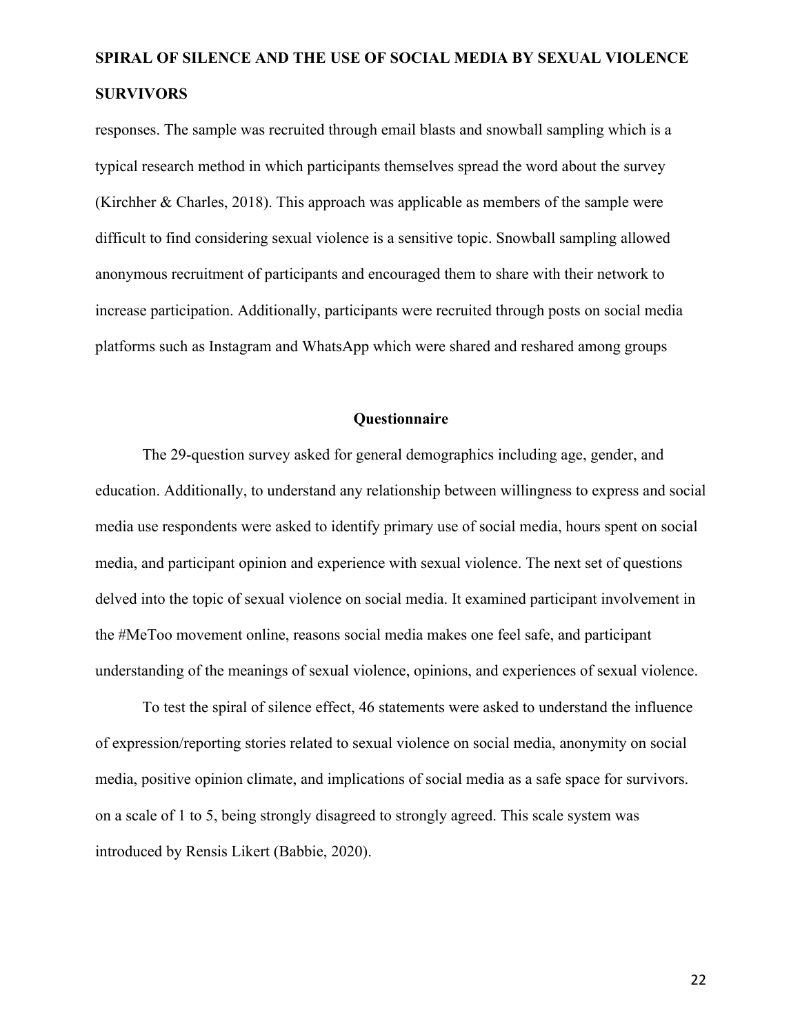responses. The sample was recruited through email blasts and snowball sampling which is a typical research method in which participants themselves spread the word about the survey (Kirchher & Charles, 2018). This approach was applicable as members of the sample were difficult to find considering sexual violence is a sensitive topic. Snowball sampling allowed anonymous recruitment of participants and encouraged them to share with their network to increase participation. Additionally, participants were recruited through posts on social media platforms such as Instagram and WhatsApp which were shared and reshared among groups

## Questionnaire

The 29-question survey asked for general demographics including age, gender, and education. Additionally, to understand any relationship between willingness to express and social media use respondents were asked to identify primary use of social media, hours spent on social media, and participant opinion and experience with sexual violence. The next set of questions delved into the topic of sexual violence on social media. It examined participant involvement in the #MeToo movement online, reasons social media makes one feel safe, and participant understanding of the meanings of sexual violence, opinions, and experiences of sexual violence.

To test the spiral of silence effect, 46 statements were asked to understand the influence of expression/reporting stories related to sexual violence on social media, anonymity on social media, positive opinion climate, and implications of social media as a safe space for survivors. on a scale of 1 to 5, being strongly disagreed to strongly agreed. This scale system was introduced by Rensis Likert (Babbie, 2020).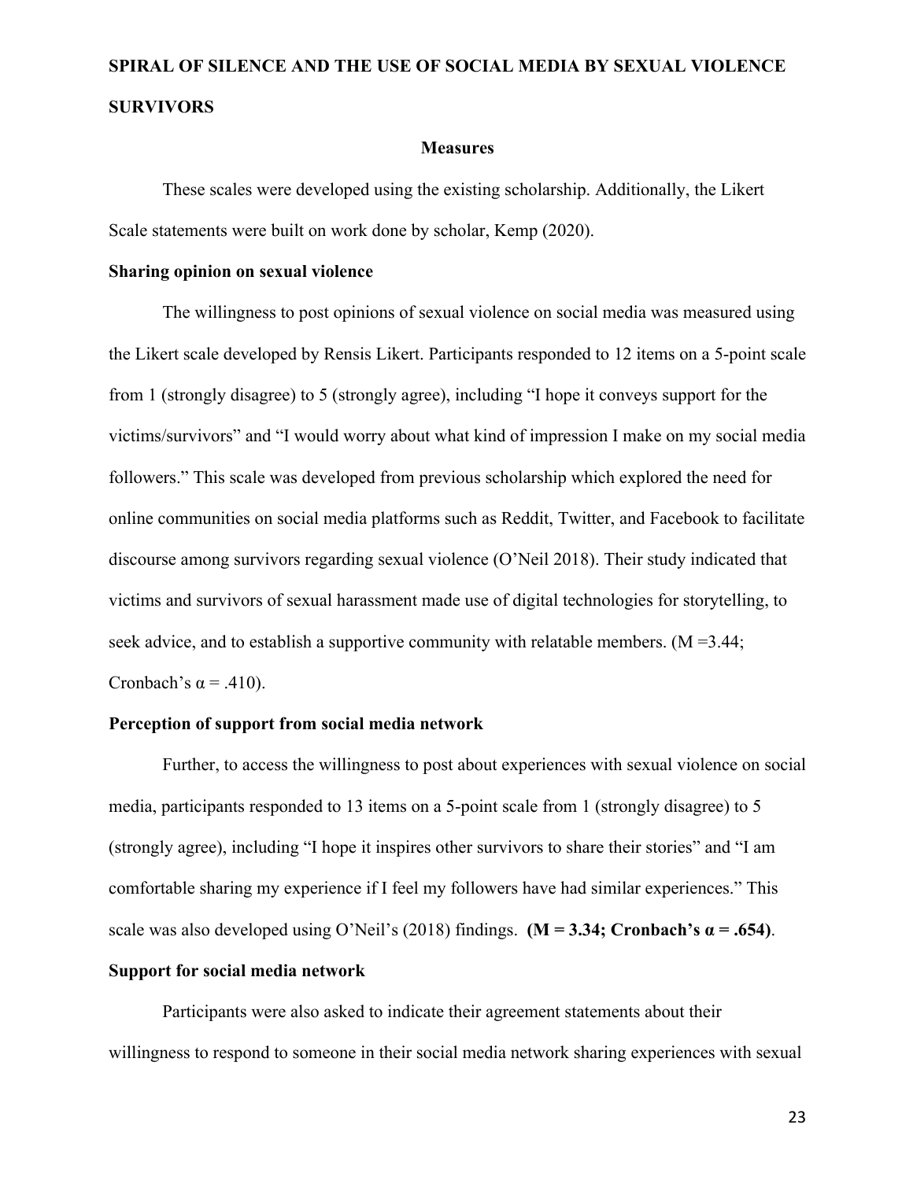**SPIRAL OF SILENCE AND THE USE OF SOCIAL MEDIA BY SEXUAL VIOLENCE SURVIVORS**

## Measures

These scales were developed using the existing scholarship. Additionally, the Likert Scale statements were built on work done by scholar, Kemp (2020).

### Sharing opinion on sexual violence

The willingness to post opinions of sexual violence on social media was measured using the Likert scale developed by Rensis Likert. Participants responded to 12 items on a 5-point scale from 1 (strongly disagree) to 5 (strongly agree), including "I hope it conveys support for the victims/survivors" and "I would worry about what kind of impression I make on my social media followers." This scale was developed from previous scholarship which explored the need for online communities on social media platforms such as Reddit, Twitter, and Facebook to facilitate discourse among survivors regarding sexual violence (O'Neil 2018). Their study indicated that victims and survivors of sexual harassment made use of digital technologies for storytelling, to seek advice, and to establish a supportive community with relatable members. ($M = 3.44$; Cronbach's $\alpha = .410$).

### Perception of support from social media network

Further, to access the willingness to post about experiences with sexual violence on social media, participants responded to 13 items on a 5-point scale from 1 (strongly disagree) to 5 (strongly agree), including "I hope it inspires other survivors to share their stories" and "I am comfortable sharing my experience if I feel my followers have had similar experiences." This scale was also developed using O'Neil's (2018) findings. **($M = 3.34$; Cronbach's $\alpha = .654$)**.

### Support for social media network

Participants were also asked to indicate their agreement statements about their willingness to respond to someone in their social media network sharing experiences with sexual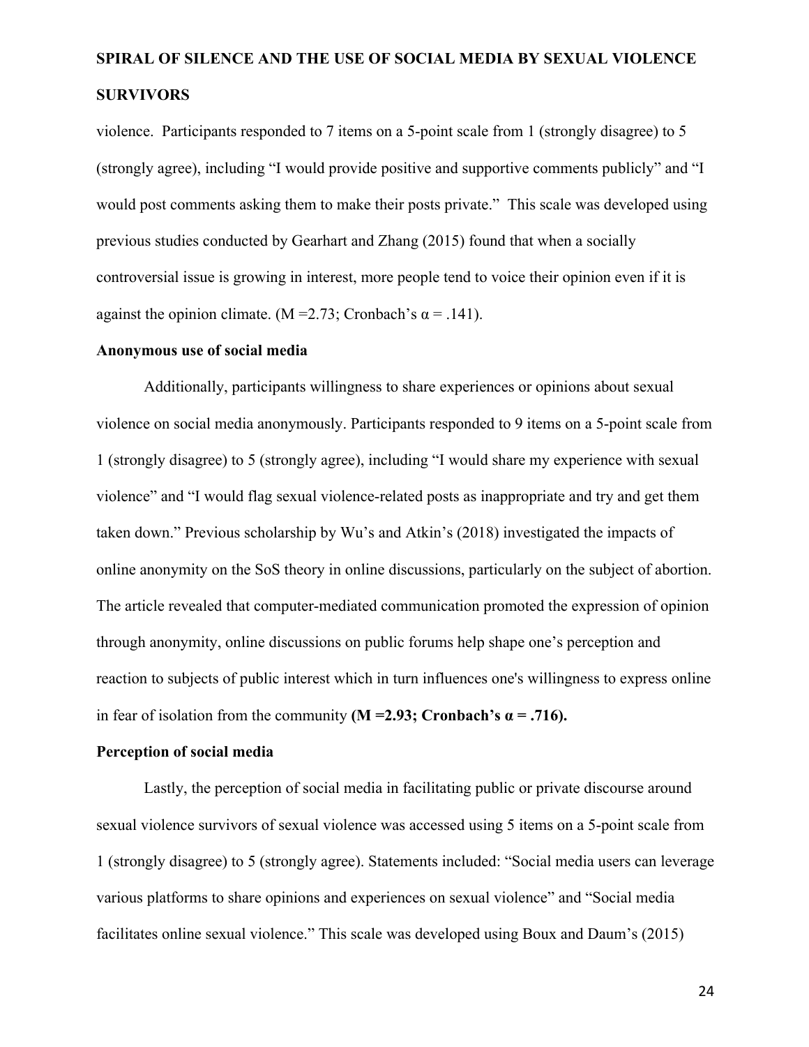violence. Participants responded to 7 items on a 5-point scale from 1 (strongly disagree) to 5 (strongly agree), including "I would provide positive and supportive comments publicly" and "I would post comments asking them to make their posts private." This scale was developed using previous studies conducted by Gearhart and Zhang (2015) found that when a socially controversial issue is growing in interest, more people tend to voice their opinion even if it is against the opinion climate. ($M$ =2.73; Cronbach's $\alpha$ = .141).

**Anonymous use of social media**

Additionally, participants willingness to share experiences or opinions about sexual violence on social media anonymously. Participants responded to 9 items on a 5-point scale from 1 (strongly disagree) to 5 (strongly agree), including "I would share my experience with sexual violence" and "I would flag sexual violence-related posts as inappropriate and try and get them taken down." Previous scholarship by Wu's and Atkin's (2018) investigated the impacts of online anonymity on the SoS theory in online discussions, particularly on the subject of abortion. The article revealed that computer-mediated communication promoted the expression of opinion through anonymity, online discussions on public forums help shape one's perception and reaction to subjects of public interest which in turn influences one's willingness to express online in fear of isolation from the community **($M$ =2.93; Cronbach's $\alpha$ = .716).**

**Perception of social media**

Lastly, the perception of social media in facilitating public or private discourse around sexual violence survivors of sexual violence was accessed using 5 items on a 5-point scale from 1 (strongly disagree) to 5 (strongly agree). Statements included: "Social media users can leverage various platforms to share opinions and experiences on sexual violence" and "Social media facilitates online sexual violence." This scale was developed using Boux and Daum's (2015)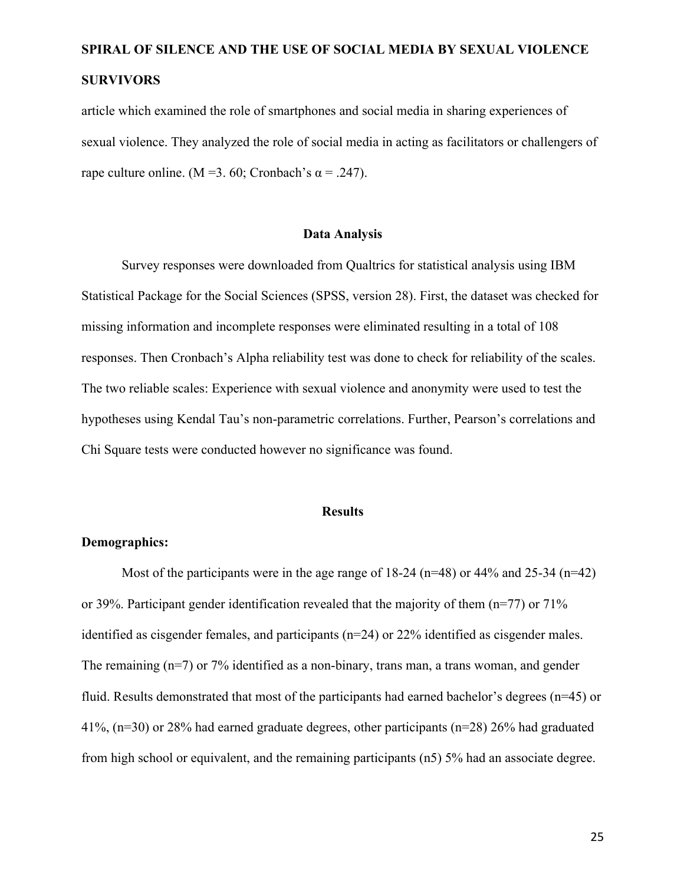article which examined the role of smartphones and social media in sharing experiences of sexual violence. They analyzed the role of social media in acting as facilitators or challengers of rape culture online. ($M = 3.60$; Cronbach's $\alpha = .247$).

## Data Analysis

Survey responses were downloaded from Qualtrics for statistical analysis using IBM Statistical Package for the Social Sciences (SPSS, version 28). First, the dataset was checked for missing information and incomplete responses were eliminated resulting in a total of 108 responses. Then Cronbach's Alpha reliability test was done to check for reliability of the scales. The two reliable scales: Experience with sexual violence and anonymity were used to test the hypotheses using Kendal Tau's non-parametric correlations. Further, Pearson's correlations and Chi Square tests were conducted however no significance was found.

## Results

### Demographics:

Most of the participants were in the age range of 18-24 ($n=48$) or 44% and 25-34 ($n=42$) or 39%. Participant gender identification revealed that the majority of them ($n=77$) or 71% identified as cisgender females, and participants ($n=24$) or 22% identified as cisgender males. The remaining ($n=7$) or 7% identified as a non-binary, trans man, a trans woman, and gender fluid. Results demonstrated that most of the participants had earned bachelor's degrees ($n=45$) or 41%, ($n=30$) or 28% had earned graduate degrees, other participants ($n=28$) 26% had graduated from high school or equivalent, and the remaining participants (n5) 5% had an associate degree.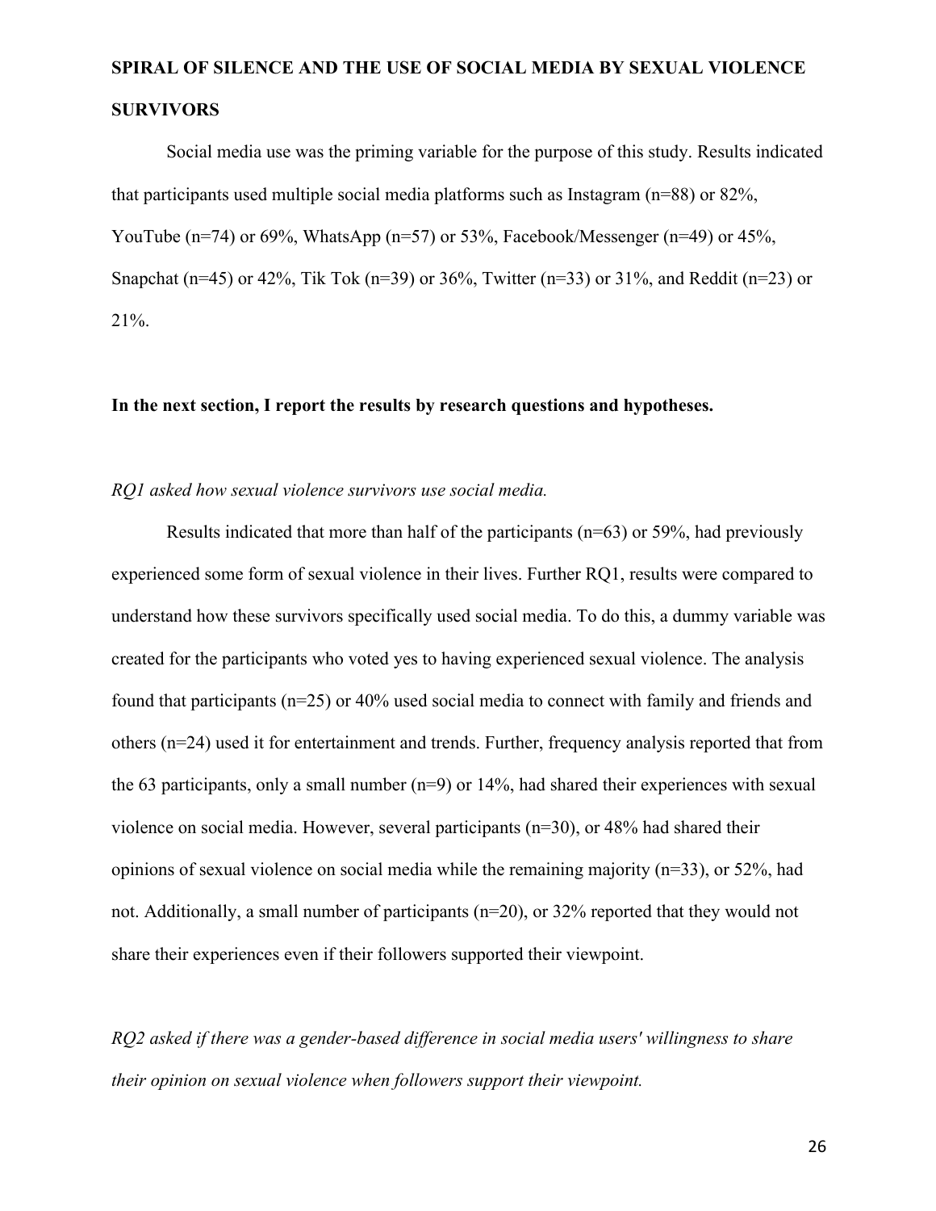**SPIRAL OF SILENCE AND THE USE OF SOCIAL MEDIA BY SEXUAL VIOLENCE SURVIVORS**

Social media use was the priming variable for the purpose of this study. Results indicated that participants used multiple social media platforms such as Instagram (n=88) or 82%, YouTube (n=74) or 69%, WhatsApp (n=57) or 53%, Facebook/Messenger (n=49) or 45%, Snapchat (n=45) or 42%, Tik Tok (n=39) or 36%, Twitter (n=33) or 31%, and Reddit (n=23) or 21%.

**In the next section, I report the results by research questions and hypotheses.**

*RQ1 asked how sexual violence survivors use social media.*

Results indicated that more than half of the participants (n=63) or 59%, had previously experienced some form of sexual violence in their lives. Further RQ1, results were compared to understand how these survivors specifically used social media. To do this, a dummy variable was created for the participants who voted yes to having experienced sexual violence. The analysis found that participants (n=25) or 40% used social media to connect with family and friends and others (n=24) used it for entertainment and trends. Further, frequency analysis reported that from the 63 participants, only a small number (n=9) or 14%, had shared their experiences with sexual violence on social media. However, several participants (n=30), or 48% had shared their opinions of sexual violence on social media while the remaining majority (n=33), or 52%, had not. Additionally, a small number of participants (n=20), or 32% reported that they would not share their experiences even if their followers supported their viewpoint.

*RQ2 asked if there was a gender-based difference in social media users' willingness to share their opinion on sexual violence when followers support their viewpoint.*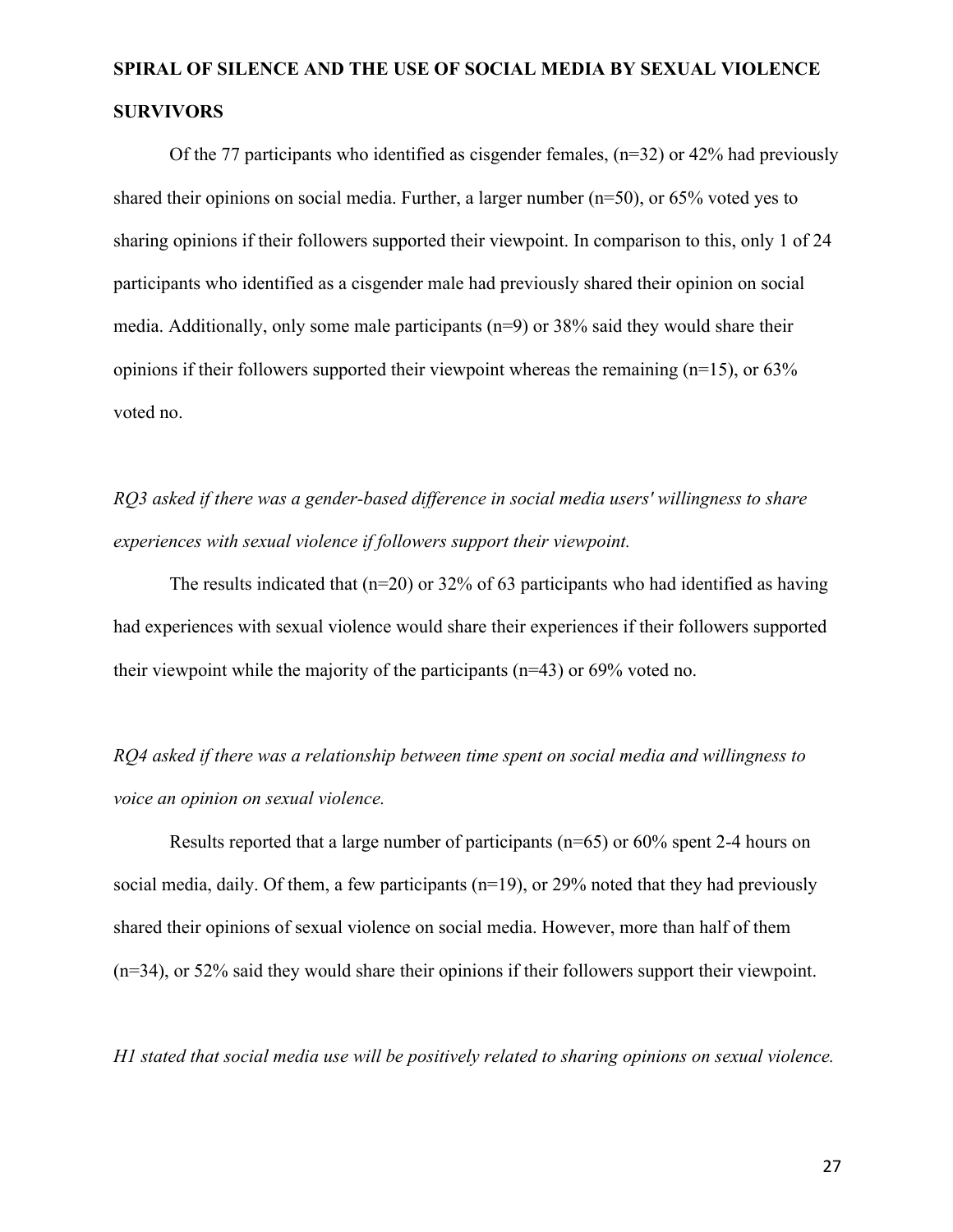Of the 77 participants who identified as cisgender females, (n=32) or 42% had previously shared their opinions on social media. Further, a larger number (n=50), or 65% voted yes to sharing opinions if their followers supported their viewpoint. In comparison to this, only 1 of 24 participants who identified as a cisgender male had previously shared their opinion on social media. Additionally, only some male participants (n=9) or 38% said they would share their opinions if their followers supported their viewpoint whereas the remaining (n=15), or 63% voted no.

*RQ3 asked if there was a gender-based difference in social media users' willingness to share experiences with sexual violence if followers support their viewpoint.*

The results indicated that (n=20) or 32% of 63 participants who had identified as having had experiences with sexual violence would share their experiences if their followers supported their viewpoint while the majority of the participants (n=43) or 69% voted no.

*RQ4 asked if there was a relationship between time spent on social media and willingness to voice an opinion on sexual violence.*

Results reported that a large number of participants (n=65) or 60% spent 2-4 hours on social media, daily. Of them, a few participants (n=19), or 29% noted that they had previously shared their opinions of sexual violence on social media. However, more than half of them (n=34), or 52% said they would share their opinions if their followers support their viewpoint.

*H1 stated that social media use will be positively related to sharing opinions on sexual violence.*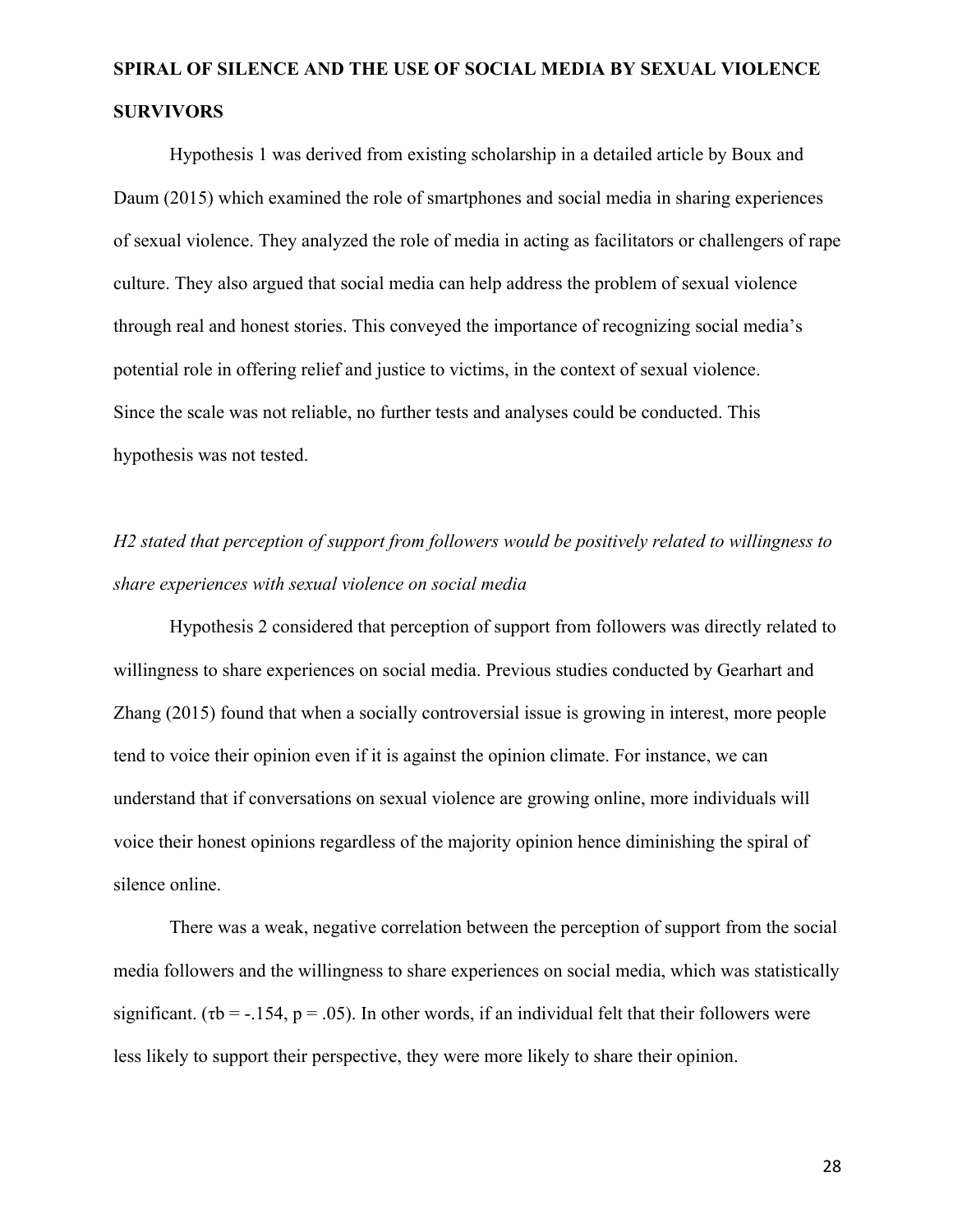**SPIRAL OF SILENCE AND THE USE OF SOCIAL MEDIA BY SEXUAL VIOLENCE SURVIVORS**

Hypothesis 1 was derived from existing scholarship in a detailed article by Boux and Daum (2015) which examined the role of smartphones and social media in sharing experiences of sexual violence. They analyzed the role of media in acting as facilitators or challengers of rape culture. They also argued that social media can help address the problem of sexual violence through real and honest stories. This conveyed the importance of recognizing social media's potential role in offering relief and justice to victims, in the context of sexual violence. Since the scale was not reliable, no further tests and analyses could be conducted. This hypothesis was not tested.

*H2 stated that perception of support from followers would be positively related to willingness to share experiences with sexual violence on social media*

Hypothesis 2 considered that perception of support from followers was directly related to willingness to share experiences on social media. Previous studies conducted by Gearhart and Zhang (2015) found that when a socially controversial issue is growing in interest, more people tend to voice their opinion even if it is against the opinion climate. For instance, we can understand that if conversations on sexual violence are growing online, more individuals will voice their honest opinions regardless of the majority opinion hence diminishing the spiral of silence online.

There was a weak, negative correlation between the perception of support from the social media followers and the willingness to share experiences on social media, which was statistically significant. ($\tau_b = -.154$, $p = .05$). In other words, if an individual felt that their followers were less likely to support their perspective, they were more likely to share their opinion.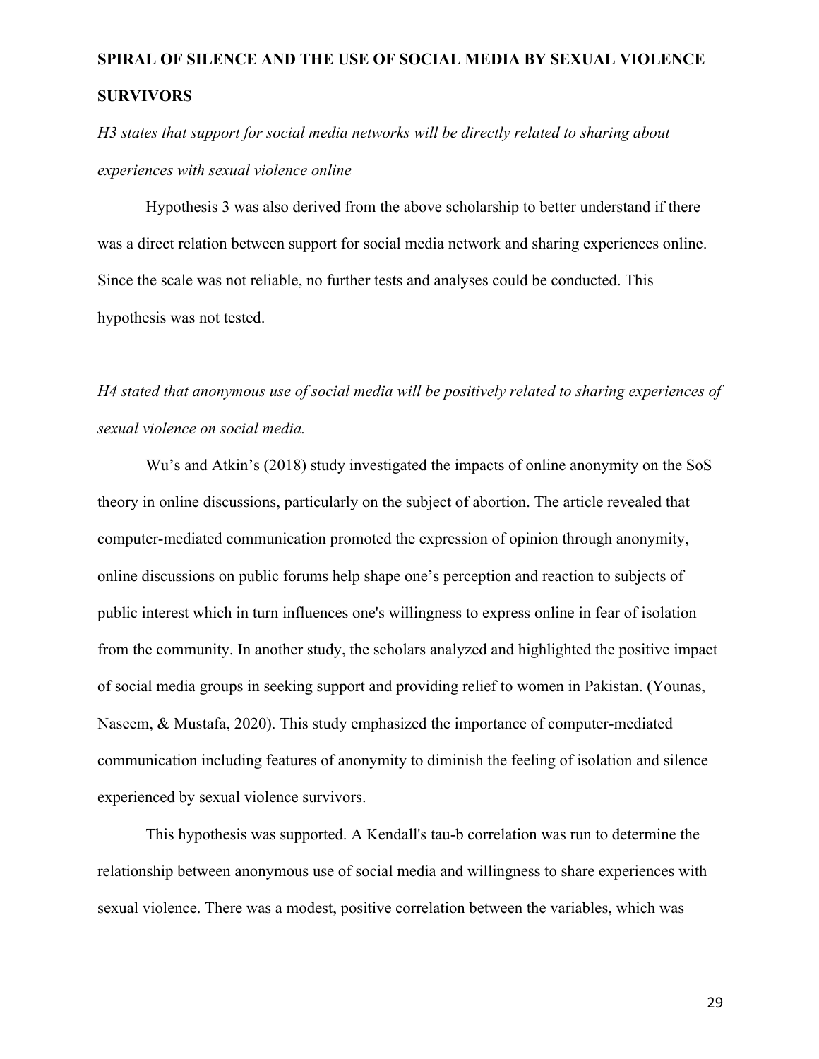*H3 states that support for social media networks will be directly related to sharing about experiences with sexual violence online*

Hypothesis 3 was also derived from the above scholarship to better understand if there was a direct relation between support for social media network and sharing experiences online. Since the scale was not reliable, no further tests and analyses could be conducted. This hypothesis was not tested.

*H4 stated that anonymous use of social media will be positively related to sharing experiences of sexual violence on social media.*

Wu's and Atkin's (2018) study investigated the impacts of online anonymity on the SoS theory in online discussions, particularly on the subject of abortion. The article revealed that computer-mediated communication promoted the expression of opinion through anonymity, online discussions on public forums help shape one's perception and reaction to subjects of public interest which in turn influences one's willingness to express online in fear of isolation from the community. In another study, the scholars analyzed and highlighted the positive impact of social media groups in seeking support and providing relief to women in Pakistan. (Younas, Naseem, & Mustafa, 2020). This study emphasized the importance of computer-mediated communication including features of anonymity to diminish the feeling of isolation and silence experienced by sexual violence survivors.

This hypothesis was supported. A Kendall's tau-b correlation was run to determine the relationship between anonymous use of social media and willingness to share experiences with sexual violence. There was a modest, positive correlation between the variables, which was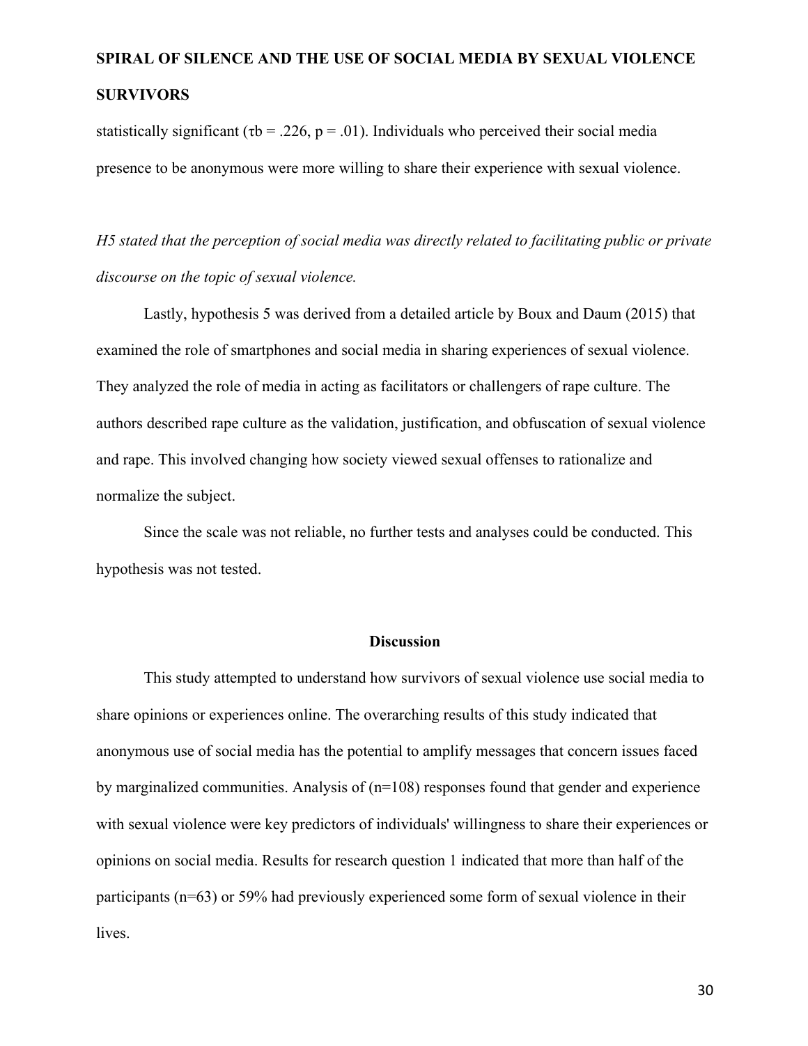statistically significant ($\tau_b = .226$, $p = .01$). Individuals who perceived their social media presence to be anonymous were more willing to share their experience with sexual violence.

*H5 stated that the perception of social media was directly related to facilitating public or private discourse on the topic of sexual violence.*

Lastly, hypothesis 5 was derived from a detailed article by Boux and Daum (2015) that examined the role of smartphones and social media in sharing experiences of sexual violence. They analyzed the role of media in acting as facilitators or challengers of rape culture. The authors described rape culture as the validation, justification, and obfuscation of sexual violence and rape. This involved changing how society viewed sexual offenses to rationalize and normalize the subject.

Since the scale was not reliable, no further tests and analyses could be conducted. This hypothesis was not tested.

## Discussion

This study attempted to understand how survivors of sexual violence use social media to share opinions or experiences online. The overarching results of this study indicated that anonymous use of social media has the potential to amplify messages that concern issues faced by marginalized communities. Analysis of (n=108) responses found that gender and experience with sexual violence were key predictors of individuals' willingness to share their experiences or opinions on social media. Results for research question 1 indicated that more than half of the participants (n=63) or 59% had previously experienced some form of sexual violence in their lives.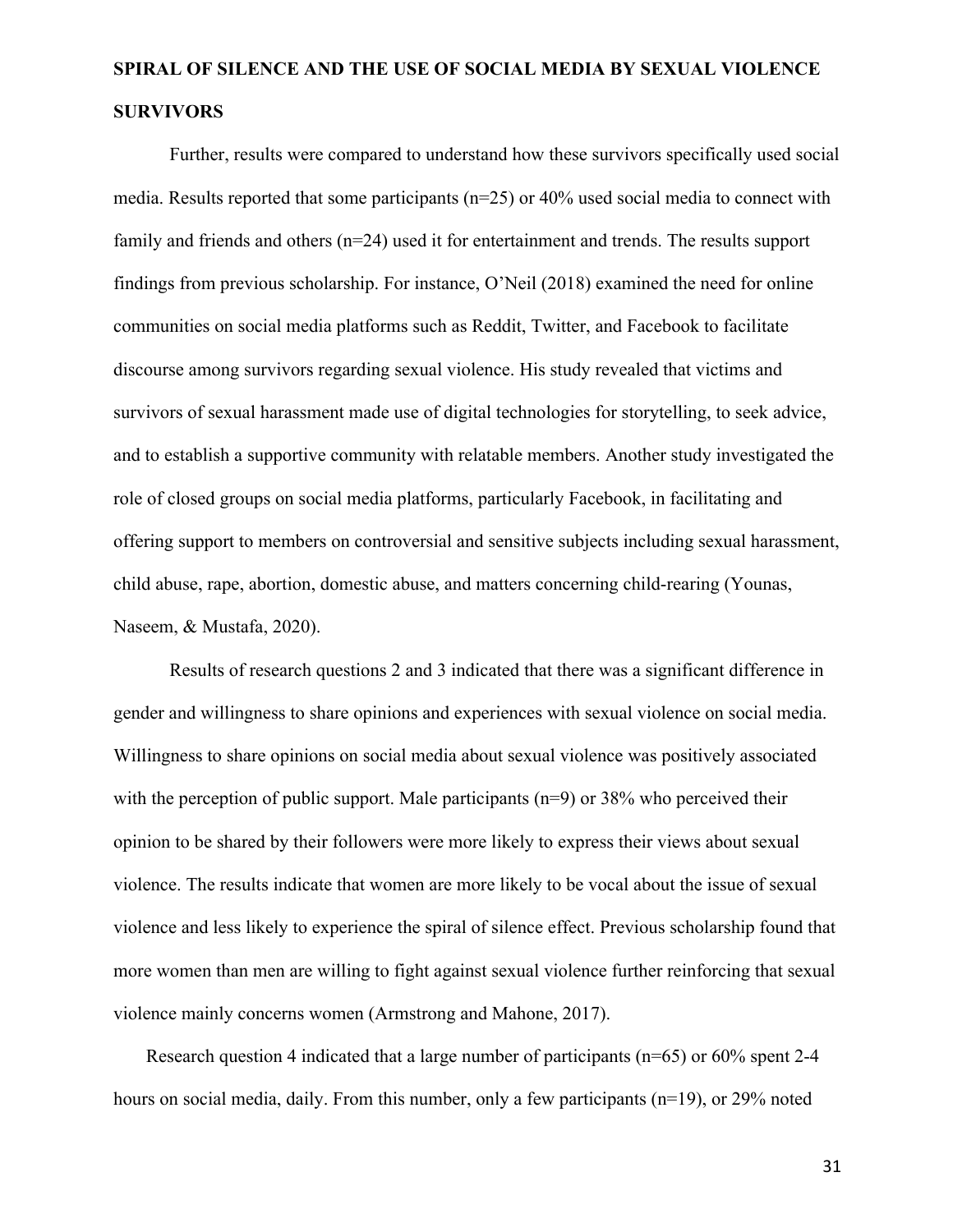**SPIRAL OF SILENCE AND THE USE OF SOCIAL MEDIA BY SEXUAL VIOLENCE SURVIVORS**

Further, results were compared to understand how these survivors specifically used social media. Results reported that some participants (n=25) or 40% used social media to connect with family and friends and others (n=24) used it for entertainment and trends. The results support findings from previous scholarship. For instance, O'Neil (2018) examined the need for online communities on social media platforms such as Reddit, Twitter, and Facebook to facilitate discourse among survivors regarding sexual violence. His study revealed that victims and survivors of sexual harassment made use of digital technologies for storytelling, to seek advice, and to establish a supportive community with relatable members. Another study investigated the role of closed groups on social media platforms, particularly Facebook, in facilitating and offering support to members on controversial and sensitive subjects including sexual harassment, child abuse, rape, abortion, domestic abuse, and matters concerning child-rearing (Younas, Naseem, & Mustafa, 2020).

Results of research questions 2 and 3 indicated that there was a significant difference in gender and willingness to share opinions and experiences with sexual violence on social media. Willingness to share opinions on social media about sexual violence was positively associated with the perception of public support. Male participants (n=9) or 38% who perceived their opinion to be shared by their followers were more likely to express their views about sexual violence. The results indicate that women are more likely to be vocal about the issue of sexual violence and less likely to experience the spiral of silence effect. Previous scholarship found that more women than men are willing to fight against sexual violence further reinforcing that sexual violence mainly concerns women (Armstrong and Mahone, 2017).

Research question 4 indicated that a large number of participants (n=65) or 60% spent 2-4 hours on social media, daily. From this number, only a few participants (n=19), or 29% noted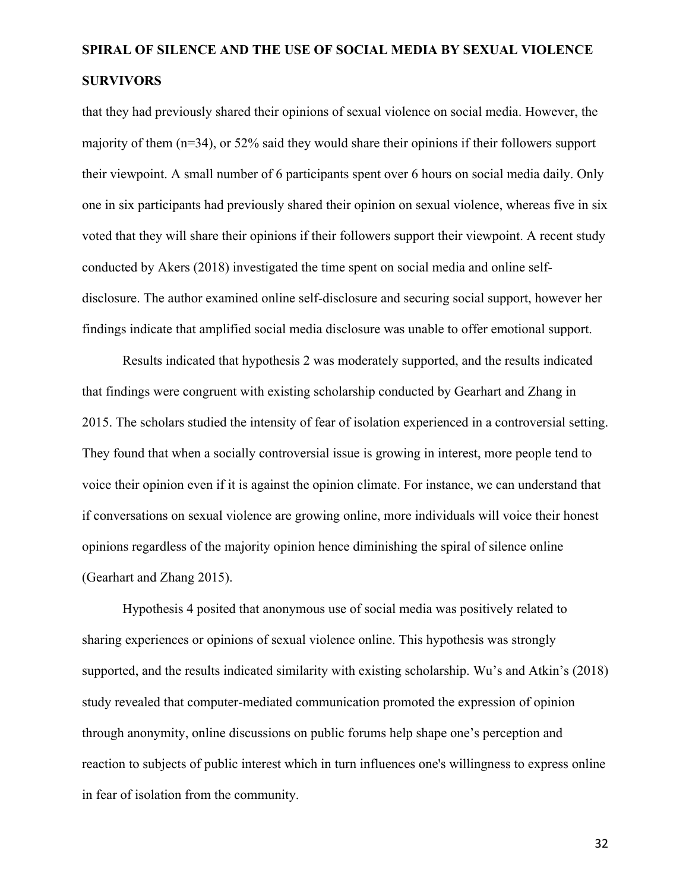that they had previously shared their opinions of sexual violence on social media. However, the majority of them (n=34), or 52% said they would share their opinions if their followers support their viewpoint. A small number of 6 participants spent over 6 hours on social media daily. Only one in six participants had previously shared their opinion on sexual violence, whereas five in six voted that they will share their opinions if their followers support their viewpoint. A recent study conducted by Akers (2018) investigated the time spent on social media and online self-disclosure. The author examined online self-disclosure and securing social support, however her findings indicate that amplified social media disclosure was unable to offer emotional support.

Results indicated that hypothesis 2 was moderately supported, and the results indicated that findings were congruent with existing scholarship conducted by Gearhart and Zhang in 2015. The scholars studied the intensity of fear of isolation experienced in a controversial setting. They found that when a socially controversial issue is growing in interest, more people tend to voice their opinion even if it is against the opinion climate. For instance, we can understand that if conversations on sexual violence are growing online, more individuals will voice their honest opinions regardless of the majority opinion hence diminishing the spiral of silence online (Gearhart and Zhang 2015).

Hypothesis 4 posited that anonymous use of social media was positively related to sharing experiences or opinions of sexual violence online. This hypothesis was strongly supported, and the results indicated similarity with existing scholarship. Wu's and Atkin's (2018) study revealed that computer-mediated communication promoted the expression of opinion through anonymity, online discussions on public forums help shape one's perception and reaction to subjects of public interest which in turn influences one's willingness to express online in fear of isolation from the community.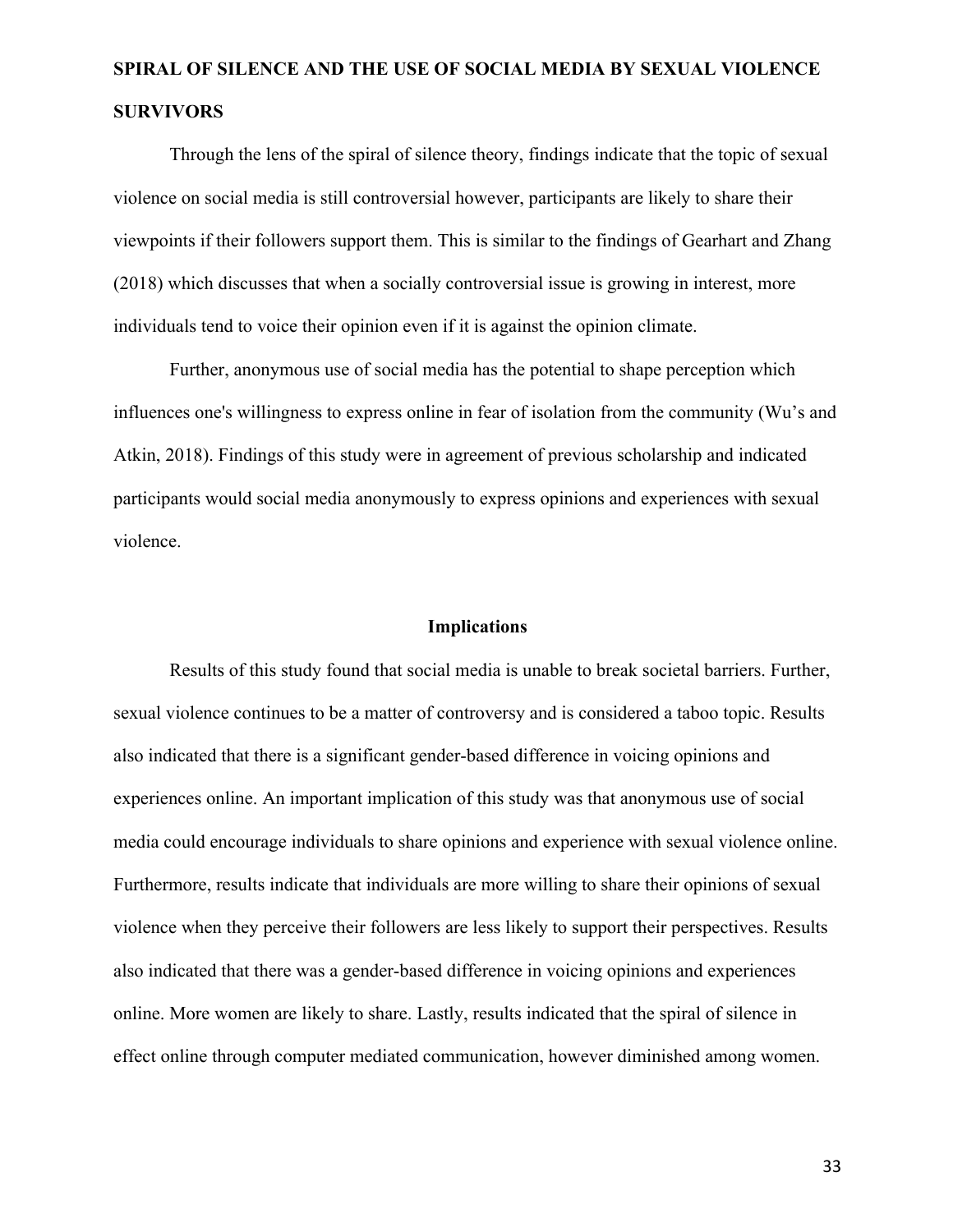**SPIRAL OF SILENCE AND THE USE OF SOCIAL MEDIA BY SEXUAL VIOLENCE SURVIVORS**

Through the lens of the spiral of silence theory, findings indicate that the topic of sexual violence on social media is still controversial however, participants are likely to share their viewpoints if their followers support them. This is similar to the findings of Gearhart and Zhang (2018) which discusses that when a socially controversial issue is growing in interest, more individuals tend to voice their opinion even if it is against the opinion climate.

Further, anonymous use of social media has the potential to shape perception which influences one's willingness to express online in fear of isolation from the community (Wu's and Atkin, 2018). Findings of this study were in agreement of previous scholarship and indicated participants would social media anonymously to express opinions and experiences with sexual violence.

## Implications

Results of this study found that social media is unable to break societal barriers. Further, sexual violence continues to be a matter of controversy and is considered a taboo topic. Results also indicated that there is a significant gender-based difference in voicing opinions and experiences online. An important implication of this study was that anonymous use of social media could encourage individuals to share opinions and experience with sexual violence online. Furthermore, results indicate that individuals are more willing to share their opinions of sexual violence when they perceive their followers are less likely to support their perspectives. Results also indicated that there was a gender-based difference in voicing opinions and experiences online. More women are likely to share. Lastly, results indicated that the spiral of silence in effect online through computer mediated communication, however diminished among women.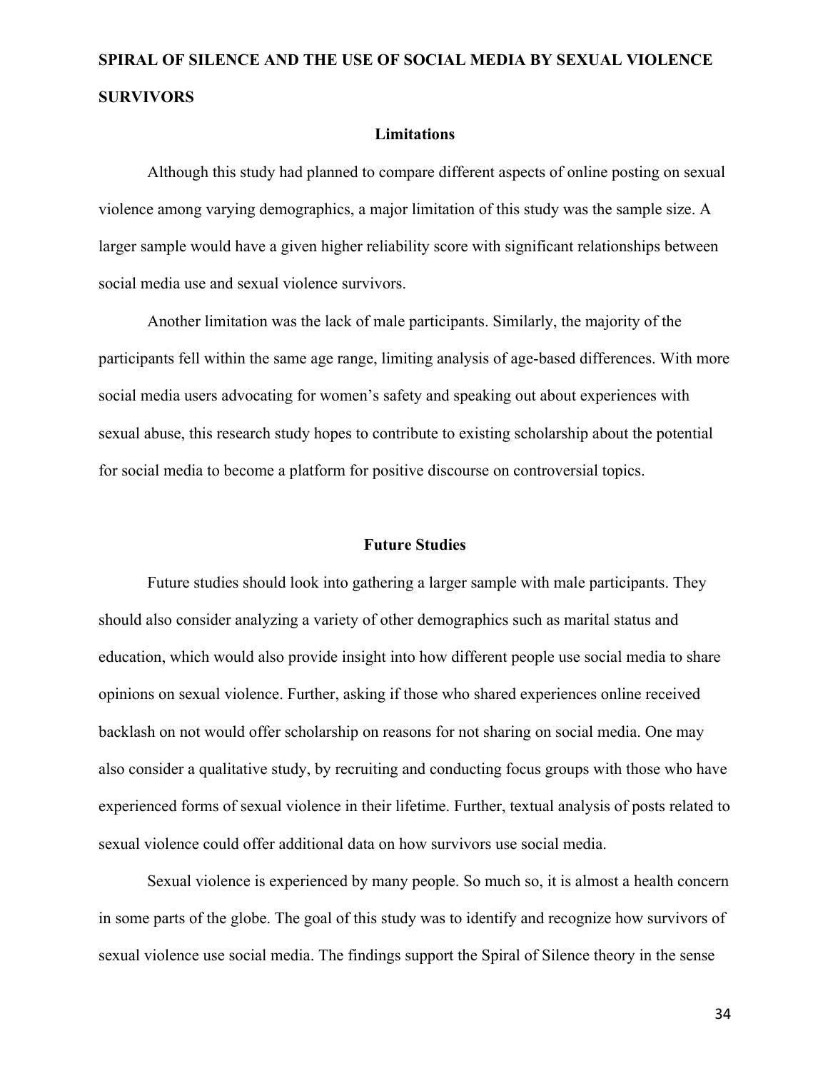**SPIRAL OF SILENCE AND THE USE OF SOCIAL MEDIA BY SEXUAL VIOLENCE SURVIVORS**

## Limitations

Although this study had planned to compare different aspects of online posting on sexual violence among varying demographics, a major limitation of this study was the sample size. A larger sample would have a given higher reliability score with significant relationships between social media use and sexual violence survivors.

Another limitation was the lack of male participants. Similarly, the majority of the participants fell within the same age range, limiting analysis of age-based differences. With more social media users advocating for women's safety and speaking out about experiences with sexual abuse, this research study hopes to contribute to existing scholarship about the potential for social media to become a platform for positive discourse on controversial topics.

## Future Studies

Future studies should look into gathering a larger sample with male participants. They should also consider analyzing a variety of other demographics such as marital status and education, which would also provide insight into how different people use social media to share opinions on sexual violence. Further, asking if those who shared experiences online received backlash on not would offer scholarship on reasons for not sharing on social media. One may also consider a qualitative study, by recruiting and conducting focus groups with those who have experienced forms of sexual violence in their lifetime. Further, textual analysis of posts related to sexual violence could offer additional data on how survivors use social media.

Sexual violence is experienced by many people. So much so, it is almost a health concern in some parts of the globe. The goal of this study was to identify and recognize how survivors of sexual violence use social media. The findings support the Spiral of Silence theory in the sense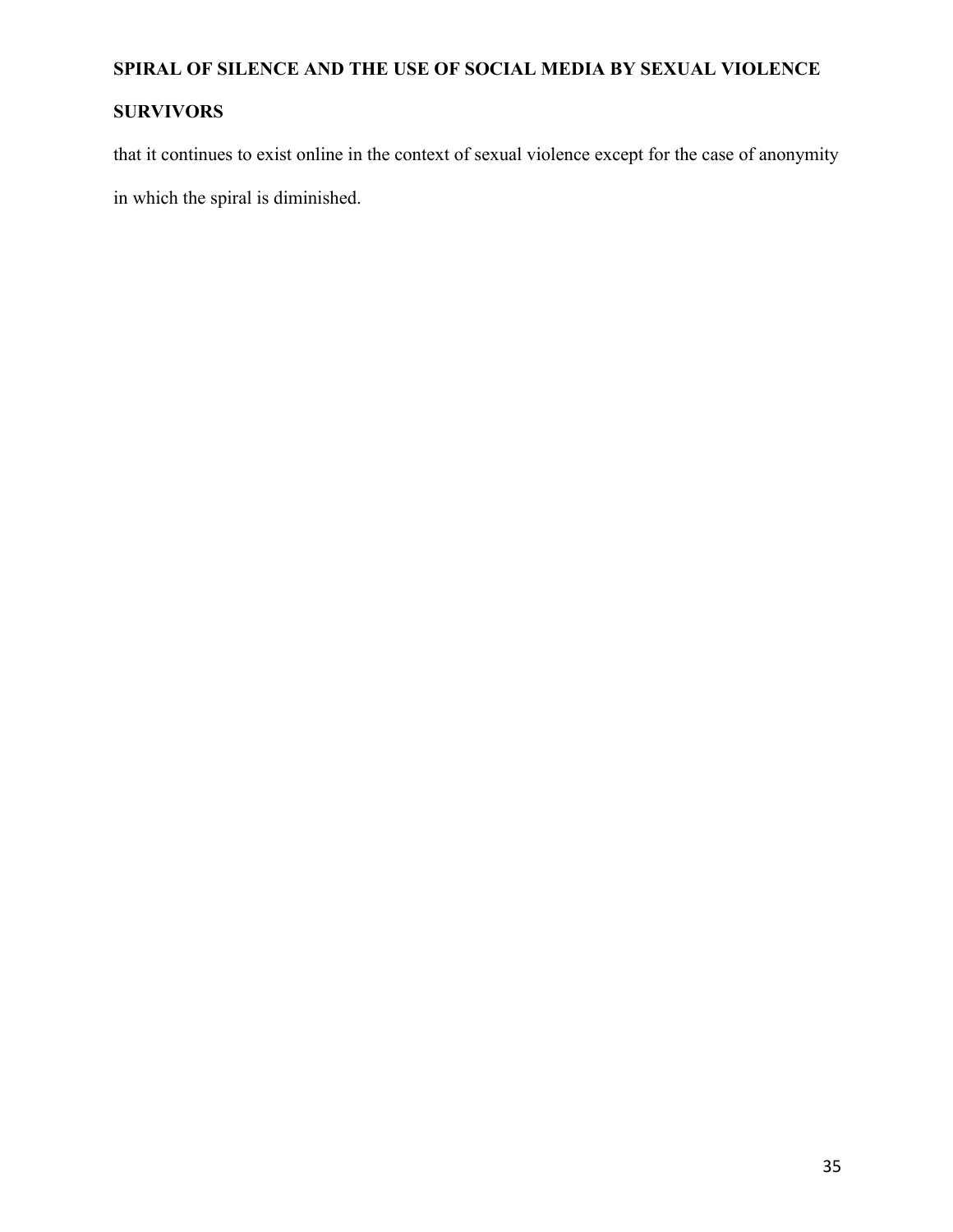that it continues to exist online in the context of sexual violence except for the case of anonymity in which the spiral is diminished.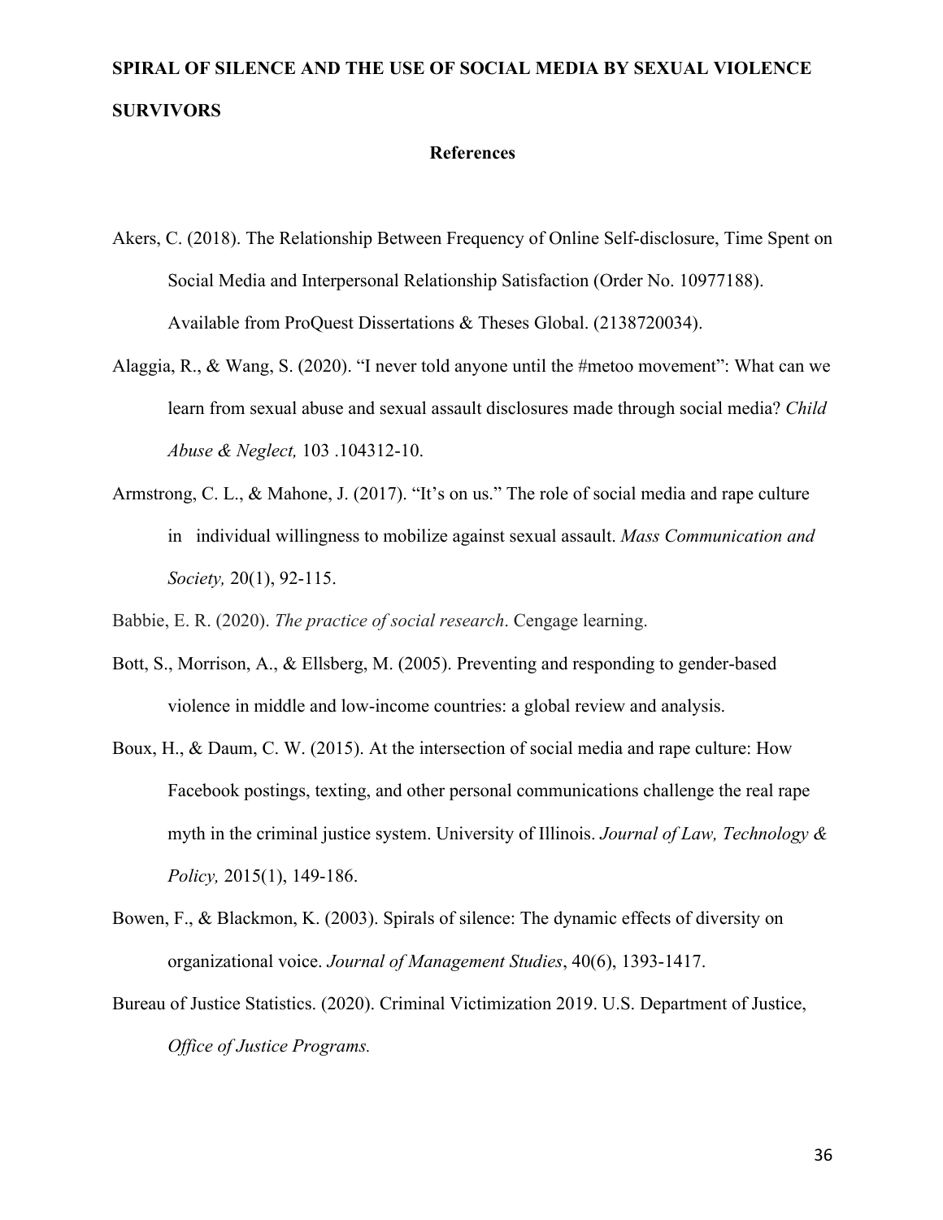# References

Akers, C. (2018). The Relationship Between Frequency of Online Self-disclosure, Time Spent on Social Media and Interpersonal Relationship Satisfaction (Order No. 10977188). Available from ProQuest Dissertations & Theses Global. (2138720034).

Alaggia, R., & Wang, S. (2020). "I never told anyone until the #metoo movement": What can we learn from sexual abuse and sexual assault disclosures made through social media? *Child Abuse & Neglect,* 103 .104312-10.

Armstrong, C. L., & Mahone, J. (2017). "It's on us." The role of social media and rape culture in individual willingness to mobilize against sexual assault. *Mass Communication and Society,* 20(1), 92-115.

Babbie, E. R. (2020). *The practice of social research*. Cengage learning.

Bott, S., Morrison, A., & Ellsberg, M. (2005). Preventing and responding to gender-based violence in middle and low-income countries: a global review and analysis.

Boux, H., & Daum, C. W. (2015). At the intersection of social media and rape culture: How Facebook postings, texting, and other personal communications challenge the real rape myth in the criminal justice system. University of Illinois. *Journal of Law, Technology & Policy,* 2015(1), 149-186.

Bowen, F., & Blackmon, K. (2003). Spirals of silence: The dynamic effects of diversity on organizational voice. *Journal of Management Studies*, 40(6), 1393-1417.

Bureau of Justice Statistics. (2020). Criminal Victimization 2019. U.S. Department of Justice, *Office of Justice Programs.*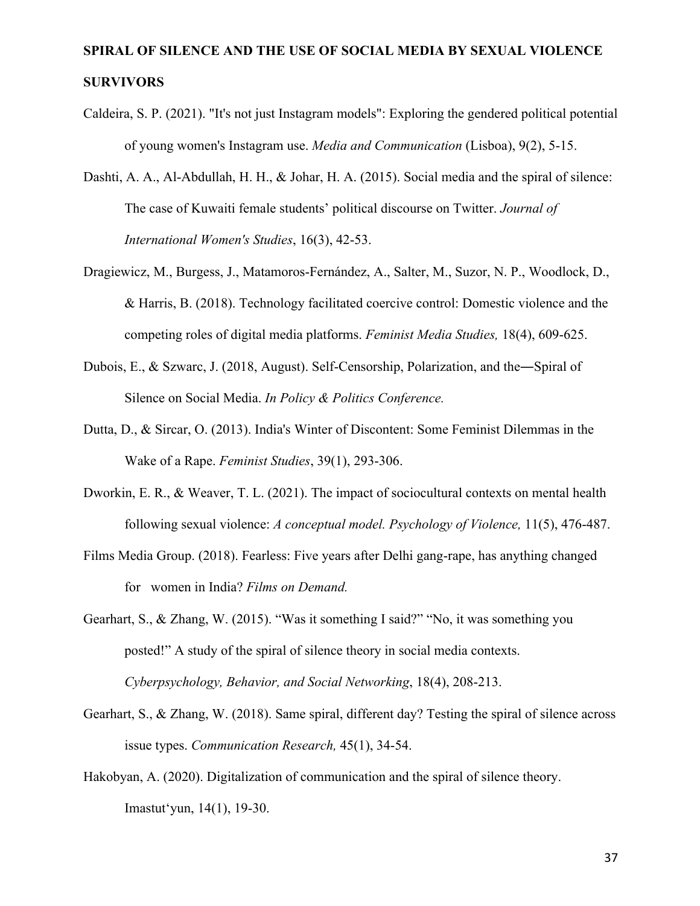Caldeira, S. P. (2021). "It's not just Instagram models": Exploring the gendered political potential of young women's Instagram use. *Media and Communication* (Lisboa), 9(2), 5-15.

Dashti, A. A., Al-Abdullah, H. H., & Johar, H. A. (2015). Social media and the spiral of silence: The case of Kuwaiti female students' political discourse on Twitter. *Journal of International Women's Studies*, 16(3), 42-53.

Dragiewicz, M., Burgess, J., Matamoros-Fernández, A., Salter, M., Suzor, N. P., Woodlock, D., & Harris, B. (2018). Technology facilitated coercive control: Domestic violence and the competing roles of digital media platforms. *Feminist Media Studies,* 18(4), 609-625.

Dubois, E., & Szwarc, J. (2018, August). Self-Censorship, Polarization, and the―Spiral of Silence on Social Media. *In Policy & Politics Conference.*

Dutta, D., & Sircar, O. (2013). India's Winter of Discontent: Some Feminist Dilemmas in the Wake of a Rape. *Feminist Studies*, 39(1), 293-306.

Dworkin, E. R., & Weaver, T. L. (2021). The impact of sociocultural contexts on mental health following sexual violence: *A conceptual model. Psychology of Violence,* 11(5), 476-487.

Films Media Group. (2018). Fearless: Five years after Delhi gang-rape, has anything changed for women in India? *Films on Demand.*

Gearhart, S., & Zhang, W. (2015). "Was it something I said?" "No, it was something you posted!" A study of the spiral of silence theory in social media contexts. *Cyberpsychology, Behavior, and Social Networking*, 18(4), 208-213.

Gearhart, S., & Zhang, W. (2018). Same spiral, different day? Testing the spiral of silence across issue types. *Communication Research,* 45(1), 34-54.

Hakobyan, A. (2020). Digitalization of communication and the spiral of silence theory. Imastut'yun, 14(1), 19-30.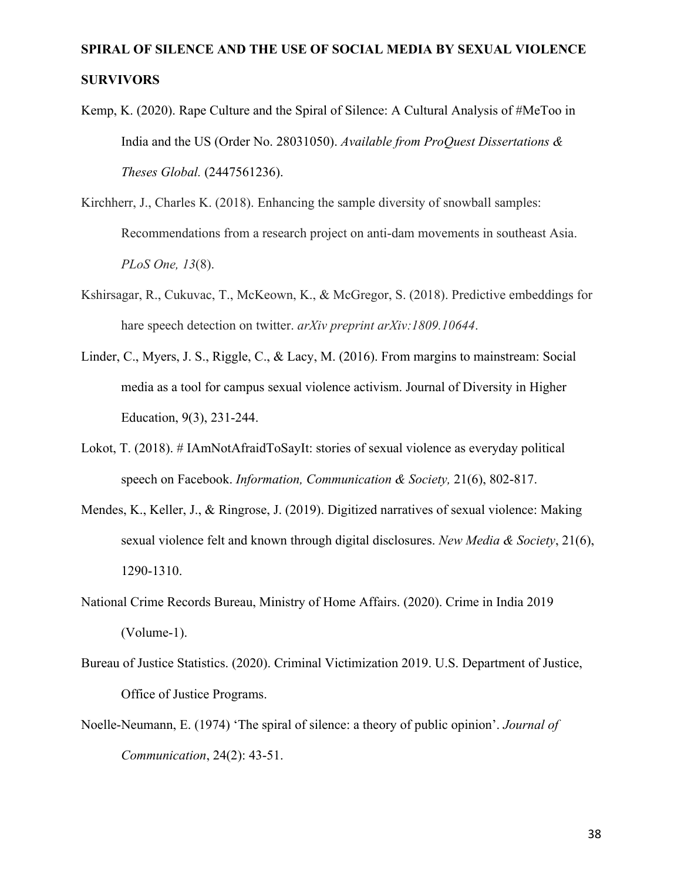Kemp, K. (2020). Rape Culture and the Spiral of Silence: A Cultural Analysis of #MeToo in India and the US (Order No. 28031050). *Available from ProQuest Dissertations & Theses Global.* (2447561236).

Kirchherr, J., Charles K. (2018). Enhancing the sample diversity of snowball samples: Recommendations from a research project on anti-dam movements in southeast Asia. *PLoS One, 13*(8).

Kshirsagar, R., Cukuvac, T., McKeown, K., & McGregor, S. (2018). Predictive embeddings for hare speech detection on twitter. *arXiv preprint arXiv:1809.10644*.

Linder, C., Myers, J. S., Riggle, C., & Lacy, M. (2016). From margins to mainstream: Social media as a tool for campus sexual violence activism. Journal of Diversity in Higher Education, 9(3), 231-244.

Lokot, T. (2018). # IAmNotAfraidToSayIt: stories of sexual violence as everyday political speech on Facebook. *Information, Communication & Society,* 21(6), 802-817.

Mendes, K., Keller, J., & Ringrose, J. (2019). Digitized narratives of sexual violence: Making sexual violence felt and known through digital disclosures. *New Media & Society*, 21(6), 1290-1310.

National Crime Records Bureau, Ministry of Home Affairs. (2020). Crime in India 2019 (Volume-1).

Bureau of Justice Statistics. (2020). Criminal Victimization 2019. U.S. Department of Justice, Office of Justice Programs.

Noelle-Neumann, E. (1974) 'The spiral of silence: a theory of public opinion'. *Journal of Communication*, 24(2): 43-51.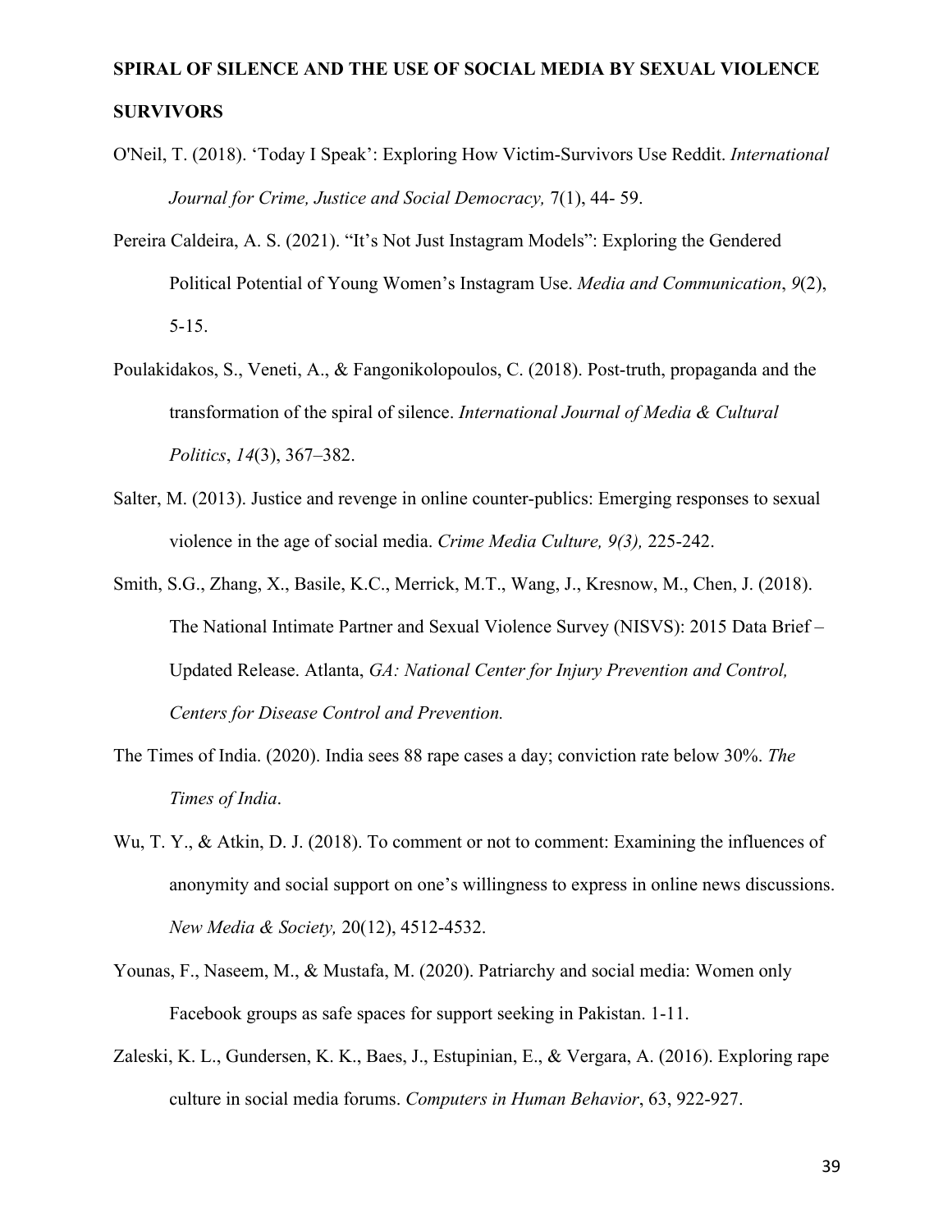O'Neil, T. (2018). 'Today I Speak': Exploring How Victim-Survivors Use Reddit. *International Journal for Crime, Justice and Social Democracy,* 7(1), 44- 59.

Pereira Caldeira, A. S. (2021). "It's Not Just Instagram Models": Exploring the Gendered Political Potential of Young Women's Instagram Use. *Media and Communication*, *9*(2), 5-15.

Poulakidakos, S., Veneti, A., & Fangonikolopoulos, C. (2018). Post-truth, propaganda and the transformation of the spiral of silence. *International Journal of Media & Cultural Politics*, *14*(3), 367–382.

Salter, M. (2013). Justice and revenge in online counter-publics: Emerging responses to sexual violence in the age of social media. *Crime Media Culture, 9(3),* 225-242.

Smith, S.G., Zhang, X., Basile, K.C., Merrick, M.T., Wang, J., Kresnow, M., Chen, J. (2018). The National Intimate Partner and Sexual Violence Survey (NISVS): 2015 Data Brief – Updated Release. Atlanta, *GA: National Center for Injury Prevention and Control, Centers for Disease Control and Prevention.*

The Times of India. (2020). India sees 88 rape cases a day; conviction rate below 30%. *The Times of India*.

Wu, T. Y., & Atkin, D. J. (2018). To comment or not to comment: Examining the influences of anonymity and social support on one's willingness to express in online news discussions. *New Media & Society,* 20(12), 4512-4532.

Younas, F., Naseem, M., & Mustafa, M. (2020). Patriarchy and social media: Women only Facebook groups as safe spaces for support seeking in Pakistan. 1-11.

Zaleski, K. L., Gundersen, K. K., Baes, J., Estupinian, E., & Vergara, A. (2016). Exploring rape culture in social media forums. *Computers in Human Behavior*, 63, 922-927.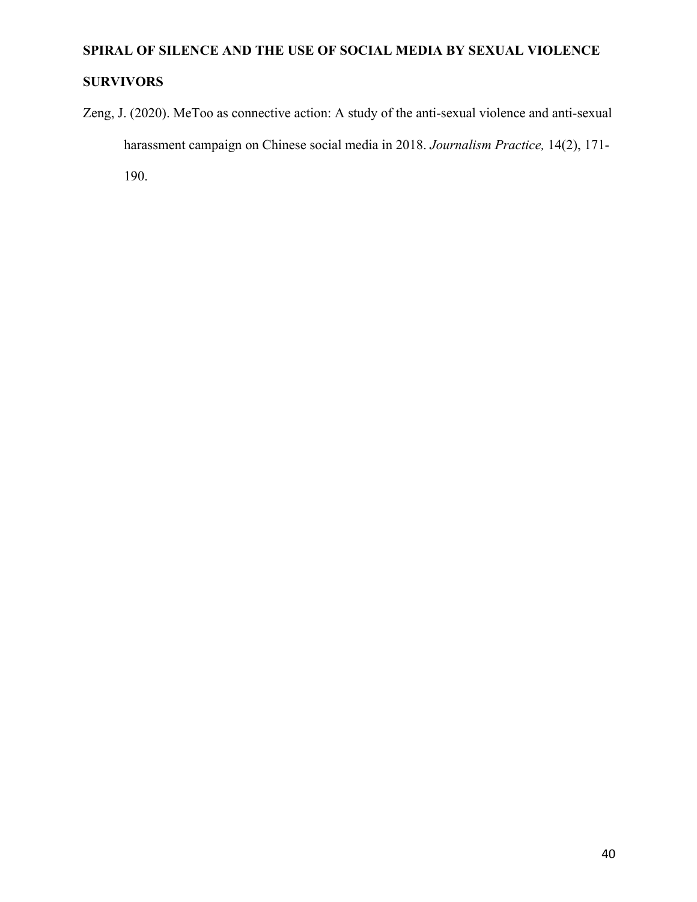Zeng, J. (2020). MeToo as connective action: A study of the anti-sexual violence and anti-sexual harassment campaign on Chinese social media in 2018. *Journalism Practice,* 14(2), 171-190.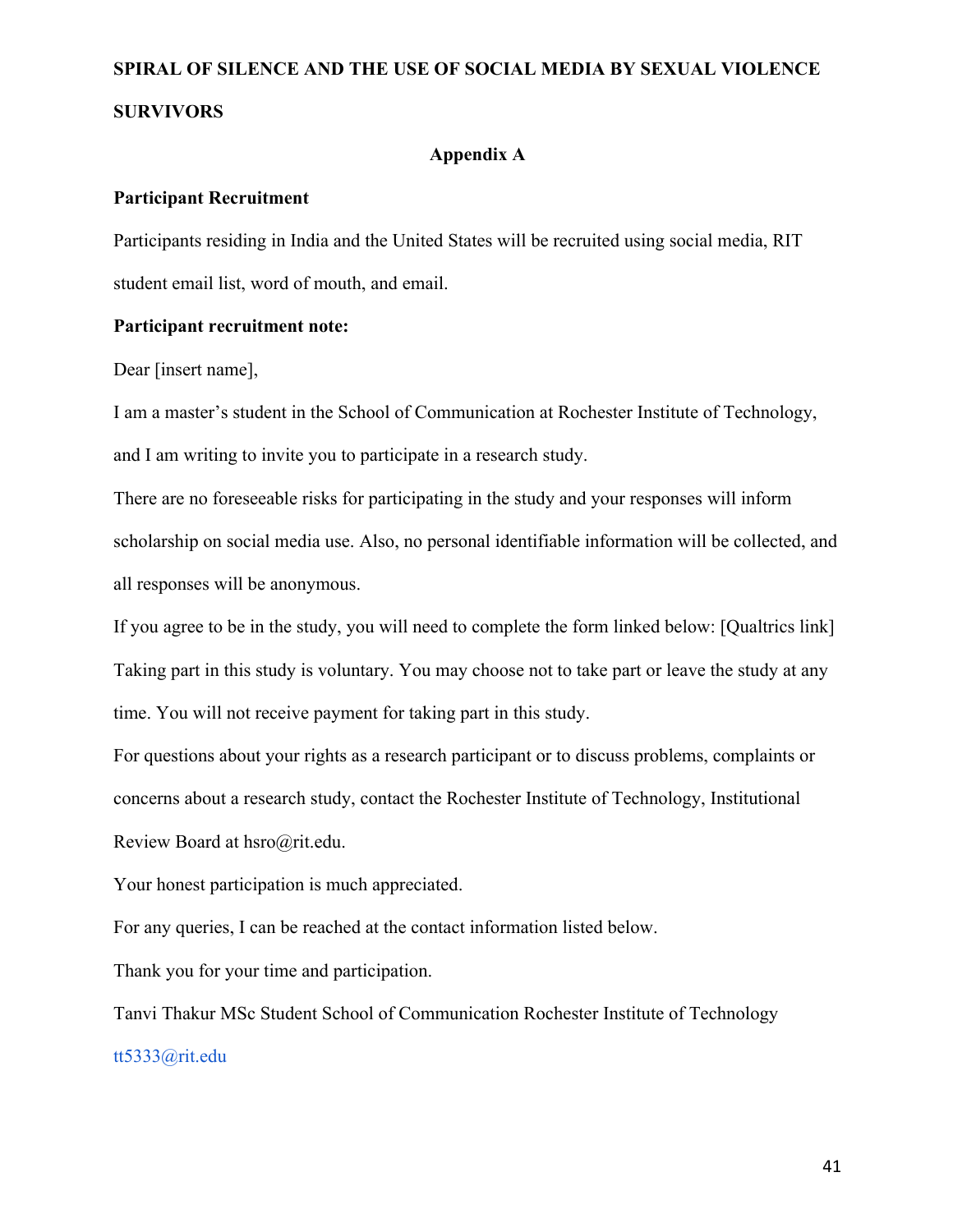## Appendix A

**Participant Recruitment**

Participants residing in India and the United States will be recruited using social media, RIT student email list, word of mouth, and email.

**Participant recruitment note:**

Dear [insert name],

I am a master's student in the School of Communication at Rochester Institute of Technology, and I am writing to invite you to participate in a research study.

There are no foreseeable risks for participating in the study and your responses will inform scholarship on social media use. Also, no personal identifiable information will be collected, and all responses will be anonymous.

If you agree to be in the study, you will need to complete the form linked below: [Qualtrics link]

Taking part in this study is voluntary. You may choose not to take part or leave the study at any time. You will not receive payment for taking part in this study.

For questions about your rights as a research participant or to discuss problems, complaints or concerns about a research study, contact the Rochester Institute of Technology, Institutional Review Board at hsro@rit.edu.

Your honest participation is much appreciated.

For any queries, I can be reached at the contact information listed below.

Thank you for your time and participation.

Tanvi Thakur MSc Student School of Communication Rochester Institute of Technology

tt5333@rit.edu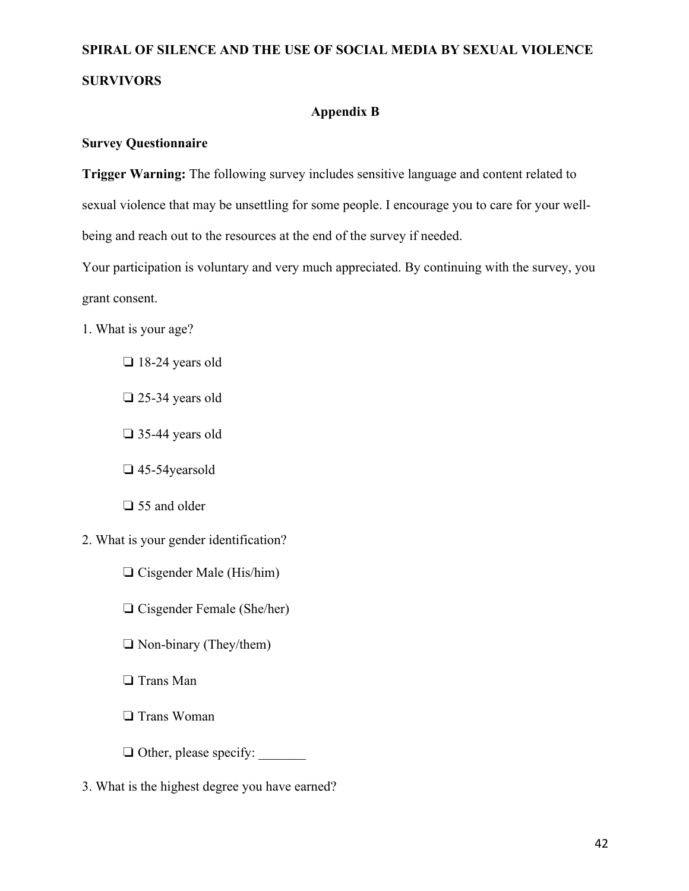## Appendix B

**Survey Questionnaire**

**Trigger Warning:** The following survey includes sensitive language and content related to sexual violence that may be unsettling for some people. I encourage you to care for your well-being and reach out to the resources at the end of the survey if needed.

Your participation is voluntary and very much appreciated. By continuing with the survey, you grant consent.

1. What is your age?

   ❏ 18-24 years old

   ❏ 25-34 years old

   ❏ 35-44 years old

   ❏ 45-54yearsold

   ❏ 55 and older

2. What is your gender identification?

   ❏ Cisgender Male (His/him)

   ❏ Cisgender Female (She/her)

   ❏ Non-binary (They/them)

   ❏ Trans Man

   ❏ Trans Woman

   ❏ Other, please specify: _______

3. What is the highest degree you have earned?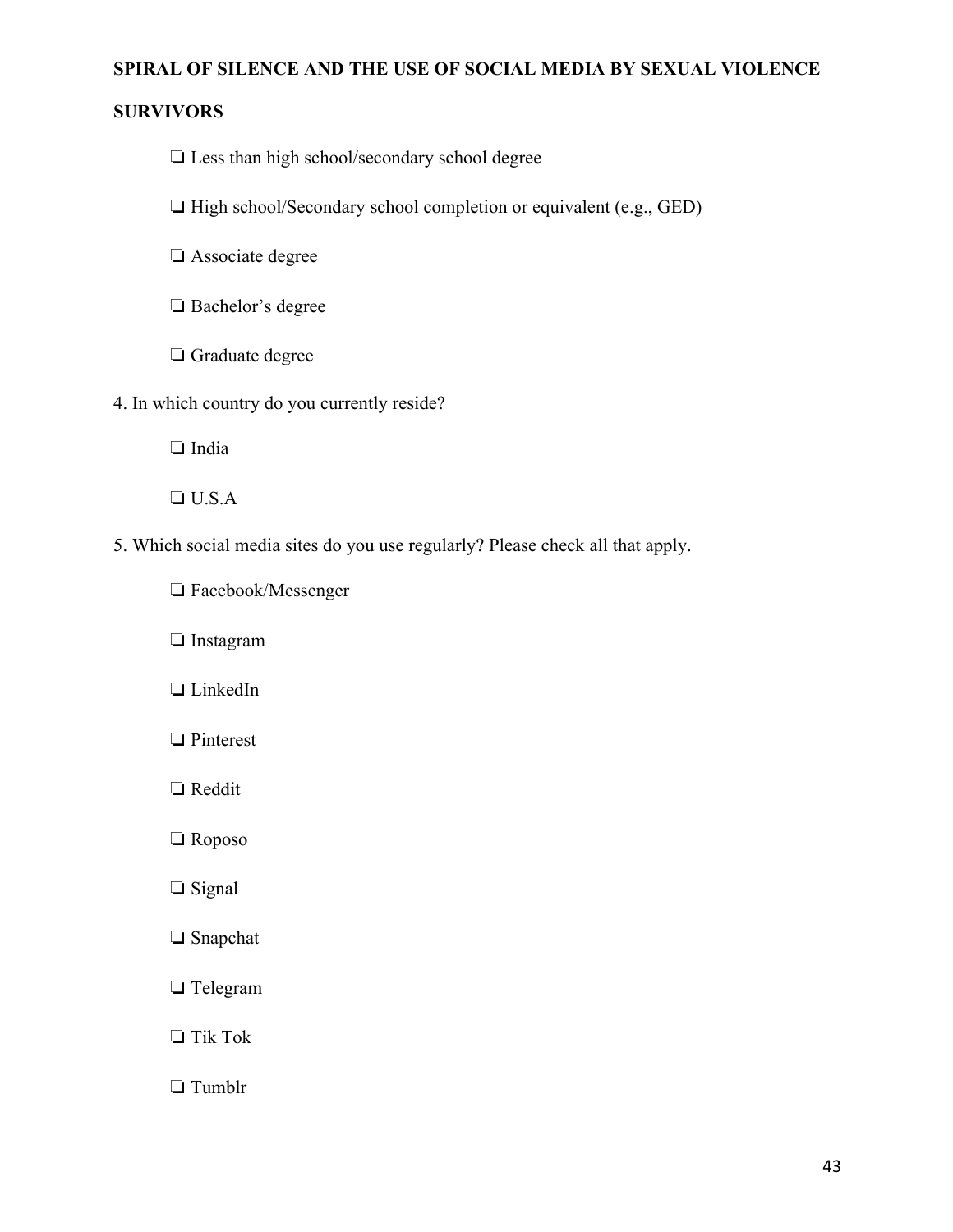❑ Less than high school/secondary school degree

❑ High school/Secondary school completion or equivalent (e.g., GED)

❑ Associate degree

❑ Bachelor's degree

❑ Graduate degree

4. In which country do you currently reside?

❑ India

❑ U.S.A

5. Which social media sites do you use regularly? Please check all that apply.

❑ Facebook/Messenger

❑ Instagram

❑ LinkedIn

❑ Pinterest

❑ Reddit

❑ Roposo

❑ Signal

❑ Snapchat

❑ Telegram

❑ Tik Tok

❑ Tumblr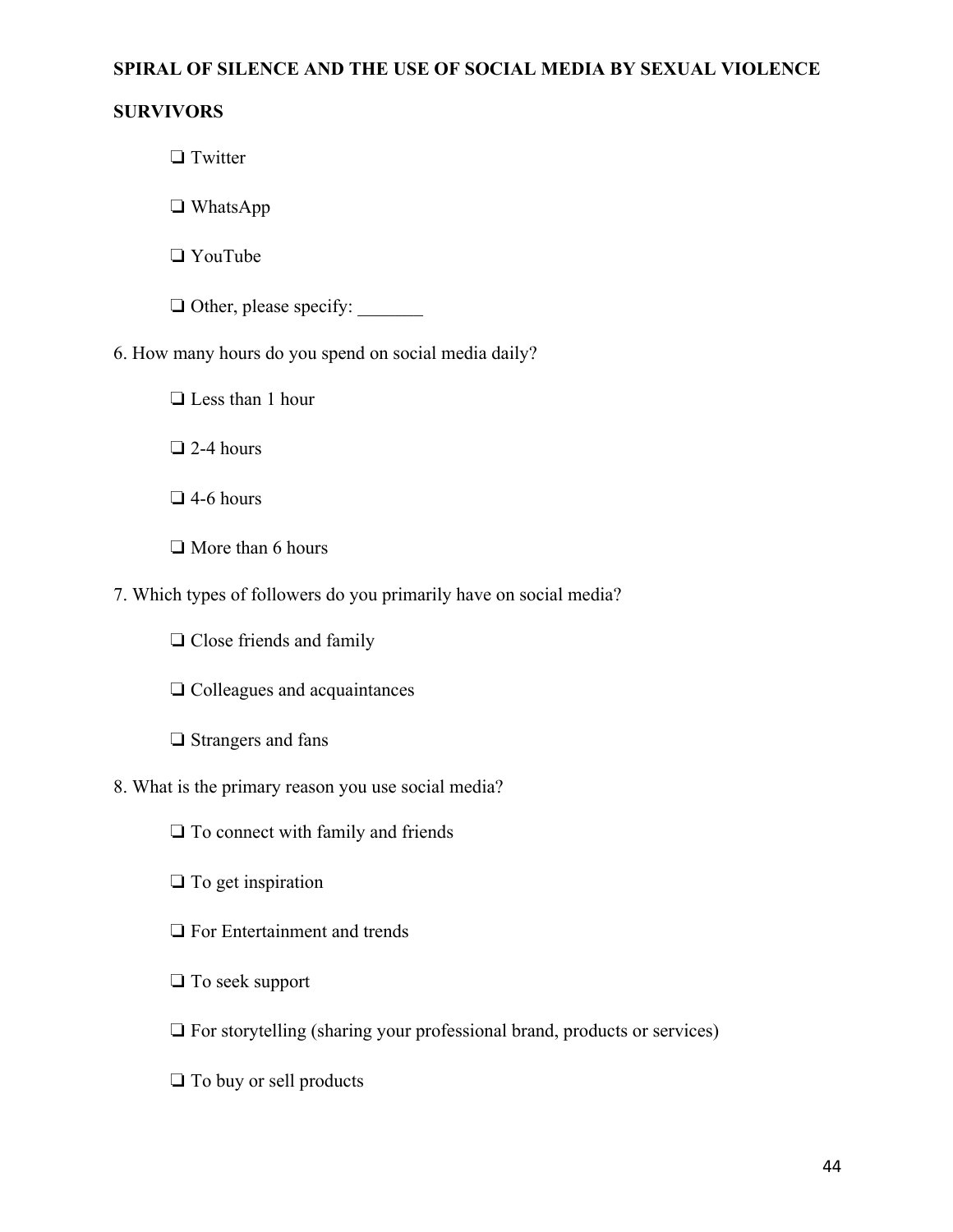- ❑ Twitter
- ❑ WhatsApp
- ❑ YouTube
- ❑ Other, please specify: _______

6. How many hours do you spend on social media daily?

- ❑ Less than 1 hour
- ❑ 2-4 hours
- ❑ 4-6 hours
- ❑ More than 6 hours

7. Which types of followers do you primarily have on social media?

- ❑ Close friends and family
- ❑ Colleagues and acquaintances
- ❑ Strangers and fans

8. What is the primary reason you use social media?

- ❑ To connect with family and friends
- ❑ To get inspiration
- ❑ For Entertainment and trends
- ❑ To seek support
- ❑ For storytelling (sharing your professional brand, products or services)
- ❑ To buy or sell products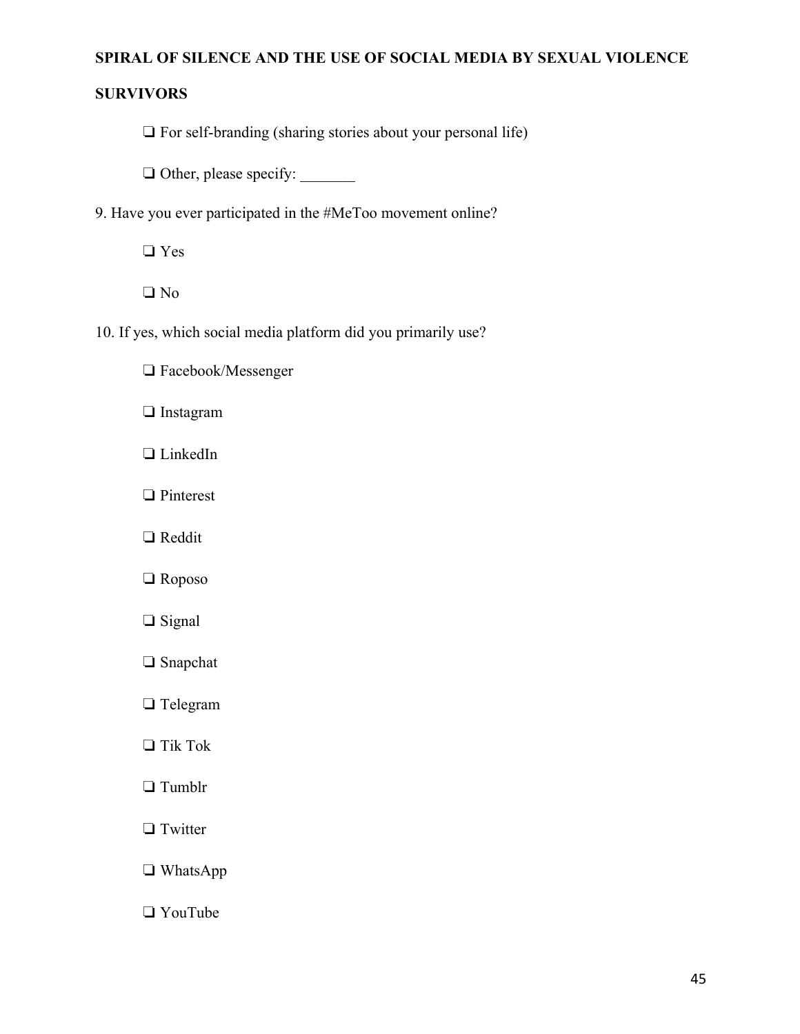❑ For self-branding (sharing stories about your personal life)

❑ Other, please specify: _______

9. Have you ever participated in the #MeToo movement online?

❑ Yes

❑ No

10. If yes, which social media platform did you primarily use?

❑ Facebook/Messenger

❑ Instagram

❑ LinkedIn

❑ Pinterest

❑ Reddit

❑ Roposo

❑ Signal

❑ Snapchat

❑ Telegram

❑ Tik Tok

❑ Tumblr

❑ Twitter

❑ WhatsApp

❑ YouTube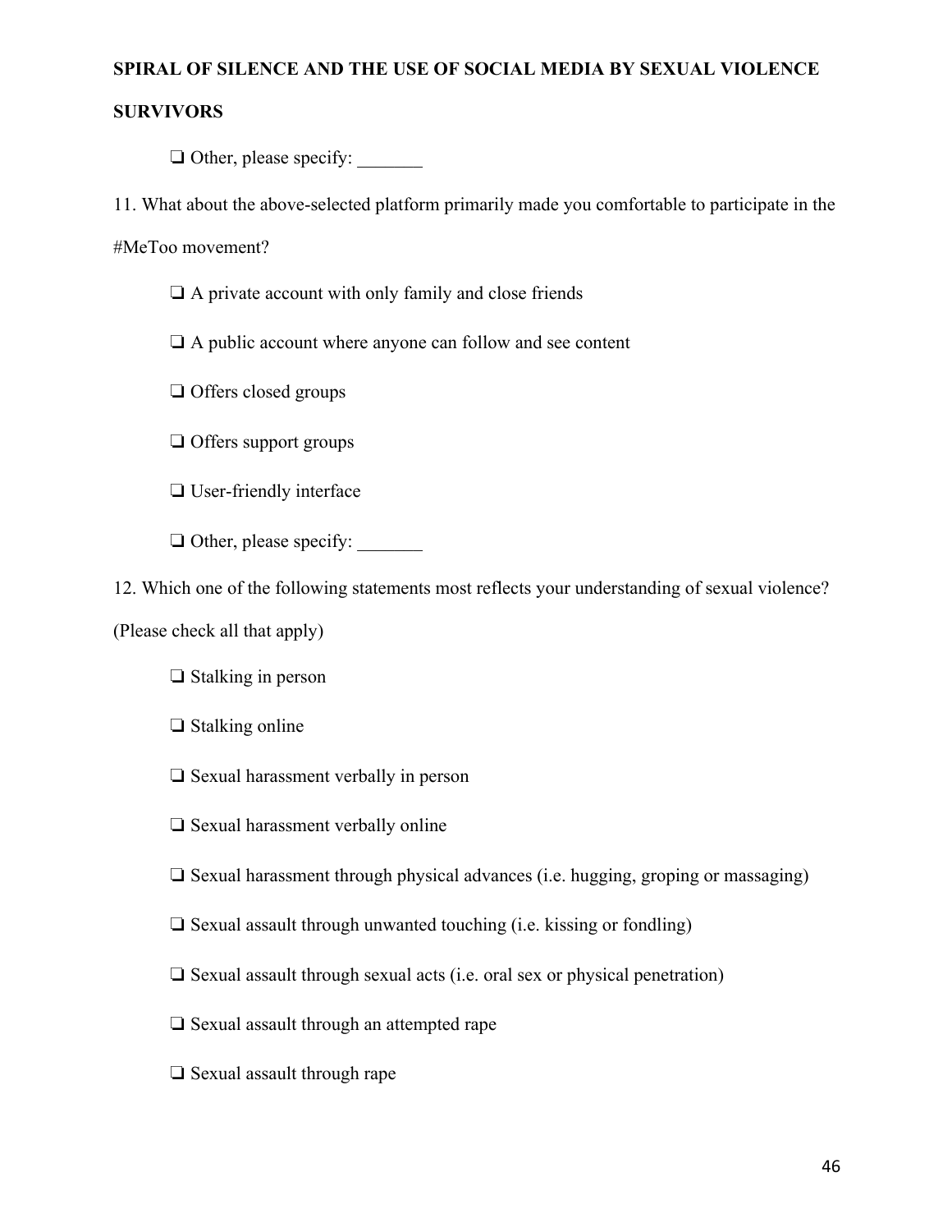❑ Other, please specify: _______

11. What about the above-selected platform primarily made you comfortable to participate in the #MeToo movement?

❑ A private account with only family and close friends

❑ A public account where anyone can follow and see content

❑ Offers closed groups

❑ Offers support groups

❑ User-friendly interface

❑ Other, please specify: _______

12. Which one of the following statements most reflects your understanding of sexual violence? (Please check all that apply)

❑ Stalking in person

❑ Stalking online

❑ Sexual harassment verbally in person

❑ Sexual harassment verbally online

❑ Sexual harassment through physical advances (i.e. hugging, groping or massaging)

❑ Sexual assault through unwanted touching (i.e. kissing or fondling)

❑ Sexual assault through sexual acts (i.e. oral sex or physical penetration)

❑ Sexual assault through an attempted rape

❑ Sexual assault through rape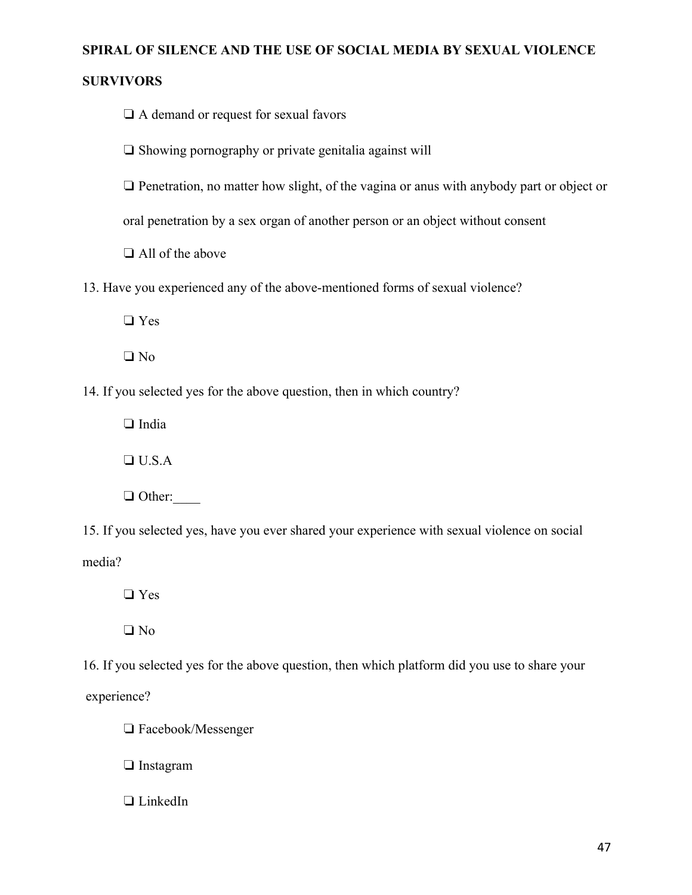❏ A demand or request for sexual favors

❏ Showing pornography or private genitalia against will

❏ Penetration, no matter how slight, of the vagina or anus with anybody part or object or oral penetration by a sex organ of another person or an object without consent

❏ All of the above

13. Have you experienced any of the above-mentioned forms of sexual violence?

❏ Yes

❏ No

14. If you selected yes for the above question, then in which country?

❏ India

❏ U.S.A

❏ Other:____

15. If you selected yes, have you ever shared your experience with sexual violence on social media?

❏ Yes

❏ No

16. If you selected yes for the above question, then which platform did you use to share your experience?

❏ Facebook/Messenger

❏ Instagram

❏ LinkedIn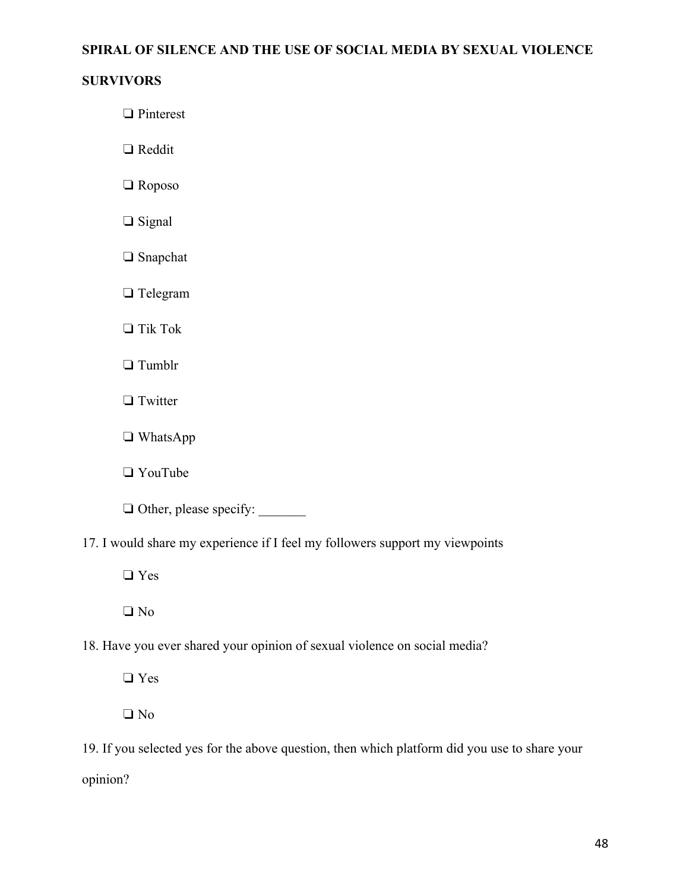- ❑ Pinterest
- ❑ Reddit
- ❑ Roposo
- ❑ Signal
- ❑ Snapchat
- ❑ Telegram
- ❑ Tik Tok
- ❑ Tumblr
- ❑ Twitter
- ❑ WhatsApp
- ❑ YouTube
- ❑ Other, please specify: _______

17. I would share my experience if I feel my followers support my viewpoints

- ❑ Yes
- ❑ No

18. Have you ever shared your opinion of sexual violence on social media?

- ❑ Yes
- ❑ No

19. If you selected yes for the above question, then which platform did you use to share your opinion?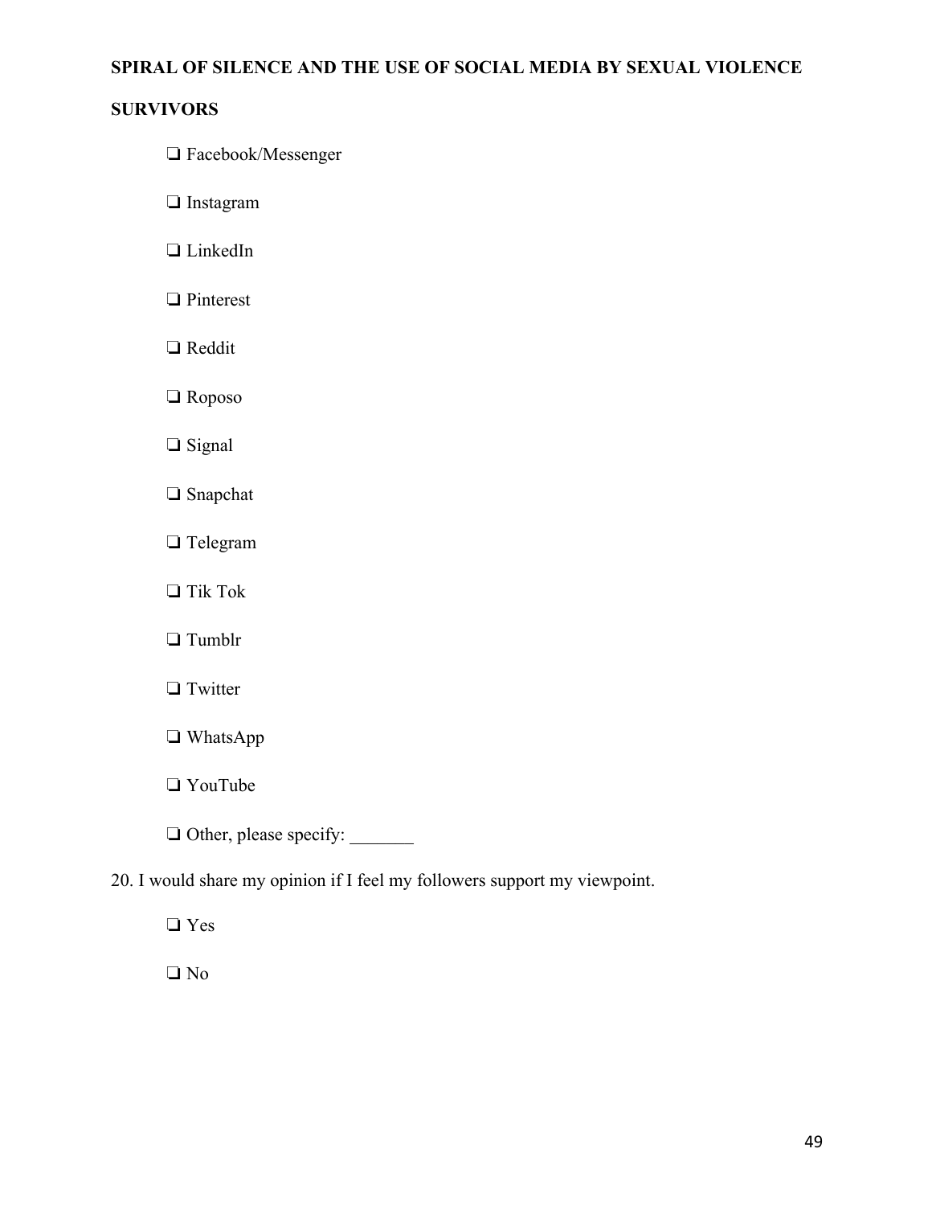- ❑ Facebook/Messenger
- ❑ Instagram
- ❑ LinkedIn
- ❑ Pinterest
- ❑ Reddit
- ❑ Roposo
- ❑ Signal
- ❑ Snapchat
- ❑ Telegram
- ❑ Tik Tok
- ❑ Tumblr
- ❑ Twitter
- ❑ WhatsApp
- ❑ YouTube
- ❑ Other, please specify: _______

20. I would share my opinion if I feel my followers support my viewpoint.

- ❑ Yes
- ❑ No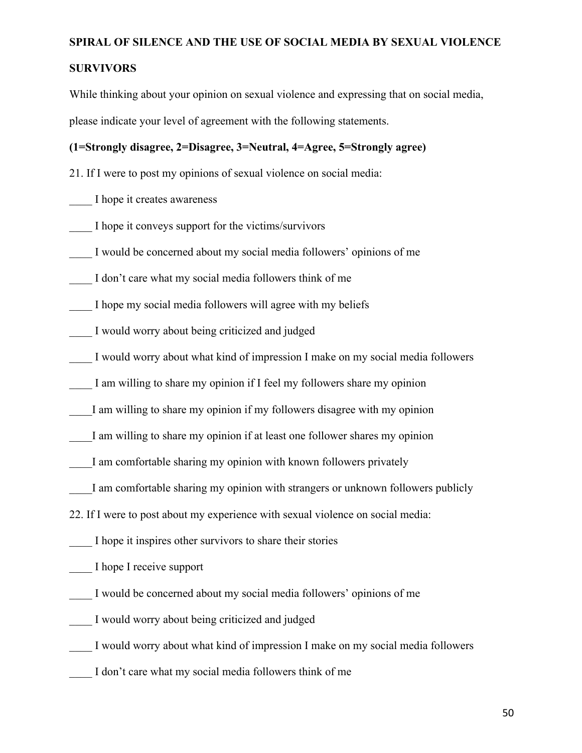**SPIRAL OF SILENCE AND THE USE OF SOCIAL MEDIA BY SEXUAL VIOLENCE SURVIVORS**

While thinking about your opinion on sexual violence and expressing that on social media, please indicate your level of agreement with the following statements.

**(1=Strongly disagree, 2=Disagree, 3=Neutral, 4=Agree, 5=Strongly agree)**

21. If I were to post my opinions of sexual violence on social media:

____ I hope it creates awareness

____ I hope it conveys support for the victims/survivors

____ I would be concerned about my social media followers' opinions of me

____ I don't care what my social media followers think of me

____ I hope my social media followers will agree with my beliefs

____ I would worry about being criticized and judged

____ I would worry about what kind of impression I make on my social media followers

____ I am willing to share my opinion if I feel my followers share my opinion

____I am willing to share my opinion if my followers disagree with my opinion

____I am willing to share my opinion if at least one follower shares my opinion

____I am comfortable sharing my opinion with known followers privately

____I am comfortable sharing my opinion with strangers or unknown followers publicly

22. If I were to post about my experience with sexual violence on social media:

____ I hope it inspires other survivors to share their stories

____ I hope I receive support

____ I would be concerned about my social media followers' opinions of me

____ I would worry about being criticized and judged

____ I would worry about what kind of impression I make on my social media followers

____ I don't care what my social media followers think of me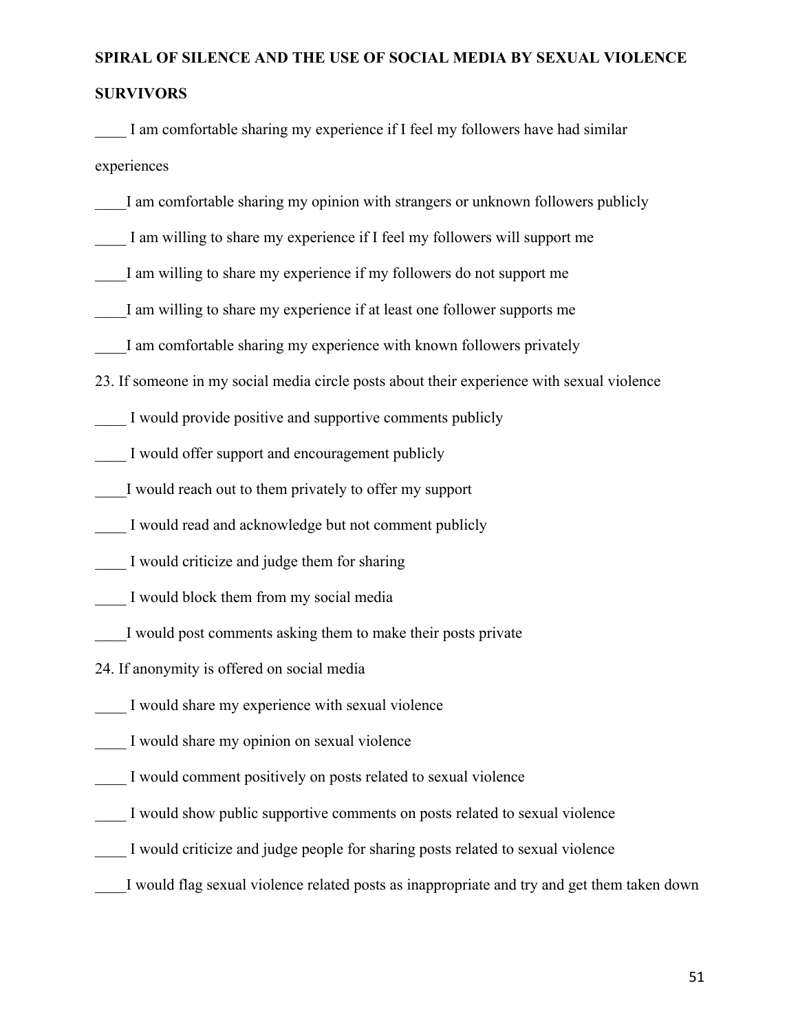**SPIRAL OF SILENCE AND THE USE OF SOCIAL MEDIA BY SEXUAL VIOLENCE SURVIVORS**

____ I am comfortable sharing my experience if I feel my followers have had similar experiences

____I am comfortable sharing my opinion with strangers or unknown followers publicly

____ I am willing to share my experience if I feel my followers will support me

____I am willing to share my experience if my followers do not support me

____I am willing to share my experience if at least one follower supports me

____I am comfortable sharing my experience with known followers privately

23. If someone in my social media circle posts about their experience with sexual violence

____ I would provide positive and supportive comments publicly

____ I would offer support and encouragement publicly

____I would reach out to them privately to offer my support

____ I would read and acknowledge but not comment publicly

____ I would criticize and judge them for sharing

____ I would block them from my social media

____I would post comments asking them to make their posts private

24. If anonymity is offered on social media

____ I would share my experience with sexual violence

____ I would share my opinion on sexual violence

____ I would comment positively on posts related to sexual violence

____ I would show public supportive comments on posts related to sexual violence

____ I would criticize and judge people for sharing posts related to sexual violence

____I would flag sexual violence related posts as inappropriate and try and get them taken down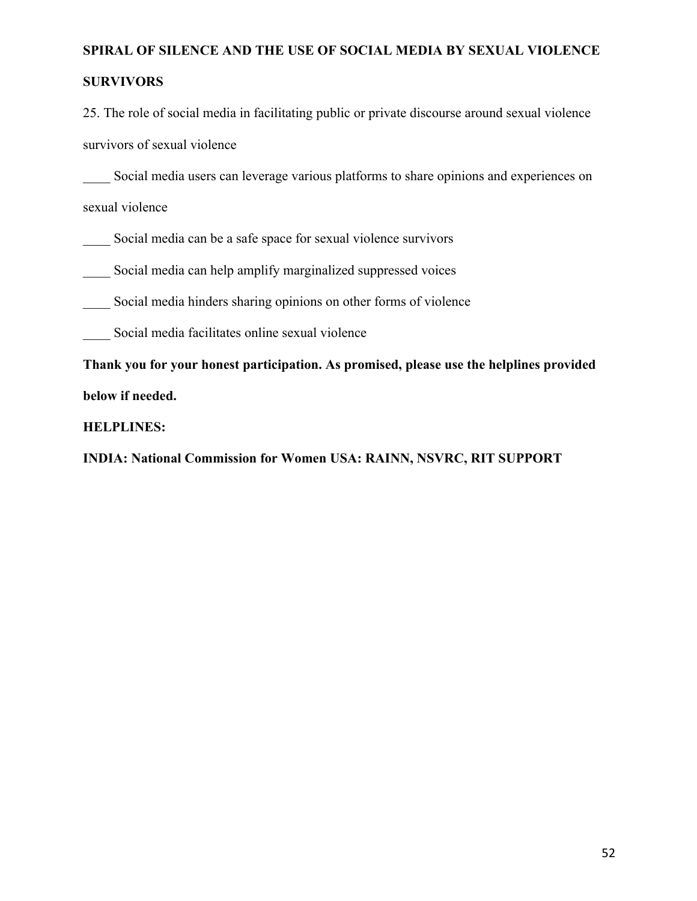**SPIRAL OF SILENCE AND THE USE OF SOCIAL MEDIA BY SEXUAL VIOLENCE SURVIVORS**

25. The role of social media in facilitating public or private discourse around sexual violence survivors of sexual violence

____ Social media users can leverage various platforms to share opinions and experiences on sexual violence

____ Social media can be a safe space for sexual violence survivors

____ Social media can help amplify marginalized suppressed voices

____ Social media hinders sharing opinions on other forms of violence

____ Social media facilitates online sexual violence

**Thank you for your honest participation. As promised, please use the helplines provided below if needed.**

**HELPLINES:**

**INDIA: National Commission for Women USA: RAINN, NSVRC, RIT SUPPORT**